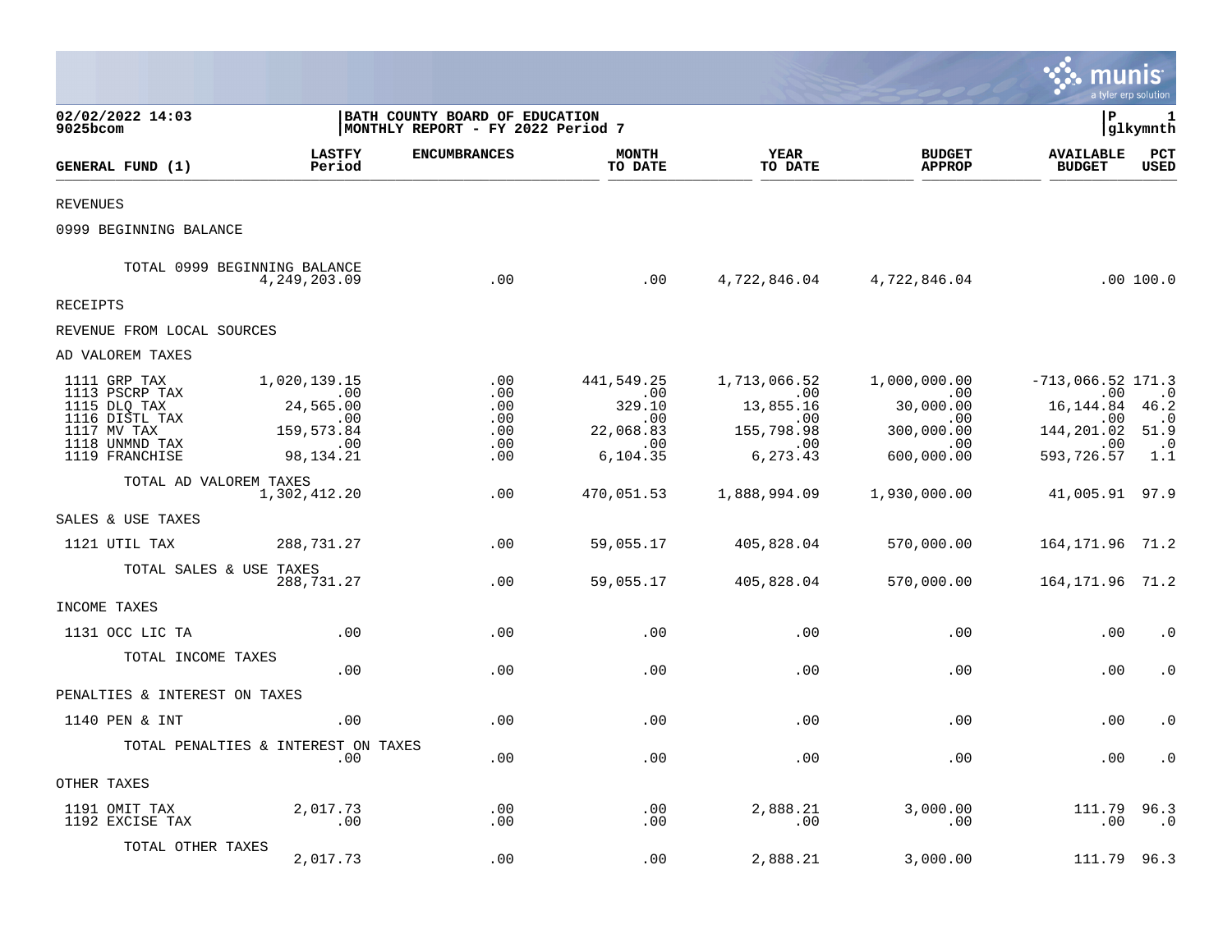02/02/2022 14:03
9025bcom

BATH COUNTY BOARD OF EDUCATION
MONTHLY REPORT - FY 2022 Period 7

P 1
glkymnth

| GENERAL FUND (1) | LASTFY Period | ENCUMBRANCES | MONTH TO DATE | YEAR TO DATE | BUDGET APPROP | AVAILABLE BUDGET | PCT USED |
|---|---|---|---|---|---|---|---|
| REVENUES | | | | | | | |
| 0999 BEGINNING BALANCE | | | | | | | |
| TOTAL 0999 BEGINNING BALANCE | 4,249,203.09 | .00 | .00 | 4,722,846.04 | 4,722,846.04 | .00 | 100.0 |
| RECEIPTS | | | | | | | |
| REVENUE FROM LOCAL SOURCES | | | | | | | |
| AD VALOREM TAXES | | | | | | | |
| 1111 GRP TAX | 1,020,139.15 | .00 | 441,549.25 | 1,713,066.52 | 1,000,000.00 | -713,066.52 | 171.3 |
| 1113 PSCRP TAX | .00 | .00 | .00 | .00 | .00 | .00 | .0 |
| 1115 DLQ TAX | 24,565.00 | .00 | 329.10 | 13,855.16 | 30,000.00 | 16,144.84 | 46.2 |
| 1116 DISTL TAX | .00 | .00 | .00 | .00 | .00 | .00 | .0 |
| 1117 MV TAX | 159,573.84 | .00 | 22,068.83 | 155,798.98 | 300,000.00 | 144,201.02 | 51.9 |
| 1118 UNMND TAX | .00 | .00 | .00 | .00 | .00 | .00 | .0 |
| 1119 FRANCHISE | 98,134.21 | .00 | 6,104.35 | 6,273.43 | 600,000.00 | 593,726.57 | 1.1 |
| TOTAL AD VALOREM TAXES | 1,302,412.20 | .00 | 470,051.53 | 1,888,994.09 | 1,930,000.00 | 41,005.91 | 97.9 |
| SALES & USE TAXES | | | | | | | |
| 1121 UTIL TAX | 288,731.27 | .00 | 59,055.17 | 405,828.04 | 570,000.00 | 164,171.96 | 71.2 |
| TOTAL SALES & USE TAXES | 288,731.27 | .00 | 59,055.17 | 405,828.04 | 570,000.00 | 164,171.96 | 71.2 |
| INCOME TAXES | | | | | | | |
| 1131 OCC LIC TA | .00 | .00 | .00 | .00 | .00 | .00 | .0 |
| TOTAL INCOME TAXES | .00 | .00 | .00 | .00 | .00 | .00 | .0 |
| PENALTIES & INTEREST ON TAXES | | | | | | | |
| 1140 PEN & INT | .00 | .00 | .00 | .00 | .00 | .00 | .0 |
| TOTAL PENALTIES & INTEREST ON TAXES | .00 | .00 | .00 | .00 | .00 | .00 | .0 |
| OTHER TAXES | | | | | | | |
| 1191 OMIT TAX | 2,017.73 | .00 | .00 | 2,888.21 | 3,000.00 | 111.79 | 96.3 |
| 1192 EXCISE TAX | .00 | .00 | .00 | .00 | .00 | .00 | .0 |
| TOTAL OTHER TAXES | 2,017.73 | .00 | .00 | 2,888.21 | 3,000.00 | 111.79 | 96.3 |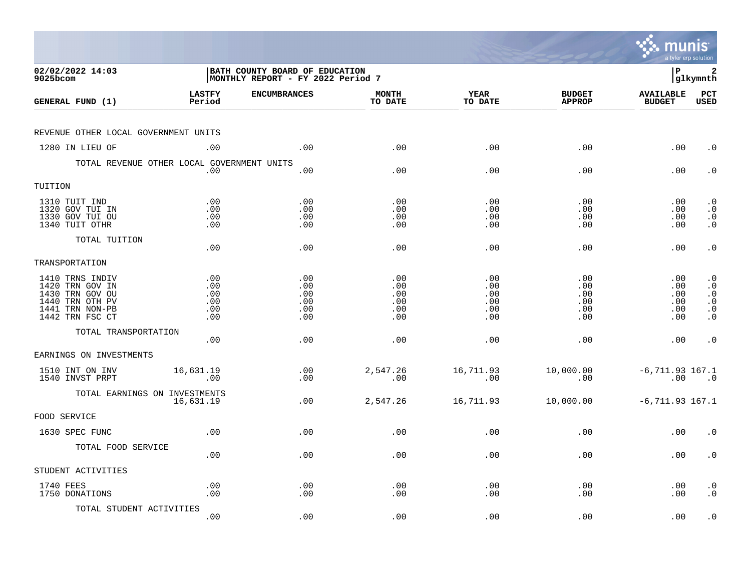**02/02/2022 14:03**
**9025bcom**

**BATH COUNTY BOARD OF EDUCATION**
**MONTHLY REPORT - FY 2022 Period 7**

| GENERAL FUND (1) | LASTFY Period | ENCUMBRANCES | MONTH TO DATE | YEAR TO DATE | BUDGET APPROP | AVAILABLE BUDGET | PCT USED |
|---|---|---|---|---|---|---|---|
| **REVENUE OTHER LOCAL GOVERNMENT UNITS** | | | | | | | |
| 1280 IN LIEU OF | .00 | .00 | .00 | .00 | .00 | .00 | .0 |
| TOTAL REVENUE OTHER LOCAL GOVERNMENT UNITS | .00 | .00 | .00 | .00 | .00 | .00 | .0 |
| **TUITION** | | | | | | | |
| 1310 TUIT IND | .00 | .00 | .00 | .00 | .00 | .00 | .0 |
| 1320 GOV TUI IN | .00 | .00 | .00 | .00 | .00 | .00 | .0 |
| 1330 GOV TUI OU | .00 | .00 | .00 | .00 | .00 | .00 | .0 |
| 1340 TUIT OTHR | .00 | .00 | .00 | .00 | .00 | .00 | .0 |
| TOTAL TUITION | .00 | .00 | .00 | .00 | .00 | .00 | .0 |
| **TRANSPORTATION** | | | | | | | |
| 1410 TRNS INDIV | .00 | .00 | .00 | .00 | .00 | .00 | .0 |
| 1420 TRN GOV IN | .00 | .00 | .00 | .00 | .00 | .00 | .0 |
| 1430 TRN GOV OU | .00 | .00 | .00 | .00 | .00 | .00 | .0 |
| 1440 TRN OTH PV | .00 | .00 | .00 | .00 | .00 | .00 | .0 |
| 1441 TRN NON-PB | .00 | .00 | .00 | .00 | .00 | .00 | .0 |
| 1442 TRN FSC CT | .00 | .00 | .00 | .00 | .00 | .00 | .0 |
| TOTAL TRANSPORTATION | .00 | .00 | .00 | .00 | .00 | .00 | .0 |
| **EARNINGS ON INVESTMENTS** | | | | | | | |
| 1510 INT ON INV | 16,631.19 | .00 | 2,547.26 | 16,711.93 | 10,000.00 | -6,711.93 | 167.1 |
| 1540 INVST PRPT | .00 | .00 | .00 | .00 | .00 | .00 | .0 |
| TOTAL EARNINGS ON INVESTMENTS | 16,631.19 | .00 | 2,547.26 | 16,711.93 | 10,000.00 | -6,711.93 | 167.1 |
| **FOOD SERVICE** | | | | | | | |
| 1630 SPEC FUNC | .00 | .00 | .00 | .00 | .00 | .00 | .0 |
| TOTAL FOOD SERVICE | .00 | .00 | .00 | .00 | .00 | .00 | .0 |
| **STUDENT ACTIVITIES** | | | | | | | |
| 1740 FEES | .00 | .00 | .00 | .00 | .00 | .00 | .0 |
| 1750 DONATIONS | .00 | .00 | .00 | .00 | .00 | .00 | .0 |
| TOTAL STUDENT ACTIVITIES | .00 | .00 | .00 | .00 | .00 | .00 | .0 |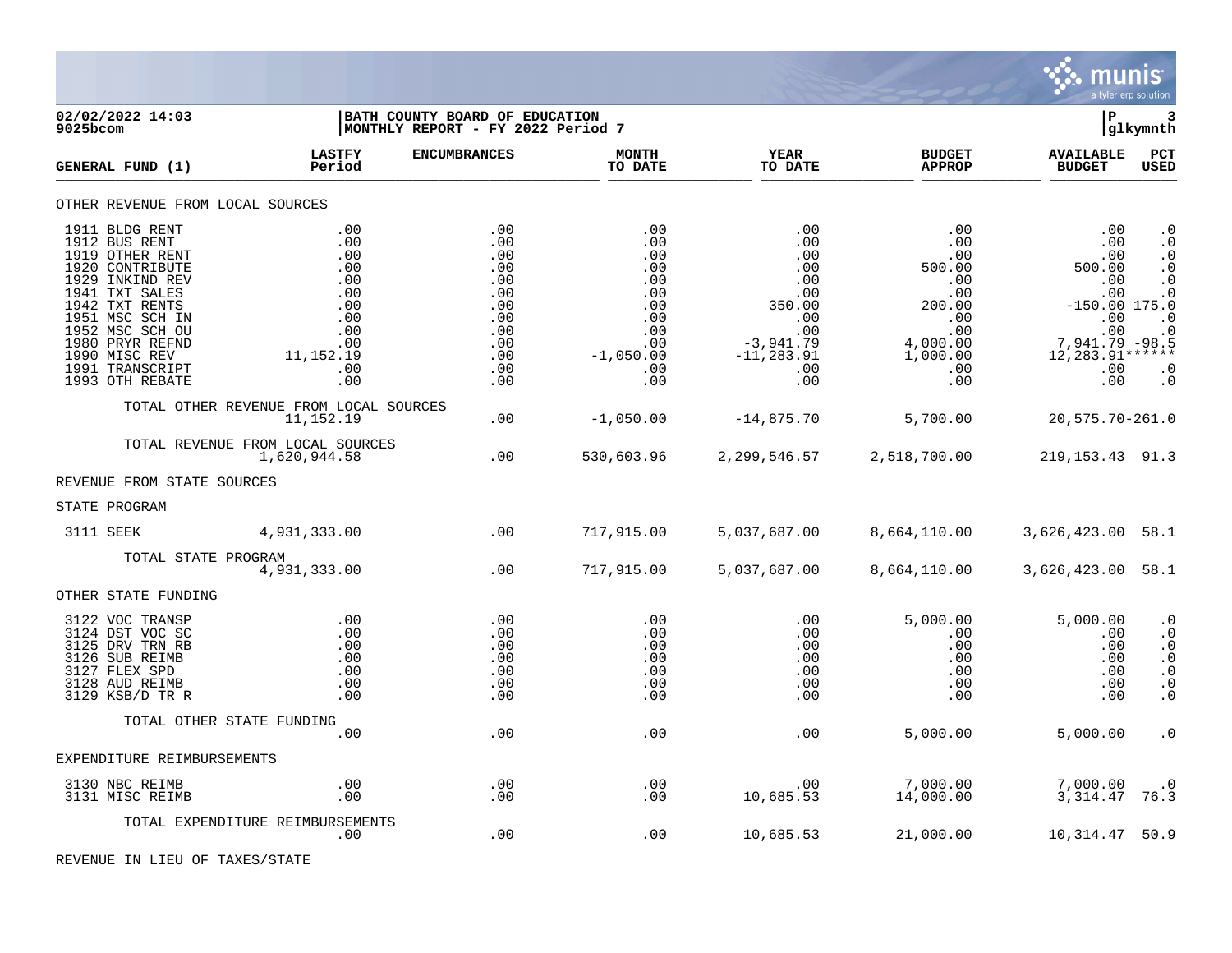**02/02/2022 14:03**
**9025bcom**

**BATH COUNTY BOARD OF EDUCATION**
**MONTHLY REPORT - FY 2022 Period 7**

**P 3**
**glkymnth**

| GENERAL FUND (1) | LASTFY Period | ENCUMBRANCES | MONTH TO DATE | YEAR TO DATE | BUDGET APPROP | AVAILABLE BUDGET | PCT USED |
|---|---|---|---|---|---|---|---|
| OTHER REVENUE FROM LOCAL SOURCES | | | | | | | |
| 1911 BLDG RENT | .00 | .00 | .00 | .00 | .00 | .00 | .0 |
| 1912 BUS RENT | .00 | .00 | .00 | .00 | .00 | .00 | .0 |
| 1919 OTHER RENT | .00 | .00 | .00 | .00 | .00 | .00 | .0 |
| 1920 CONTRIBUTE | .00 | .00 | .00 | .00 | 500.00 | 500.00 | .0 |
| 1929 INKIND REV | .00 | .00 | .00 | .00 | .00 | .00 | .0 |
| 1941 TXT SALES | .00 | .00 | .00 | .00 | .00 | .00 | .0 |
| 1942 TXT RENTS | .00 | .00 | .00 | 350.00 | 200.00 | -150.00 | 175.0 |
| 1951 MSC SCH IN | .00 | .00 | .00 | .00 | .00 | .00 | .0 |
| 1952 MSC SCH OU | .00 | .00 | .00 | .00 | .00 | .00 | .0 |
| 1980 PRYR REFND | .00 | .00 | .00 | -3,941.79 | 4,000.00 | 7,941.79 | -98.5 |
| 1990 MISC REV | 11,152.19 | .00 | -1,050.00 | -11,283.91 | 1,000.00 | 12,283.91 | ****** |
| 1991 TRANSCRIPT | .00 | .00 | .00 | .00 | .00 | .00 | .0 |
| 1993 OTH REBATE | .00 | .00 | .00 | .00 | .00 | .00 | .0 |
| TOTAL OTHER REVENUE FROM LOCAL SOURCES | 11,152.19 | .00 | -1,050.00 | -14,875.70 | 5,700.00 | 20,575.70 | -261.0 |
| TOTAL REVENUE FROM LOCAL SOURCES | 1,620,944.58 | .00 | 530,603.96 | 2,299,546.57 | 2,518,700.00 | 219,153.43 | 91.3 |
| REVENUE FROM STATE SOURCES | | | | | | | |
| STATE PROGRAM | | | | | | | |
| 3111 SEEK | 4,931,333.00 | .00 | 717,915.00 | 5,037,687.00 | 8,664,110.00 | 3,626,423.00 | 58.1 |
| TOTAL STATE PROGRAM | 4,931,333.00 | .00 | 717,915.00 | 5,037,687.00 | 8,664,110.00 | 3,626,423.00 | 58.1 |
| OTHER STATE FUNDING | | | | | | | |
| 3122 VOC TRANSP | .00 | .00 | .00 | .00 | 5,000.00 | 5,000.00 | .0 |
| 3124 DST VOC SC | .00 | .00 | .00 | .00 | .00 | .00 | .0 |
| 3125 DRV TRN RB | .00 | .00 | .00 | .00 | .00 | .00 | .0 |
| 3126 SUB REIMB | .00 | .00 | .00 | .00 | .00 | .00 | .0 |
| 3127 FLEX SPD | .00 | .00 | .00 | .00 | .00 | .00 | .0 |
| 3128 AUD REIMB | .00 | .00 | .00 | .00 | .00 | .00 | .0 |
| 3129 KSB/D TR R | .00 | .00 | .00 | .00 | .00 | .00 | .0 |
| TOTAL OTHER STATE FUNDING | .00 | .00 | .00 | .00 | 5,000.00 | 5,000.00 | .0 |
| EXPENDITURE REIMBURSEMENTS | | | | | | | |
| 3130 NBC REIMB | .00 | .00 | .00 | .00 | 7,000.00 | 7,000.00 | .0 |
| 3131 MISC REIMB | .00 | .00 | .00 | 10,685.53 | 14,000.00 | 3,314.47 | 76.3 |
| TOTAL EXPENDITURE REIMBURSEMENTS | .00 | .00 | .00 | 10,685.53 | 21,000.00 | 10,314.47 | 50.9 |
| REVENUE IN LIEU OF TAXES/STATE | | | | | | | |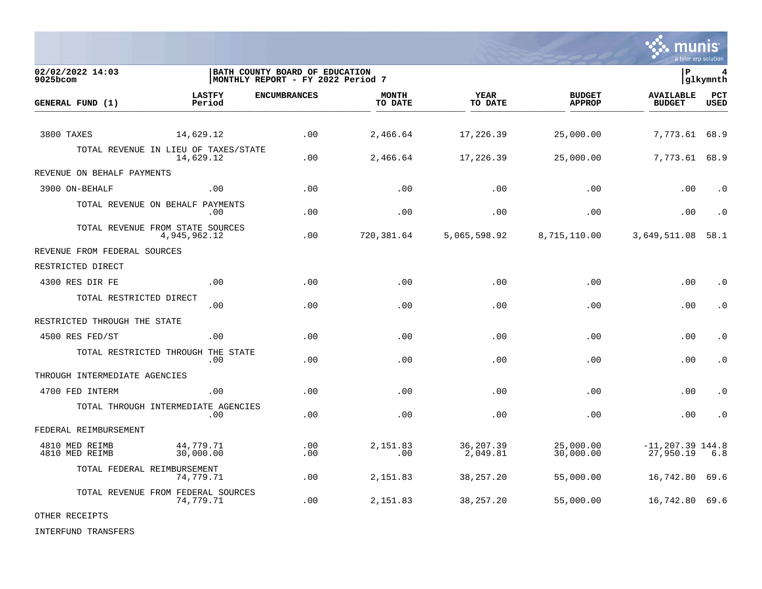02/02/2022 14:03
9025bcom

BATH COUNTY BOARD OF EDUCATION
MONTHLY REPORT - FY 2022 Period 7

glkymnth

| GENERAL FUND (1) | LASTFY Period | ENCUMBRANCES | MONTH TO DATE | YEAR TO DATE | BUDGET APPROP | AVAILABLE BUDGET | PCT USED |
|---|---|---|---|---|---|---|---|
| 3800 TAXES | 14,629.12 | .00 | 2,466.64 | 17,226.39 | 25,000.00 | 7,773.61 | 68.9 |
| TOTAL REVENUE IN LIEU OF TAXES/STATE | 14,629.12 | .00 | 2,466.64 | 17,226.39 | 25,000.00 | 7,773.61 | 68.9 |
| REVENUE ON BEHALF PAYMENTS | | | | | | | |
| 3900 ON-BEHALF | .00 | .00 | .00 | .00 | .00 | .00 | .0 |
| TOTAL REVENUE ON BEHALF PAYMENTS | .00 | .00 | .00 | .00 | .00 | .00 | .0 |
| TOTAL REVENUE FROM STATE SOURCES | 4,945,962.12 | .00 | 720,381.64 | 5,065,598.92 | 8,715,110.00 | 3,649,511.08 | 58.1 |
| REVENUE FROM FEDERAL SOURCES | | | | | | | |
| RESTRICTED DIRECT | | | | | | | |
| 4300 RES DIR FE | .00 | .00 | .00 | .00 | .00 | .00 | .0 |
| TOTAL RESTRICTED DIRECT | .00 | .00 | .00 | .00 | .00 | .00 | .0 |
| RESTRICTED THROUGH THE STATE | | | | | | | |
| 4500 RES FED/ST | .00 | .00 | .00 | .00 | .00 | .00 | .0 |
| TOTAL RESTRICTED THROUGH THE STATE | .00 | .00 | .00 | .00 | .00 | .00 | .0 |
| THROUGH INTERMEDIATE AGENCIES | | | | | | | |
| 4700 FED INTERM | .00 | .00 | .00 | .00 | .00 | .00 | .0 |
| TOTAL THROUGH INTERMEDIATE AGENCIES | .00 | .00 | .00 | .00 | .00 | .00 | .0 |
| FEDERAL REIMBURSEMENT | | | | | | | |
| 4810 MED REIMB | 44,779.71 | .00 | 2,151.83 | 36,207.39 | 25,000.00 | -11,207.39 | 144.8 |
| 4810 MED REIMB | 30,000.00 | .00 | .00 | 2,049.81 | 30,000.00 | 27,950.19 | 6.8 |
| TOTAL FEDERAL REIMBURSEMENT | 74,779.71 | .00 | 2,151.83 | 38,257.20 | 55,000.00 | 16,742.80 | 69.6 |
| TOTAL REVENUE FROM FEDERAL SOURCES | 74,779.71 | .00 | 2,151.83 | 38,257.20 | 55,000.00 | 16,742.80 | 69.6 |
| OTHER RECEIPTS | | | | | | | |
| INTERFUND TRANSFERS | | | | | | | |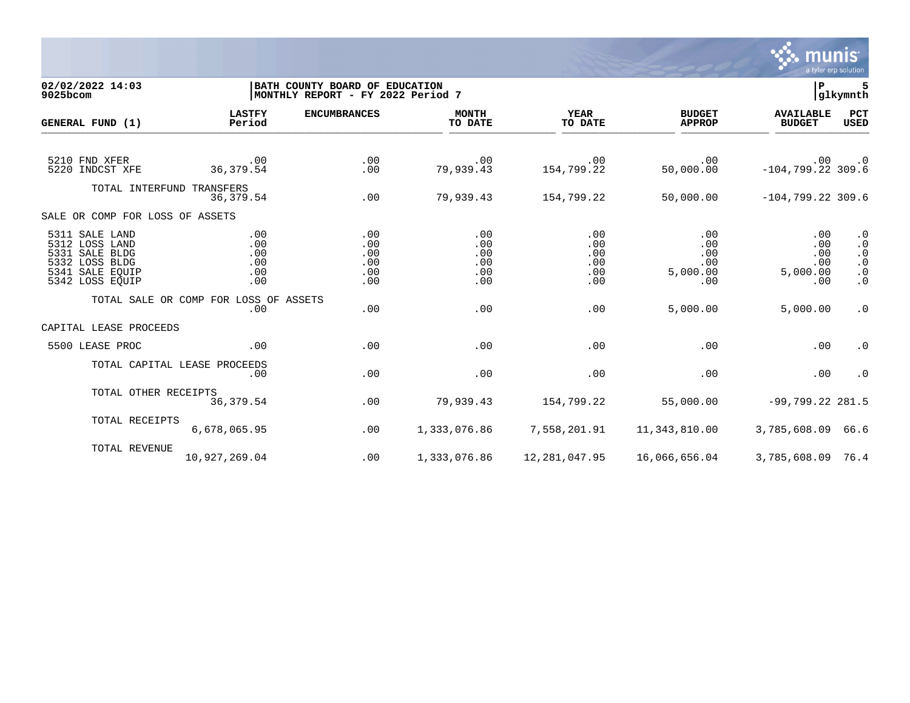02/02/2022 14:03
9025bcom

BATH COUNTY BOARD OF EDUCATION
MONTHLY REPORT - FY 2022 Period 7

glkymnth

| GENERAL FUND (1) | LASTFY Period | ENCUMBRANCES | MONTH TO DATE | YEAR TO DATE | BUDGET APPROP | AVAILABLE BUDGET | PCT USED |
|---|---|---|---|---|---|---|---|
| 5210 FND XFER | .00 | .00 | .00 | .00 | .00 | .00 | .0 |
| 5220 INDCST XFE | 36,379.54 | .00 | 79,939.43 | 154,799.22 | 50,000.00 | -104,799.22 | 309.6 |
| TOTAL INTERFUND TRANSFERS | 36,379.54 | .00 | 79,939.43 | 154,799.22 | 50,000.00 | -104,799.22 | 309.6 |
| SALE OR COMP FOR LOSS OF ASSETS | | | | | | | |
| 5311 SALE LAND | .00 | .00 | .00 | .00 | .00 | .00 | .0 |
| 5312 LOSS LAND | .00 | .00 | .00 | .00 | .00 | .00 | .0 |
| 5331 SALE BLDG | .00 | .00 | .00 | .00 | .00 | .00 | .0 |
| 5332 LOSS BLDG | .00 | .00 | .00 | .00 | .00 | .00 | .0 |
| 5341 SALE EQUIP | .00 | .00 | .00 | .00 | 5,000.00 | 5,000.00 | .0 |
| 5342 LOSS EQUIP | .00 | .00 | .00 | .00 | .00 | .00 | .0 |
| TOTAL SALE OR COMP FOR LOSS OF ASSETS | .00 | .00 | .00 | .00 | 5,000.00 | 5,000.00 | .0 |
| CAPITAL LEASE PROCEEDS | | | | | | | |
| 5500 LEASE PROC | .00 | .00 | .00 | .00 | .00 | .00 | .0 |
| TOTAL CAPITAL LEASE PROCEEDS | .00 | .00 | .00 | .00 | .00 | .00 | .0 |
| TOTAL OTHER RECEIPTS | 36,379.54 | .00 | 79,939.43 | 154,799.22 | 55,000.00 | -99,799.22 | 281.5 |
| TOTAL RECEIPTS | 6,678,065.95 | .00 | 1,333,076.86 | 7,558,201.91 | 11,343,810.00 | 3,785,608.09 | 66.6 |
| TOTAL REVENUE | 10,927,269.04 | .00 | 1,333,076.86 | 12,281,047.95 | 16,066,656.04 | 3,785,608.09 | 76.4 |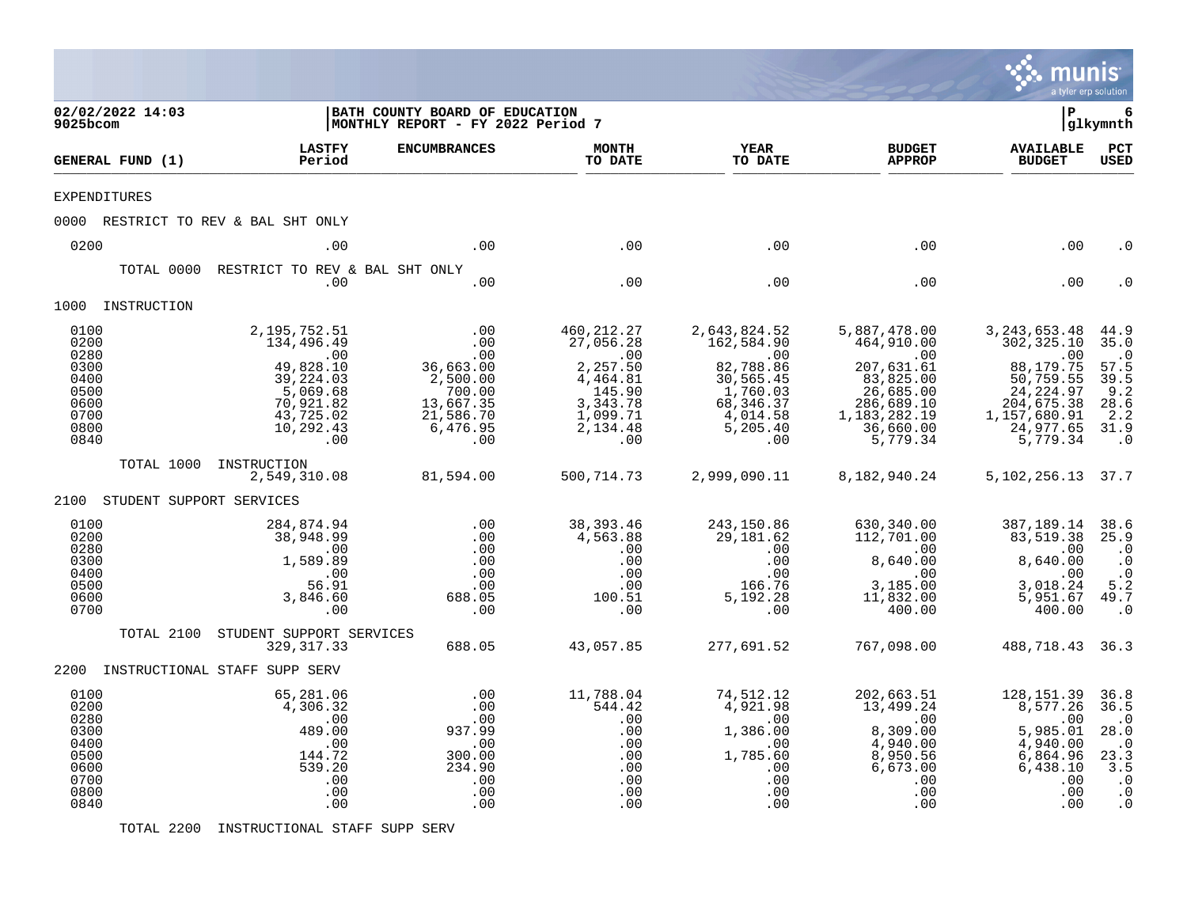02/02/2022 14:03 | BATH COUNTY BOARD OF EDUCATION
9025bcom | MONTHLY REPORT - FY 2022 Period 7

| GENERAL FUND (1) | LASTFY Period | ENCUMBRANCES | MONTH TO DATE | YEAR TO DATE | BUDGET APPROP | AVAILABLE BUDGET | PCT USED |
|---|---|---|---|---|---|---|---|
| **EXPENDITURES** | | | | | | | |
| **0000 RESTRICT TO REV & BAL SHT ONLY** | | | | | | | |
| 0200 | .00 | .00 | .00 | .00 | .00 | .00 | .0 |
| TOTAL 0000 RESTRICT TO REV & BAL SHT ONLY | .00 | .00 | .00 | .00 | .00 | .00 | .0 |
| **1000 INSTRUCTION** | | | | | | | |
| 0100 | 2,195,752.51 | .00 | 460,212.27 | 2,643,824.52 | 5,887,478.00 | 3,243,653.48 | 44.9 |
| 0200 | 134,496.49 | .00 | 27,056.28 | 162,584.90 | 464,910.00 | 302,325.10 | 35.0 |
| 0280 | .00 | .00 | .00 | .00 | .00 | .00 | .0 |
| 0300 | 49,828.10 | 36,663.00 | 2,257.50 | 82,788.86 | 207,631.61 | 88,179.75 | 57.5 |
| 0400 | 39,224.03 | 2,500.00 | 4,464.81 | 30,565.45 | 83,825.00 | 50,759.55 | 39.5 |
| 0500 | 5,069.68 | 700.00 | 145.90 | 1,760.03 | 26,685.00 | 24,224.97 | 9.2 |
| 0600 | 70,921.82 | 13,667.35 | 3,343.78 | 68,346.37 | 286,689.10 | 204,675.38 | 28.6 |
| 0700 | 43,725.02 | 21,586.70 | 1,099.71 | 4,014.58 | 1,183,282.19 | 1,157,680.91 | 2.2 |
| 0800 | 10,292.43 | 6,476.95 | 2,134.48 | 5,205.40 | 36,660.00 | 24,977.65 | 31.9 |
| 0840 | .00 | .00 | .00 | .00 | 5,779.34 | 5,779.34 | .0 |
| TOTAL 1000 INSTRUCTION | 2,549,310.08 | 81,594.00 | 500,714.73 | 2,999,090.11 | 8,182,940.24 | 5,102,256.13 | 37.7 |
| **2100 STUDENT SUPPORT SERVICES** | | | | | | | |
| 0100 | 284,874.94 | .00 | 38,393.46 | 243,150.86 | 630,340.00 | 387,189.14 | 38.6 |
| 0200 | 38,948.99 | .00 | 4,563.88 | 29,181.62 | 112,701.00 | 83,519.38 | 25.9 |
| 0280 | .00 | .00 | .00 | .00 | .00 | .00 | .0 |
| 0300 | 1,589.89 | .00 | .00 | .00 | 8,640.00 | 8,640.00 | .0 |
| 0400 | .00 | .00 | .00 | .00 | .00 | .00 | .0 |
| 0500 | 56.91 | .00 | .00 | 166.76 | 3,185.00 | 3,018.24 | 5.2 |
| 0600 | 3,846.60 | 688.05 | 100.51 | 5,192.28 | 11,832.00 | 5,951.67 | 49.7 |
| 0700 | .00 | .00 | .00 | .00 | 400.00 | 400.00 | .0 |
| TOTAL 2100 STUDENT SUPPORT SERVICES | 329,317.33 | 688.05 | 43,057.85 | 277,691.52 | 767,098.00 | 488,718.43 | 36.3 |
| **2200 INSTRUCTIONAL STAFF SUPP SERV** | | | | | | | |
| 0100 | 65,281.06 | .00 | 11,788.04 | 74,512.12 | 202,663.51 | 128,151.39 | 36.8 |
| 0200 | 4,306.32 | .00 | 544.42 | 4,921.98 | 13,499.24 | 8,577.26 | 36.5 |
| 0280 | .00 | .00 | .00 | .00 | .00 | .00 | .0 |
| 0300 | 489.00 | 937.99 | .00 | 1,386.00 | 8,309.00 | 5,985.01 | 28.0 |
| 0400 | .00 | .00 | .00 | .00 | 4,940.00 | 4,940.00 | .0 |
| 0500 | 144.72 | 300.00 | .00 | 1,785.60 | 8,950.56 | 6,864.96 | 23.3 |
| 0600 | 539.20 | 234.90 | .00 | .00 | 6,673.00 | 6,438.10 | 3.5 |
| 0700 | .00 | .00 | .00 | .00 | .00 | .00 | .0 |
| 0800 | .00 | .00 | .00 | .00 | .00 | .00 | .0 |
| 0840 | .00 | .00 | .00 | .00 | .00 | .00 | .0 |
| TOTAL 2200 INSTRUCTIONAL STAFF SUPP SERV | | | | | | | |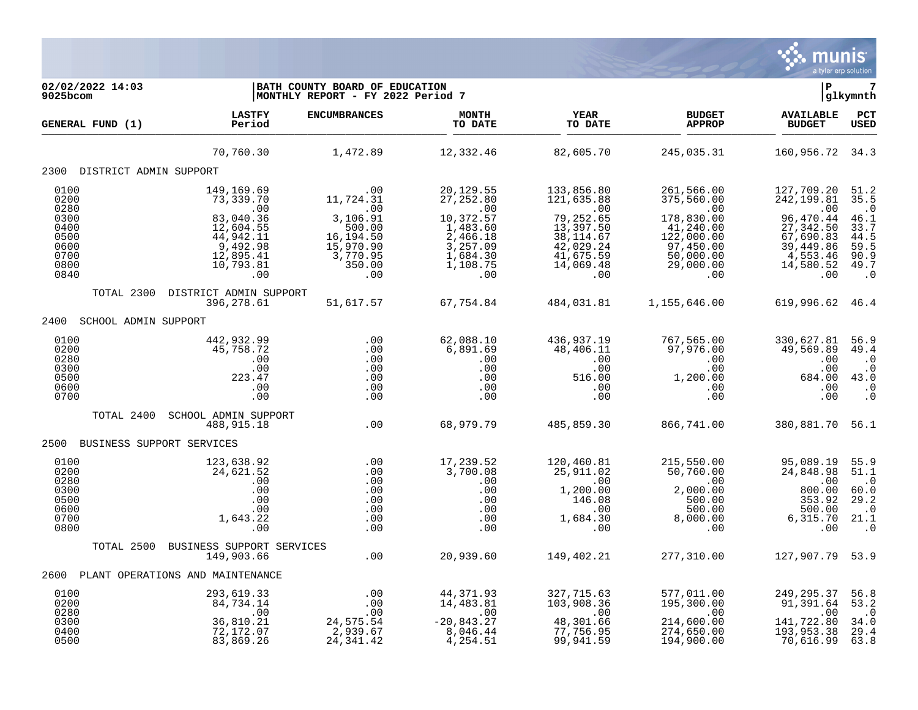02/02/2022 14:03 | BATH COUNTY BOARD OF EDUCATION | P 7
9025bcom | MONTHLY REPORT - FY 2022 Period 7 | glkymnth

| GENERAL FUND (1) | LASTFY Period | ENCUMBRANCES | MONTH TO DATE | YEAR TO DATE | BUDGET APPROP | AVAILABLE BUDGET | PCT USED |
|---|---|---|---|---|---|---|---|
| | 70,760.30 | 1,472.89 | 12,332.46 | 82,605.70 | 245,035.31 | 160,956.72 | 34.3 |
| **2300 DISTRICT ADMIN SUPPORT** | | | | | | | |
| 0100 | 149,169.69 | .00 | 20,129.55 | 133,856.80 | 261,566.00 | 127,709.20 | 51.2 |
| 0200 | 73,339.70 | 11,724.31 | 27,252.80 | 121,635.88 | 375,560.00 | 242,199.81 | 35.5 |
| 0280 | .00 | .00 | .00 | .00 | .00 | .00 | .0 |
| 0300 | 83,040.36 | 3,106.91 | 10,372.57 | 79,252.65 | 178,830.00 | 96,470.44 | 46.1 |
| 0400 | 12,604.55 | 500.00 | 1,483.60 | 13,397.50 | 41,240.00 | 27,342.50 | 33.7 |
| 0500 | 44,942.11 | 16,194.50 | 2,466.18 | 38,114.67 | 122,000.00 | 67,690.83 | 44.5 |
| 0600 | 9,492.98 | 15,970.90 | 3,257.09 | 42,029.24 | 97,450.00 | 39,449.86 | 59.5 |
| 0700 | 12,895.41 | 3,770.95 | 1,684.30 | 41,675.59 | 50,000.00 | 4,553.46 | 90.9 |
| 0800 | 10,793.81 | 350.00 | 1,108.75 | 14,069.48 | 29,000.00 | 14,580.52 | 49.7 |
| 0840 | .00 | .00 | .00 | .00 | .00 | .00 | .0 |
| TOTAL 2300 DISTRICT ADMIN SUPPORT | 396,278.61 | 51,617.57 | 67,754.84 | 484,031.81 | 1,155,646.00 | 619,996.62 | 46.4 |
| **2400 SCHOOL ADMIN SUPPORT** | | | | | | | |
| 0100 | 442,932.99 | .00 | 62,088.10 | 436,937.19 | 767,565.00 | 330,627.81 | 56.9 |
| 0200 | 45,758.72 | .00 | 6,891.69 | 48,406.11 | 97,976.00 | 49,569.89 | 49.4 |
| 0280 | .00 | .00 | .00 | .00 | .00 | .00 | .0 |
| 0300 | .00 | .00 | .00 | .00 | .00 | .00 | .0 |
| 0500 | 223.47 | .00 | .00 | 516.00 | 1,200.00 | 684.00 | 43.0 |
| 0600 | .00 | .00 | .00 | .00 | .00 | .00 | .0 |
| 0700 | .00 | .00 | .00 | .00 | .00 | .00 | .0 |
| TOTAL 2400 SCHOOL ADMIN SUPPORT | 488,915.18 | .00 | 68,979.79 | 485,859.30 | 866,741.00 | 380,881.70 | 56.1 |
| **2500 BUSINESS SUPPORT SERVICES** | | | | | | | |
| 0100 | 123,638.92 | .00 | 17,239.52 | 120,460.81 | 215,550.00 | 95,089.19 | 55.9 |
| 0200 | 24,621.52 | .00 | 3,700.08 | 25,911.02 | 50,760.00 | 24,848.98 | 51.1 |
| 0280 | .00 | .00 | .00 | .00 | .00 | .00 | .0 |
| 0300 | .00 | .00 | .00 | 1,200.00 | 2,000.00 | 800.00 | 60.0 |
| 0500 | .00 | .00 | .00 | 146.08 | 500.00 | 353.92 | 29.2 |
| 0600 | .00 | .00 | .00 | .00 | 500.00 | 500.00 | .0 |
| 0700 | 1,643.22 | .00 | .00 | 1,684.30 | 8,000.00 | 6,315.70 | 21.1 |
| 0800 | .00 | .00 | .00 | .00 | .00 | .00 | .0 |
| TOTAL 2500 BUSINESS SUPPORT SERVICES | 149,903.66 | .00 | 20,939.60 | 149,402.21 | 277,310.00 | 127,907.79 | 53.9 |
| **2600 PLANT OPERATIONS AND MAINTENANCE** | | | | | | | |
| 0100 | 293,619.33 | .00 | 44,371.93 | 327,715.63 | 577,011.00 | 249,295.37 | 56.8 |
| 0200 | 84,734.14 | .00 | 14,483.81 | 103,908.36 | 195,300.00 | 91,391.64 | 53.2 |
| 0280 | .00 | .00 | .00 | .00 | .00 | .00 | .0 |
| 0300 | 36,810.21 | 24,575.54 | -20,843.27 | 48,301.66 | 214,600.00 | 141,722.80 | 34.0 |
| 0400 | 72,172.07 | 2,939.67 | 8,046.44 | 77,756.95 | 274,650.00 | 193,953.38 | 29.4 |
| 0500 | 83,869.26 | 24,341.42 | 4,254.51 | 99,941.59 | 194,900.00 | 70,616.99 | 63.8 |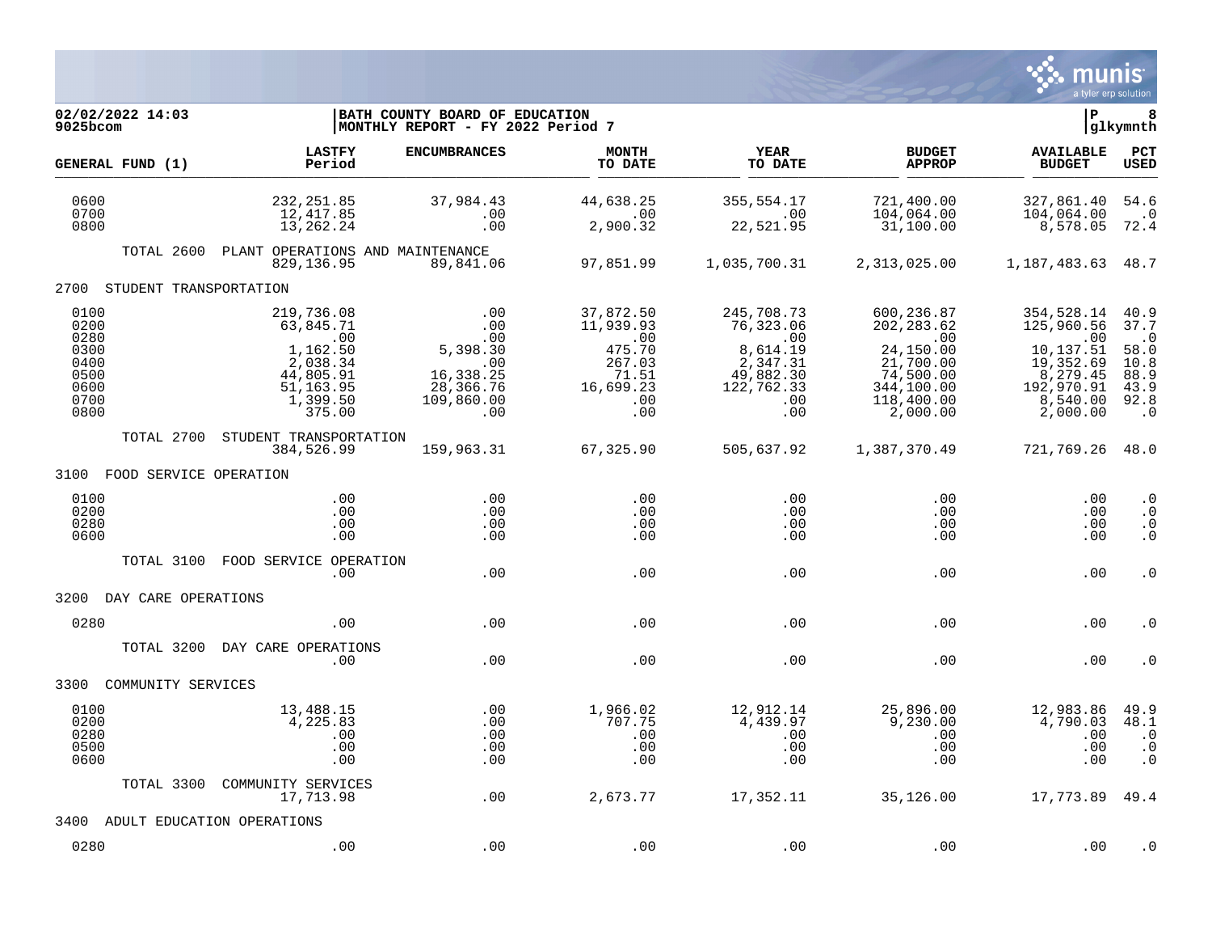02/02/2022 14:03
9025bcom

BATH COUNTY BOARD OF EDUCATION
MONTHLY REPORT - FY 2022 Period 7

P 8
glkymnth

| GENERAL FUND (1) | LASTFY Period | ENCUMBRANCES | MONTH TO DATE | YEAR TO DATE | BUDGET APPROP | AVAILABLE BUDGET | PCT USED |
|---|---|---|---|---|---|---|---|
| 0600 | 232,251.85 | 37,984.43 | 44,638.25 | 355,554.17 | 721,400.00 | 327,861.40 | 54.6 |
| 0700 | 12,417.85 | .00 | .00 | .00 | 104,064.00 | 104,064.00 | .0 |
| 0800 | 13,262.24 | .00 | 2,900.32 | 22,521.95 | 31,100.00 | 8,578.05 | 72.4 |
| TOTAL 2600 PLANT OPERATIONS AND MAINTENANCE | 829,136.95 | 89,841.06 | 97,851.99 | 1,035,700.31 | 2,313,025.00 | 1,187,483.63 | 48.7 |
| **2700 STUDENT TRANSPORTATION** | | | | | | | |
| 0100 | 219,736.08 | .00 | 37,872.50 | 245,708.73 | 600,236.87 | 354,528.14 | 40.9 |
| 0200 | 63,845.71 | .00 | 11,939.93 | 76,323.06 | 202,283.62 | 125,960.56 | 37.7 |
| 0280 | .00 | .00 | .00 | .00 | .00 | .00 | .0 |
| 0300 | 1,162.50 | 5,398.30 | 475.70 | 8,614.19 | 24,150.00 | 10,137.51 | 58.0 |
| 0400 | 2,038.34 | .00 | 267.03 | 2,347.31 | 21,700.00 | 19,352.69 | 10.8 |
| 0500 | 44,805.91 | 16,338.25 | 71.51 | 49,882.30 | 74,500.00 | 8,279.45 | 88.9 |
| 0600 | 51,163.95 | 28,366.76 | 16,699.23 | 122,762.33 | 344,100.00 | 192,970.91 | 43.9 |
| 0700 | 1,399.50 | 109,860.00 | .00 | .00 | 118,400.00 | 8,540.00 | 92.8 |
| 0800 | 375.00 | .00 | .00 | .00 | 2,000.00 | 2,000.00 | .0 |
| TOTAL 2700 STUDENT TRANSPORTATION | 384,526.99 | 159,963.31 | 67,325.90 | 505,637.92 | 1,387,370.49 | 721,769.26 | 48.0 |
| **3100 FOOD SERVICE OPERATION** | | | | | | | |
| 0100 | .00 | .00 | .00 | .00 | .00 | .00 | .0 |
| 0200 | .00 | .00 | .00 | .00 | .00 | .00 | .0 |
| 0280 | .00 | .00 | .00 | .00 | .00 | .00 | .0 |
| 0600 | .00 | .00 | .00 | .00 | .00 | .00 | .0 |
| TOTAL 3100 FOOD SERVICE OPERATION | .00 | .00 | .00 | .00 | .00 | .00 | .0 |
| **3200 DAY CARE OPERATIONS** | | | | | | | |
| 0280 | .00 | .00 | .00 | .00 | .00 | .00 | .0 |
| TOTAL 3200 DAY CARE OPERATIONS | .00 | .00 | .00 | .00 | .00 | .00 | .0 |
| **3300 COMMUNITY SERVICES** | | | | | | | |
| 0100 | 13,488.15 | .00 | 1,966.02 | 12,912.14 | 25,896.00 | 12,983.86 | 49.9 |
| 0200 | 4,225.83 | .00 | 707.75 | 4,439.97 | 9,230.00 | 4,790.03 | 48.1 |
| 0280 | .00 | .00 | .00 | .00 | .00 | .00 | .0 |
| 0500 | .00 | .00 | .00 | .00 | .00 | .00 | .0 |
| 0600 | .00 | .00 | .00 | .00 | .00 | .00 | .0 |
| TOTAL 3300 COMMUNITY SERVICES | 17,713.98 | .00 | 2,673.77 | 17,352.11 | 35,126.00 | 17,773.89 | 49.4 |
| **3400 ADULT EDUCATION OPERATIONS** | | | | | | | |
| 0280 | .00 | .00 | .00 | .00 | .00 | .00 | .0 |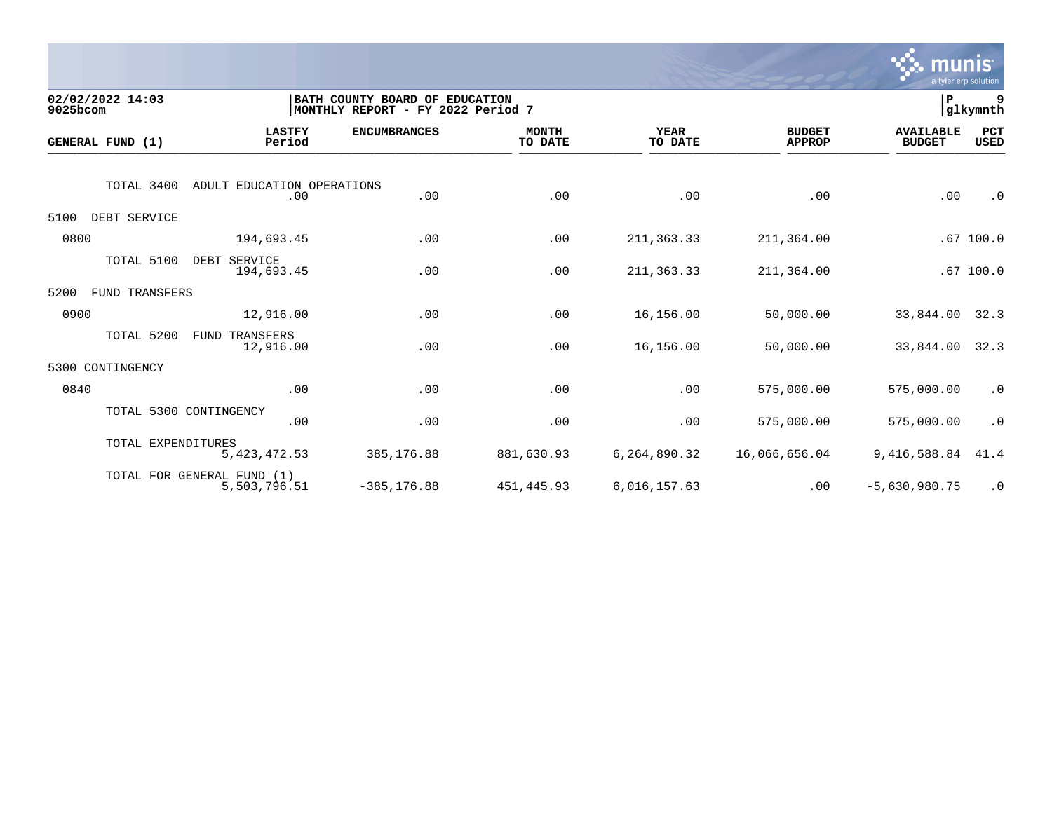02/02/2022 14:03 | BATH COUNTY BOARD OF EDUCATION
9025bcom | MONTHLY REPORT - FY 2022 Period 7

| GENERAL FUND (1) | LASTFY Period | ENCUMBRANCES | MONTH TO DATE | YEAR TO DATE | BUDGET APPROP | AVAILABLE BUDGET | PCT USED |
|---|---|---|---|---|---|---|---|
| TOTAL 3400 ADULT EDUCATION OPERATIONS | .00 | .00 | .00 | .00 | .00 | .00 | .0 |
| **5100 DEBT SERVICE** | | | | | | | |
| 0800 | 194,693.45 | .00 | .00 | 211,363.33 | 211,364.00 | .67 | 100.0 |
| TOTAL 5100 DEBT SERVICE | 194,693.45 | .00 | .00 | 211,363.33 | 211,364.00 | .67 | 100.0 |
| **5200 FUND TRANSFERS** | | | | | | | |
| 0900 | 12,916.00 | .00 | .00 | 16,156.00 | 50,000.00 | 33,844.00 | 32.3 |
| TOTAL 5200 FUND TRANSFERS | 12,916.00 | .00 | .00 | 16,156.00 | 50,000.00 | 33,844.00 | 32.3 |
| **5300 CONTINGENCY** | | | | | | | |
| 0840 | .00 | .00 | .00 | .00 | 575,000.00 | 575,000.00 | .0 |
| TOTAL 5300 CONTINGENCY | .00 | .00 | .00 | .00 | 575,000.00 | 575,000.00 | .0 |
| TOTAL EXPENDITURES | 5,423,472.53 | 385,176.88 | 881,630.93 | 6,264,890.32 | 16,066,656.04 | 9,416,588.84 | 41.4 |
| TOTAL FOR GENERAL FUND (1) | 5,503,796.51 | -385,176.88 | 451,445.93 | 6,016,157.63 | .00 | -5,630,980.75 | .0 |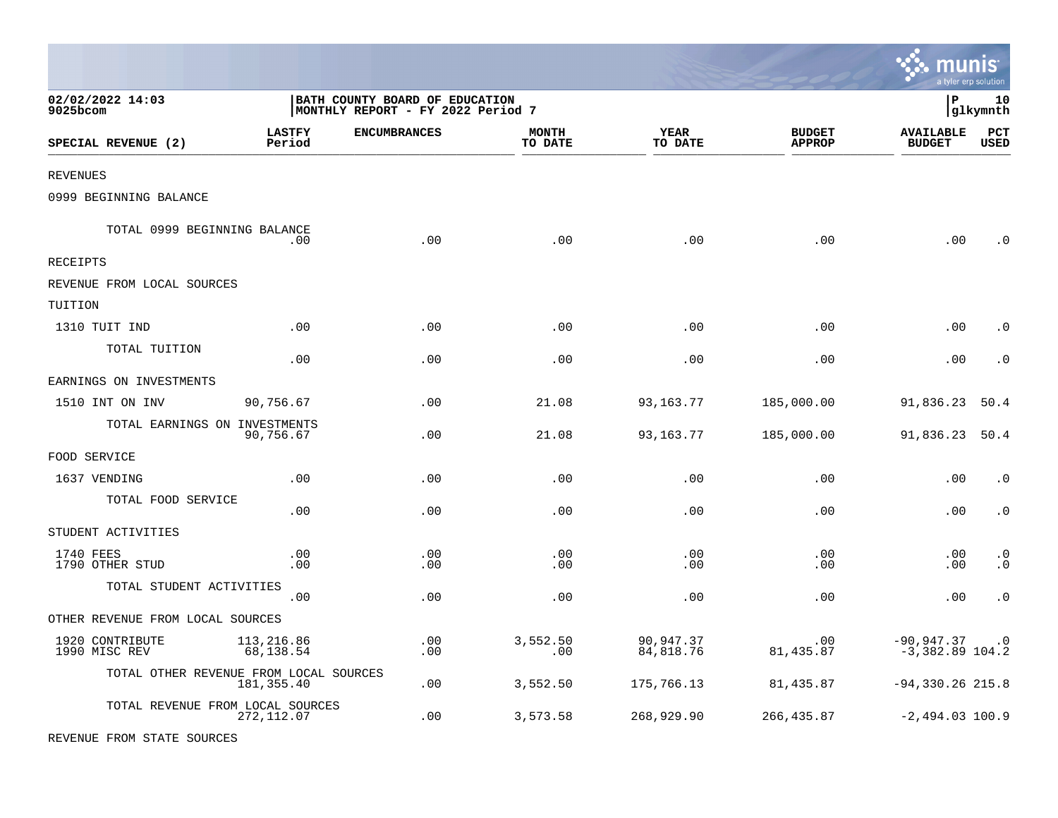02/02/2022 14:03
9025bcom

BATH COUNTY BOARD OF EDUCATION
MONTHLY REPORT - FY 2022 Period 7

P 10
glkymnth

| SPECIAL REVENUE (2) | LASTFY Period | ENCUMBRANCES | MONTH TO DATE | YEAR TO DATE | BUDGET APPROP | AVAILABLE BUDGET | PCT USED |
|---|---|---|---|---|---|---|---|
| REVENUES | | | | | | | |
| 0999 BEGINNING BALANCE | | | | | | | |
| TOTAL 0999 BEGINNING BALANCE | .00 | .00 | .00 | .00 | .00 | .00 | .0 |
| RECEIPTS | | | | | | | |
| REVENUE FROM LOCAL SOURCES | | | | | | | |
| TUITION | | | | | | | |
| 1310 TUIT IND | .00 | .00 | .00 | .00 | .00 | .00 | .0 |
| TOTAL TUITION | .00 | .00 | .00 | .00 | .00 | .00 | .0 |
| EARNINGS ON INVESTMENTS | | | | | | | |
| 1510 INT ON INV | 90,756.67 | .00 | 21.08 | 93,163.77 | 185,000.00 | 91,836.23 | 50.4 |
| TOTAL EARNINGS ON INVESTMENTS | 90,756.67 | .00 | 21.08 | 93,163.77 | 185,000.00 | 91,836.23 | 50.4 |
| FOOD SERVICE | | | | | | | |
| 1637 VENDING | .00 | .00 | .00 | .00 | .00 | .00 | .0 |
| TOTAL FOOD SERVICE | .00 | .00 | .00 | .00 | .00 | .00 | .0 |
| STUDENT ACTIVITIES | | | | | | | |
| 1740 FEES | .00 | .00 | .00 | .00 | .00 | .00 | .0 |
| 1790 OTHER STUD | .00 | .00 | .00 | .00 | .00 | .00 | .0 |
| TOTAL STUDENT ACTIVITIES | .00 | .00 | .00 | .00 | .00 | .00 | .0 |
| OTHER REVENUE FROM LOCAL SOURCES | | | | | | | |
| 1920 CONTRIBUTE | 113,216.86 | .00 | 3,552.50 | 90,947.37 | .00 | -90,947.37 | .0 |
| 1990 MISC REV | 68,138.54 | .00 | .00 | 84,818.76 | 81,435.87 | -3,382.89 | 104.2 |
| TOTAL OTHER REVENUE FROM LOCAL SOURCES | 181,355.40 | .00 | 3,552.50 | 175,766.13 | 81,435.87 | -94,330.26 | 215.8 |
| TOTAL REVENUE FROM LOCAL SOURCES | 272,112.07 | .00 | 3,573.58 | 268,929.90 | 266,435.87 | -2,494.03 | 100.9 |
| REVENUE FROM STATE SOURCES | | | | | | | |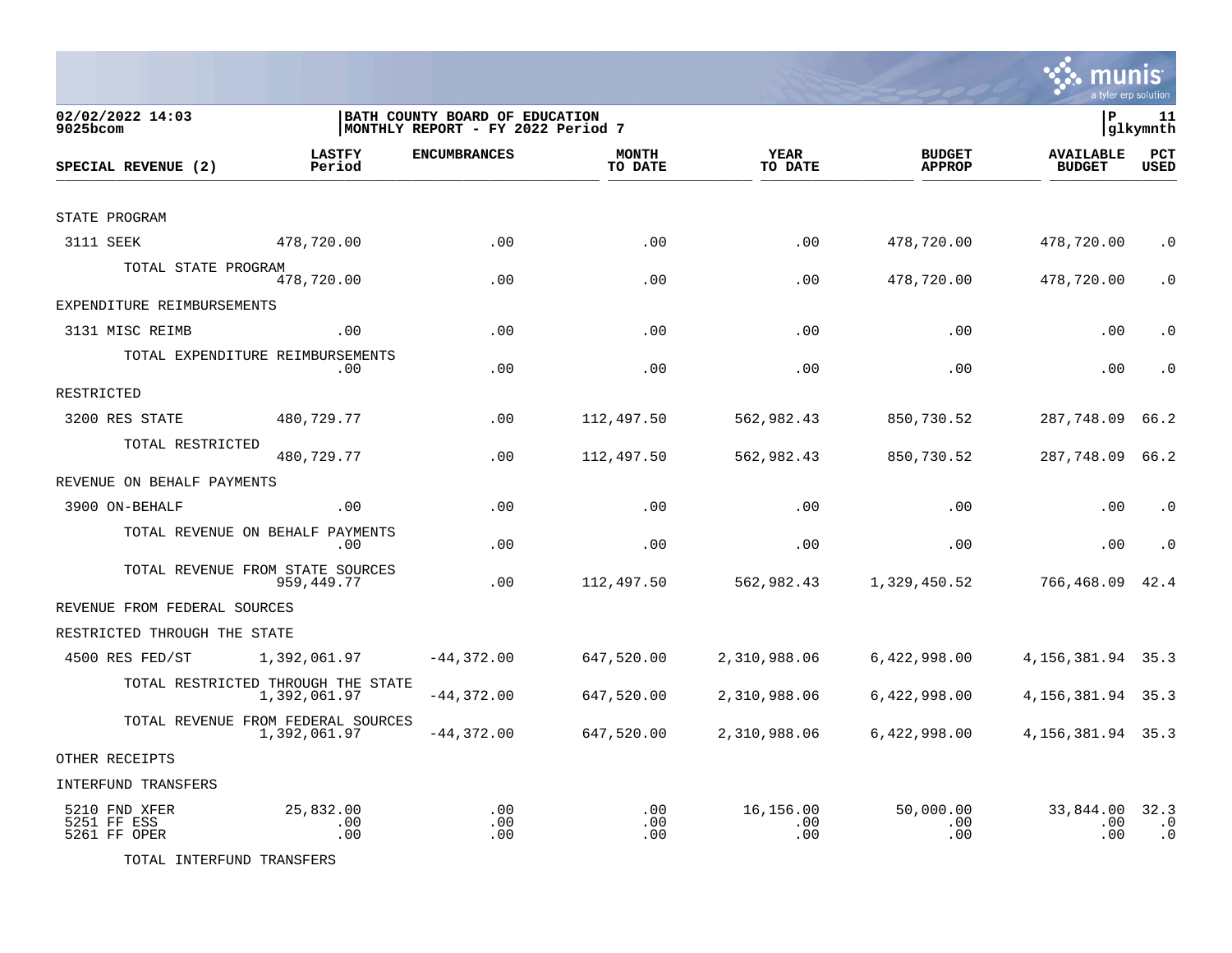02/02/2022 14:03
9025bcom

BATH COUNTY BOARD OF EDUCATION
MONTHLY REPORT - FY 2022 Period 7

P 11
glkymnth

| SPECIAL REVENUE (2) | LASTFY Period | ENCUMBRANCES | MONTH TO DATE | YEAR TO DATE | BUDGET APPROP | AVAILABLE BUDGET | PCT USED |
|---|---|---|---|---|---|---|---|
| STATE PROGRAM | | | | | | | |
| 3111 SEEK | 478,720.00 | .00 | .00 | .00 | 478,720.00 | 478,720.00 | .0 |
| TOTAL STATE PROGRAM | 478,720.00 | .00 | .00 | .00 | 478,720.00 | 478,720.00 | .0 |
| EXPENDITURE REIMBURSEMENTS | | | | | | | |
| 3131 MISC REIMB | .00 | .00 | .00 | .00 | .00 | .00 | .0 |
| TOTAL EXPENDITURE REIMBURSEMENTS | .00 | .00 | .00 | .00 | .00 | .00 | .0 |
| RESTRICTED | | | | | | | |
| 3200 RES STATE | 480,729.77 | .00 | 112,497.50 | 562,982.43 | 850,730.52 | 287,748.09 | 66.2 |
| TOTAL RESTRICTED | 480,729.77 | .00 | 112,497.50 | 562,982.43 | 850,730.52 | 287,748.09 | 66.2 |
| REVENUE ON BEHALF PAYMENTS | | | | | | | |
| 3900 ON-BEHALF | .00 | .00 | .00 | .00 | .00 | .00 | .0 |
| TOTAL REVENUE ON BEHALF PAYMENTS | .00 | .00 | .00 | .00 | .00 | .00 | .0 |
| TOTAL REVENUE FROM STATE SOURCES | 959,449.77 | .00 | 112,497.50 | 562,982.43 | 1,329,450.52 | 766,468.09 | 42.4 |
| REVENUE FROM FEDERAL SOURCES | | | | | | | |
| RESTRICTED THROUGH THE STATE | | | | | | | |
| 4500 RES FED/ST | 1,392,061.97 | -44,372.00 | 647,520.00 | 2,310,988.06 | 6,422,998.00 | 4,156,381.94 | 35.3 |
| TOTAL RESTRICTED THROUGH THE STATE | 1,392,061.97 | -44,372.00 | 647,520.00 | 2,310,988.06 | 6,422,998.00 | 4,156,381.94 | 35.3 |
| TOTAL REVENUE FROM FEDERAL SOURCES | 1,392,061.97 | -44,372.00 | 647,520.00 | 2,310,988.06 | 6,422,998.00 | 4,156,381.94 | 35.3 |
| OTHER RECEIPTS | | | | | | | |
| INTERFUND TRANSFERS | | | | | | | |
| 5210 FND XFER | 25,832.00 | .00 | .00 | 16,156.00 | 50,000.00 | 33,844.00 | 32.3 |
| 5251 FF ESS | .00 | .00 | .00 | .00 | .00 | .00 | .0 |
| 5261 FF OPER | .00 | .00 | .00 | .00 | .00 | .00 | .0 |
| TOTAL INTERFUND TRANSFERS | | | | | | | |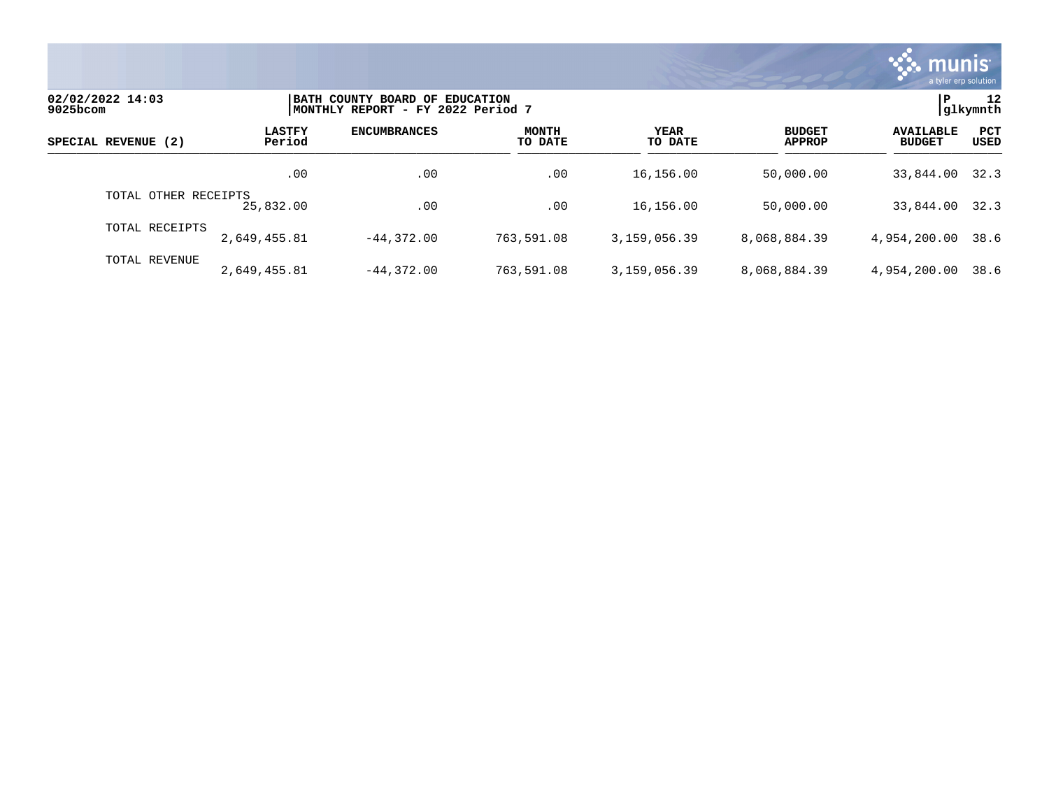**BATH COUNTY BOARD OF EDUCATION**
**MONTHLY REPORT - FY 2022 Period 7**

02/02/2022 14:03
9025bcom

| SPECIAL REVENUE (2) | LASTFY Period | ENCUMBRANCES | MONTH TO DATE | YEAR TO DATE | BUDGET APPROP | AVAILABLE BUDGET | PCT USED |
|---|---|---|---|---|---|---|---|
| | .00 | .00 | .00 | 16,156.00 | 50,000.00 | 33,844.00 | 32.3 |
| TOTAL OTHER RECEIPTS | 25,832.00 | .00 | .00 | 16,156.00 | 50,000.00 | 33,844.00 | 32.3 |
| TOTAL RECEIPTS | 2,649,455.81 | -44,372.00 | 763,591.08 | 3,159,056.39 | 8,068,884.39 | 4,954,200.00 | 38.6 |
| TOTAL REVENUE | 2,649,455.81 | -44,372.00 | 763,591.08 | 3,159,056.39 | 8,068,884.39 | 4,954,200.00 | 38.6 |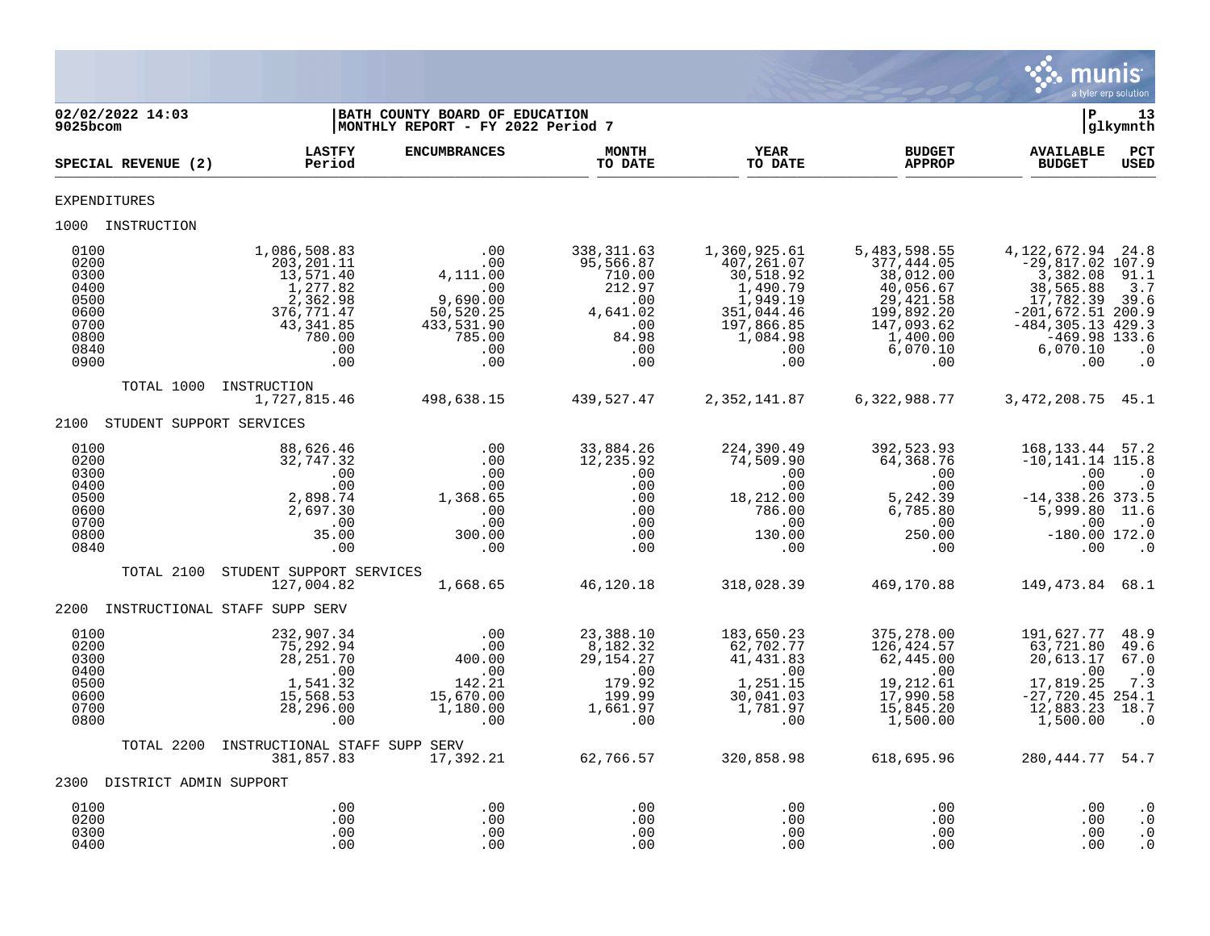02/02/2022 14:03 | BATH COUNTY BOARD OF EDUCATION | P 13
9025bcom | MONTHLY REPORT - FY 2022 Period 7 | glkymnth

| SPECIAL REVENUE (2) | LASTFY Period | ENCUMBRANCES | MONTH TO DATE | YEAR TO DATE | BUDGET APPROP | AVAILABLE BUDGET | PCT USED |
|---|---|---|---|---|---|---|---|
| **EXPENDITURES** | | | | | | | |
| **1000 INSTRUCTION** | | | | | | | |
| 0100 | 1,086,508.83 | .00 | 338,311.63 | 1,360,925.61 | 5,483,598.55 | 4,122,672.94 | 24.8 |
| 0200 | 203,201.11 | .00 | 95,566.87 | 407,261.07 | 377,444.05 | -29,817.02 | 107.9 |
| 0300 | 13,571.40 | 4,111.00 | 710.00 | 30,518.92 | 38,012.00 | 3,382.08 | 91.1 |
| 0400 | 1,277.82 | .00 | 212.97 | 1,490.79 | 40,056.67 | 38,565.88 | 3.7 |
| 0500 | 2,362.98 | 9,690.00 | .00 | 1,949.19 | 29,421.58 | 17,782.39 | 39.6 |
| 0600 | 376,771.47 | 50,520.25 | 4,641.02 | 351,044.46 | 199,892.20 | -201,672.51 | 200.9 |
| 0700 | 43,341.85 | 433,531.90 | .00 | 197,866.85 | 147,093.62 | -484,305.13 | 429.3 |
| 0800 | 780.00 | 785.00 | 84.98 | 1,084.98 | 1,400.00 | -469.98 | 133.6 |
| 0840 | .00 | .00 | .00 | .00 | 6,070.10 | 6,070.10 | .0 |
| 0900 | .00 | .00 | .00 | .00 | .00 | .00 | .0 |
| TOTAL 1000 INSTRUCTION | 1,727,815.46 | 498,638.15 | 439,527.47 | 2,352,141.87 | 6,322,988.77 | 3,472,208.75 | 45.1 |
| **2100 STUDENT SUPPORT SERVICES** | | | | | | | |
| 0100 | 88,626.46 | .00 | 33,884.26 | 224,390.49 | 392,523.93 | 168,133.44 | 57.2 |
| 0200 | 32,747.32 | .00 | 12,235.92 | 74,509.90 | 64,368.76 | -10,141.14 | 115.8 |
| 0300 | .00 | .00 | .00 | .00 | .00 | .00 | .0 |
| 0400 | .00 | .00 | .00 | .00 | .00 | .00 | .0 |
| 0500 | 2,898.74 | 1,368.65 | .00 | 18,212.00 | 5,242.39 | -14,338.26 | 373.5 |
| 0600 | 2,697.30 | .00 | .00 | 786.00 | 6,785.80 | 5,999.80 | 11.6 |
| 0700 | .00 | .00 | .00 | .00 | .00 | .00 | .0 |
| 0800 | 35.00 | 300.00 | .00 | 130.00 | 250.00 | -180.00 | 172.0 |
| 0840 | .00 | .00 | .00 | .00 | .00 | .00 | .0 |
| TOTAL 2100 STUDENT SUPPORT SERVICES | 127,004.82 | 1,668.65 | 46,120.18 | 318,028.39 | 469,170.88 | 149,473.84 | 68.1 |
| **2200 INSTRUCTIONAL STAFF SUPP SERV** | | | | | | | |
| 0100 | 232,907.34 | .00 | 23,388.10 | 183,650.23 | 375,278.00 | 191,627.77 | 48.9 |
| 0200 | 75,292.94 | .00 | 8,182.32 | 62,702.77 | 126,424.57 | 63,721.80 | 49.6 |
| 0300 | 28,251.70 | 400.00 | 29,154.27 | 41,431.83 | 62,445.00 | 20,613.17 | 67.0 |
| 0400 | .00 | .00 | .00 | .00 | .00 | .00 | .0 |
| 0500 | 1,541.32 | 142.21 | 179.92 | 1,251.15 | 19,212.61 | 17,819.25 | 7.3 |
| 0600 | 15,568.53 | 15,670.00 | 199.99 | 30,041.03 | 17,990.58 | -27,720.45 | 254.1 |
| 0700 | 28,296.00 | 1,180.00 | 1,661.97 | 1,781.97 | 15,845.20 | 12,883.23 | 18.7 |
| 0800 | .00 | .00 | .00 | .00 | 1,500.00 | 1,500.00 | .0 |
| TOTAL 2200 INSTRUCTIONAL STAFF SUPP SERV | 381,857.83 | 17,392.21 | 62,766.57 | 320,858.98 | 618,695.96 | 280,444.77 | 54.7 |
| **2300 DISTRICT ADMIN SUPPORT** | | | | | | | |
| 0100 | .00 | .00 | .00 | .00 | .00 | .00 | .0 |
| 0200 | .00 | .00 | .00 | .00 | .00 | .00 | .0 |
| 0300 | .00 | .00 | .00 | .00 | .00 | .00 | .0 |
| 0400 | .00 | .00 | .00 | .00 | .00 | .00 | .0 |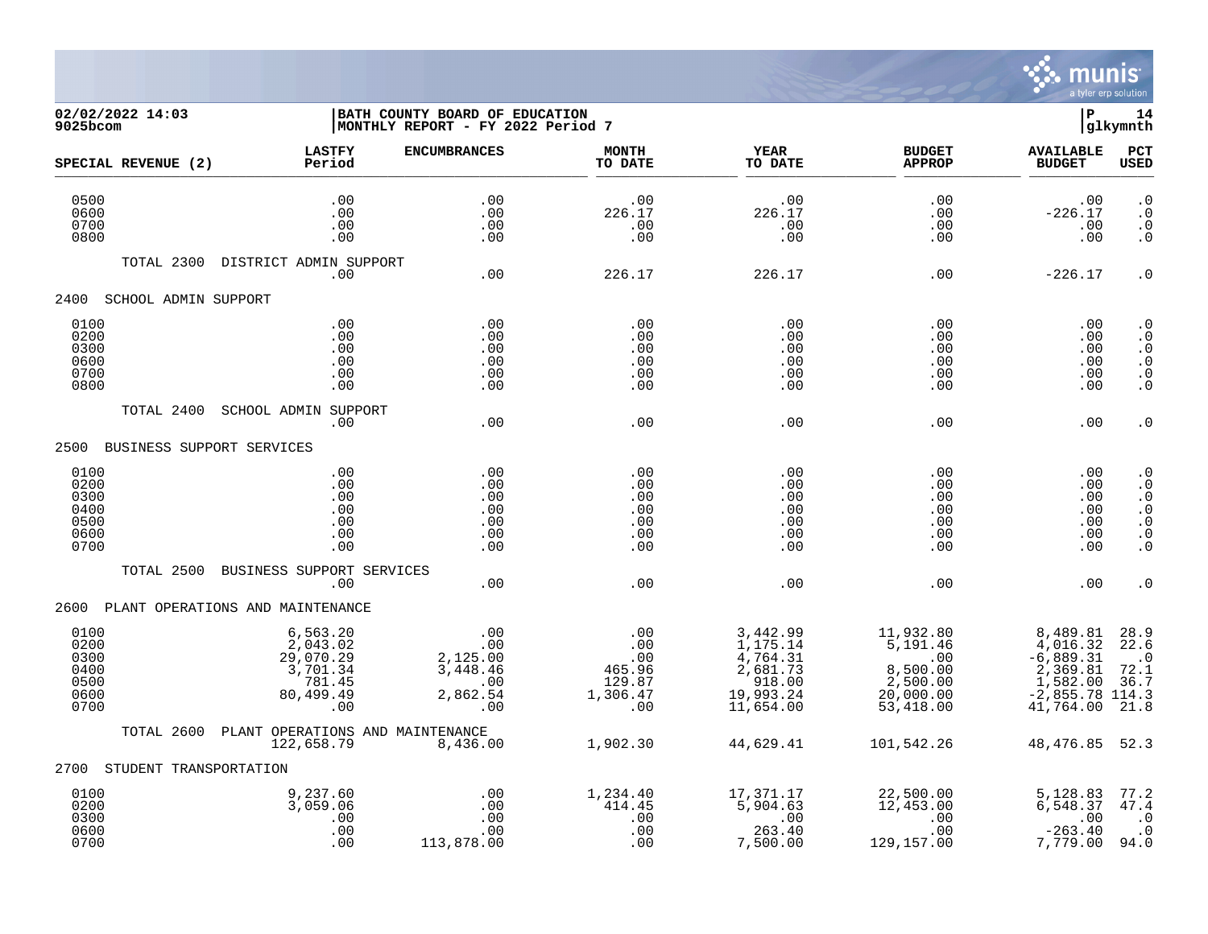02/02/2022 14:03 | BATH COUNTY BOARD OF EDUCATION | P 14
9025bcom | MONTHLY REPORT - FY 2022 Period 7 | glkymnth

| SPECIAL REVENUE (2) | LASTFY Period | ENCUMBRANCES | MONTH TO DATE | YEAR TO DATE | BUDGET APPROP | AVAILABLE BUDGET | PCT USED |
|---|---|---|---|---|---|---|---|
| 0500 | .00 | .00 | .00 | .00 | .00 | .00 | .0 |
| 0600 | .00 | .00 | 226.17 | 226.17 | .00 | -226.17 | .0 |
| 0700 | .00 | .00 | .00 | .00 | .00 | .00 | .0 |
| 0800 | .00 | .00 | .00 | .00 | .00 | .00 | .0 |
| TOTAL 2300 DISTRICT ADMIN SUPPORT | .00 | .00 | 226.17 | 226.17 | .00 | -226.17 | .0 |
| **2400 SCHOOL ADMIN SUPPORT** | | | | | | | |
| 0100 | .00 | .00 | .00 | .00 | .00 | .00 | .0 |
| 0200 | .00 | .00 | .00 | .00 | .00 | .00 | .0 |
| 0300 | .00 | .00 | .00 | .00 | .00 | .00 | .0 |
| 0600 | .00 | .00 | .00 | .00 | .00 | .00 | .0 |
| 0700 | .00 | .00 | .00 | .00 | .00 | .00 | .0 |
| 0800 | .00 | .00 | .00 | .00 | .00 | .00 | .0 |
| TOTAL 2400 SCHOOL ADMIN SUPPORT | .00 | .00 | .00 | .00 | .00 | .00 | .0 |
| **2500 BUSINESS SUPPORT SERVICES** | | | | | | | |
| 0100 | .00 | .00 | .00 | .00 | .00 | .00 | .0 |
| 0200 | .00 | .00 | .00 | .00 | .00 | .00 | .0 |
| 0300 | .00 | .00 | .00 | .00 | .00 | .00 | .0 |
| 0400 | .00 | .00 | .00 | .00 | .00 | .00 | .0 |
| 0500 | .00 | .00 | .00 | .00 | .00 | .00 | .0 |
| 0600 | .00 | .00 | .00 | .00 | .00 | .00 | .0 |
| 0700 | .00 | .00 | .00 | .00 | .00 | .00 | .0 |
| TOTAL 2500 BUSINESS SUPPORT SERVICES | .00 | .00 | .00 | .00 | .00 | .00 | .0 |
| **2600 PLANT OPERATIONS AND MAINTENANCE** | | | | | | | |
| 0100 | 6,563.20 | .00 | .00 | 3,442.99 | 11,932.80 | 8,489.81 | 28.9 |
| 0200 | 2,043.02 | .00 | .00 | 1,175.14 | 5,191.46 | 4,016.32 | 22.6 |
| 0300 | 29,070.29 | 2,125.00 | .00 | 4,764.31 | .00 | -6,889.31 | .0 |
| 0400 | 3,701.34 | 3,448.46 | 465.96 | 2,681.73 | 8,500.00 | 2,369.81 | 72.1 |
| 0500 | 781.45 | .00 | 129.87 | 918.00 | 2,500.00 | 1,582.00 | 36.7 |
| 0600 | 80,499.49 | 2,862.54 | 1,306.47 | 19,993.24 | 20,000.00 | -2,855.78 | 114.3 |
| 0700 | .00 | .00 | .00 | 11,654.00 | 53,418.00 | 41,764.00 | 21.8 |
| TOTAL 2600 PLANT OPERATIONS AND MAINTENANCE | 122,658.79 | 8,436.00 | 1,902.30 | 44,629.41 | 101,542.26 | 48,476.85 | 52.3 |
| **2700 STUDENT TRANSPORTATION** | | | | | | | |
| 0100 | 9,237.60 | .00 | 1,234.40 | 17,371.17 | 22,500.00 | 5,128.83 | 77.2 |
| 0200 | 3,059.06 | .00 | 414.45 | 5,904.63 | 12,453.00 | 6,548.37 | 47.4 |
| 0300 | .00 | .00 | .00 | .00 | .00 | .00 | .0 |
| 0600 | .00 | .00 | .00 | 263.40 | .00 | -263.40 | .0 |
| 0700 | .00 | 113,878.00 | .00 | 7,500.00 | 129,157.00 | 7,779.00 | 94.0 |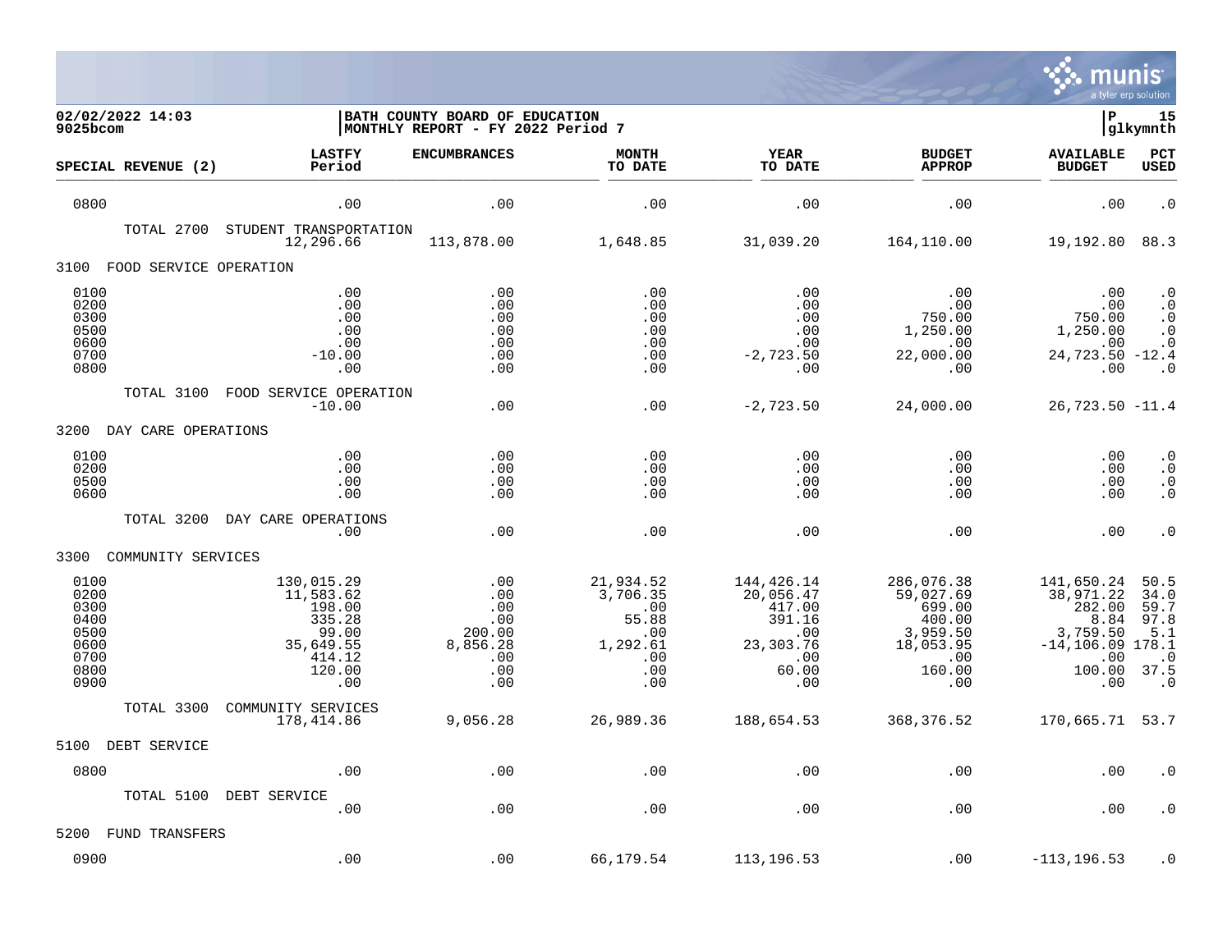**BATH COUNTY BOARD OF EDUCATION**
**MONTHLY REPORT - FY 2022 Period 7**

02/02/2022 14:03
9025bcom

P 15
glkymnth

| SPECIAL REVENUE (2) | LASTFY Period | ENCUMBRANCES | MONTH TO DATE | YEAR TO DATE | BUDGET APPROP | AVAILABLE BUDGET | PCT USED |
|---|---|---|---|---|---|---|---|
| 0800 | .00 | .00 | .00 | .00 | .00 | .00 | .0 |
| TOTAL 2700 STUDENT TRANSPORTATION | 12,296.66 | 113,878.00 | 1,648.85 | 31,039.20 | 164,110.00 | 19,192.80 | 88.3 |
| **3100 FOOD SERVICE OPERATION** | | | | | | | |
| 0100 | .00 | .00 | .00 | .00 | .00 | .00 | .0 |
| 0200 | .00 | .00 | .00 | .00 | .00 | .00 | .0 |
| 0300 | .00 | .00 | .00 | .00 | 750.00 | 750.00 | .0 |
| 0500 | .00 | .00 | .00 | .00 | 1,250.00 | 1,250.00 | .0 |
| 0600 | .00 | .00 | .00 | .00 | .00 | .00 | .0 |
| 0700 | -10.00 | .00 | .00 | -2,723.50 | 22,000.00 | 24,723.50 | -12.4 |
| 0800 | .00 | .00 | .00 | .00 | .00 | .00 | .0 |
| TOTAL 3100 FOOD SERVICE OPERATION | -10.00 | .00 | .00 | -2,723.50 | 24,000.00 | 26,723.50 | -11.4 |
| **3200 DAY CARE OPERATIONS** | | | | | | | |
| 0100 | .00 | .00 | .00 | .00 | .00 | .00 | .0 |
| 0200 | .00 | .00 | .00 | .00 | .00 | .00 | .0 |
| 0500 | .00 | .00 | .00 | .00 | .00 | .00 | .0 |
| 0600 | .00 | .00 | .00 | .00 | .00 | .00 | .0 |
| TOTAL 3200 DAY CARE OPERATIONS | .00 | .00 | .00 | .00 | .00 | .00 | .0 |
| **3300 COMMUNITY SERVICES** | | | | | | | |
| 0100 | 130,015.29 | .00 | 21,934.52 | 144,426.14 | 286,076.38 | 141,650.24 | 50.5 |
| 0200 | 11,583.62 | .00 | 3,706.35 | 20,056.47 | 59,027.69 | 38,971.22 | 34.0 |
| 0300 | 198.00 | .00 | .00 | 417.00 | 699.00 | 282.00 | 59.7 |
| 0400 | 335.28 | .00 | 55.88 | 391.16 | 400.00 | 8.84 | 97.8 |
| 0500 | 99.00 | 200.00 | .00 | .00 | 3,959.50 | 3,759.50 | 5.1 |
| 0600 | 35,649.55 | 8,856.28 | 1,292.61 | 23,303.76 | 18,053.95 | -14,106.09 | 178.1 |
| 0700 | 414.12 | .00 | .00 | .00 | .00 | .00 | .0 |
| 0800 | 120.00 | .00 | .00 | 60.00 | 160.00 | 100.00 | 37.5 |
| 0900 | .00 | .00 | .00 | .00 | .00 | .00 | .0 |
| TOTAL 3300 COMMUNITY SERVICES | 178,414.86 | 9,056.28 | 26,989.36 | 188,654.53 | 368,376.52 | 170,665.71 | 53.7 |
| **5100 DEBT SERVICE** | | | | | | | |
| 0800 | .00 | .00 | .00 | .00 | .00 | .00 | .0 |
| TOTAL 5100 DEBT SERVICE | .00 | .00 | .00 | .00 | .00 | .00 | .0 |
| **5200 FUND TRANSFERS** | | | | | | | |
| 0900 | .00 | .00 | 66,179.54 | 113,196.53 | .00 | -113,196.53 | .0 |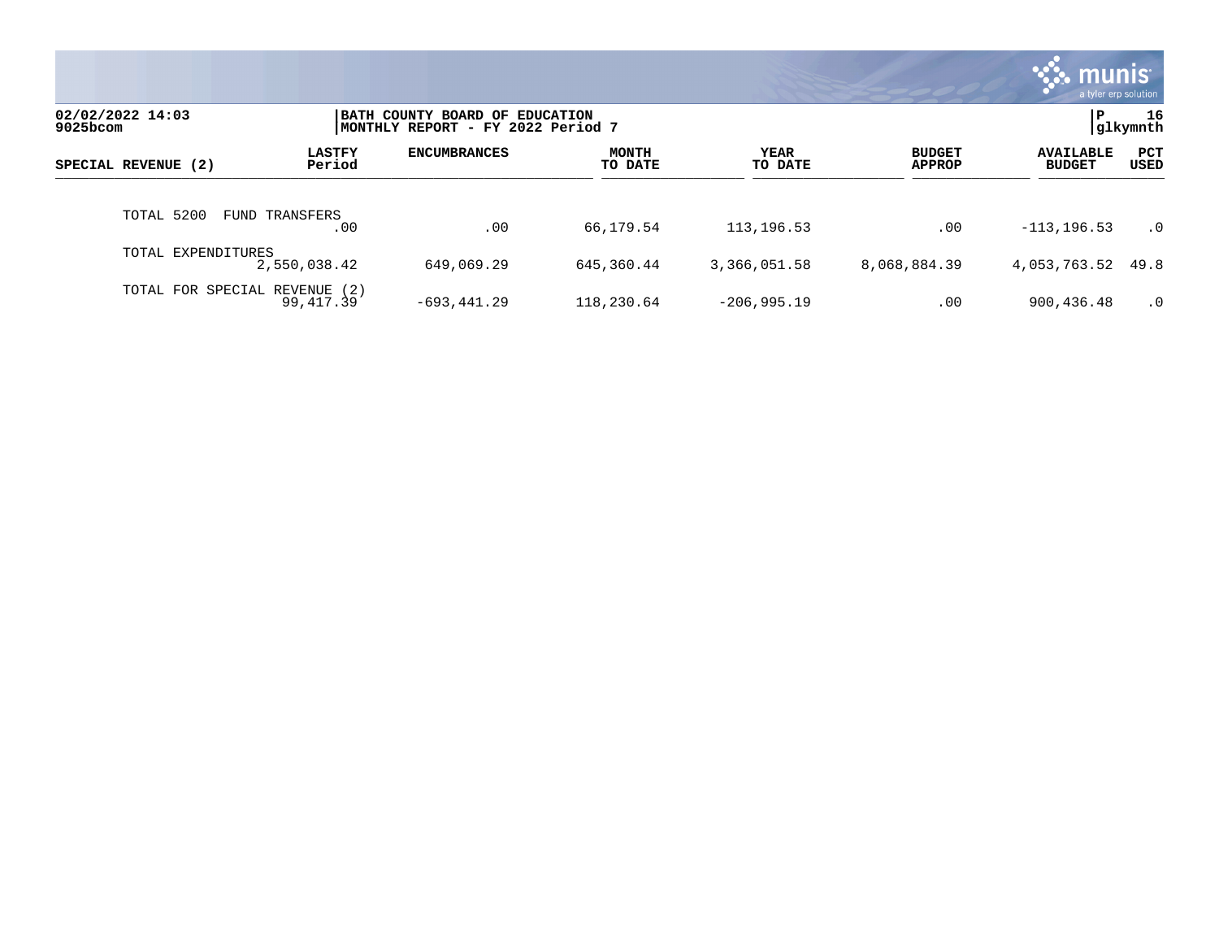BATH COUNTY BOARD OF EDUCATION
MONTHLY REPORT - FY 2022 Period 7

| SPECIAL REVENUE (2) | LASTFY Period | ENCUMBRANCES | MONTH TO DATE | YEAR TO DATE | BUDGET APPROP | AVAILABLE BUDGET | PCT USED |
|---|---|---|---|---|---|---|---|
| TOTAL 5200 FUND TRANSFERS | .00 | .00 | 66,179.54 | 113,196.53 | .00 | -113,196.53 | .0 |
| TOTAL EXPENDITURES | 2,550,038.42 | 649,069.29 | 645,360.44 | 3,366,051.58 | 8,068,884.39 | 4,053,763.52 | 49.8 |
| TOTAL FOR SPECIAL REVENUE (2) | 99,417.39 | -693,441.29 | 118,230.64 | -206,995.19 | .00 | 900,436.48 | .0 |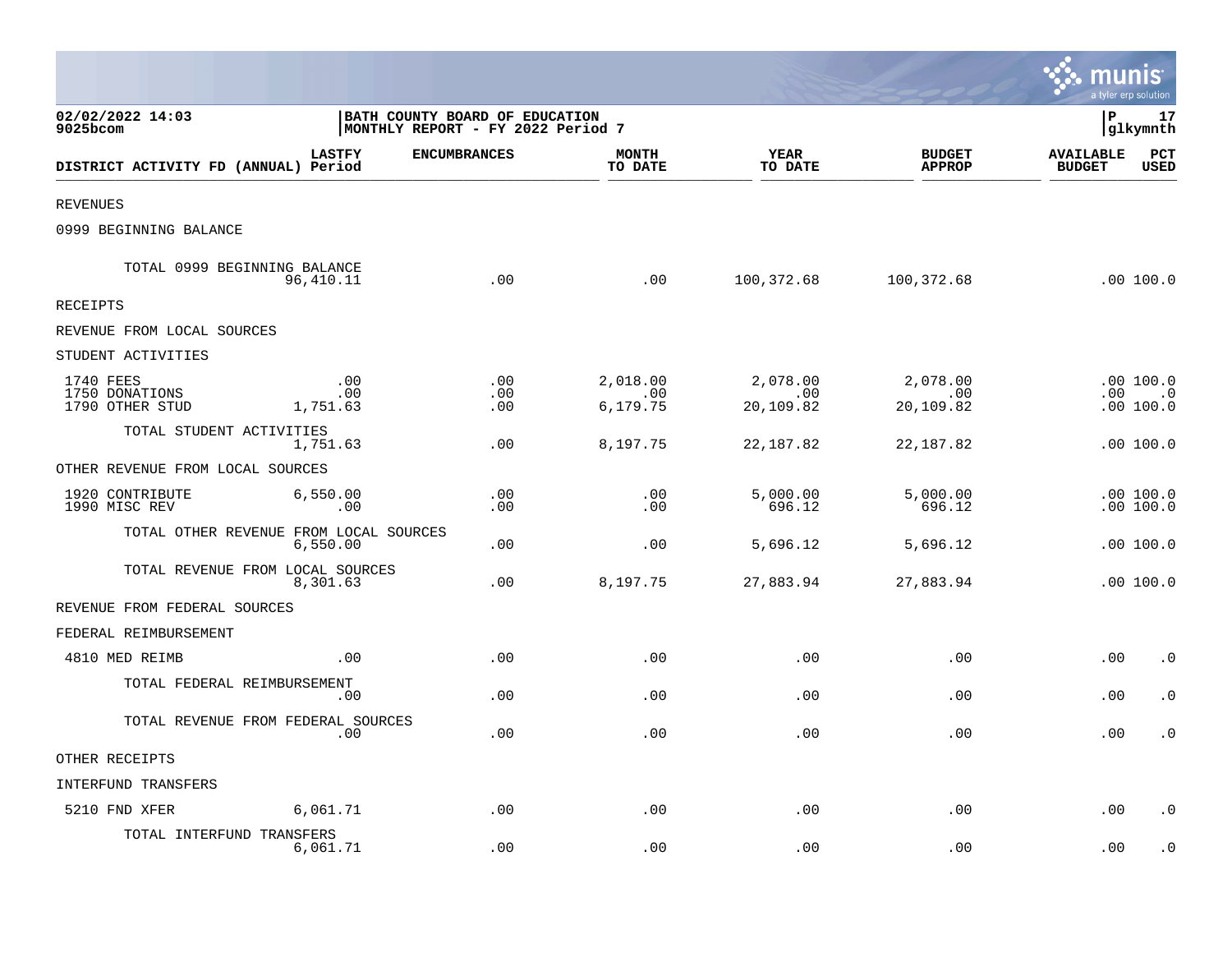02/02/2022 14:03
9025bcom

BATH COUNTY BOARD OF EDUCATION
MONTHLY REPORT - FY 2022 Period 7

P 17
glkymnth

| DISTRICT ACTIVITY FD (ANNUAL) | LASTFY Period | ENCUMBRANCES | MONTH TO DATE | YEAR TO DATE | BUDGET APPROP | AVAILABLE BUDGET | PCT USED |
|---|---|---|---|---|---|---|---|
| REVENUES | | | | | | | |
| 0999 BEGINNING BALANCE | | | | | | | |
| TOTAL 0999 BEGINNING BALANCE | 96,410.11 | .00 | .00 | 100,372.68 | 100,372.68 | .00 | 100.0 |
| RECEIPTS | | | | | | | |
| REVENUE FROM LOCAL SOURCES | | | | | | | |
| STUDENT ACTIVITIES | | | | | | | |
| 1740 FEES | .00 | .00 | 2,018.00 | 2,078.00 | 2,078.00 | .00 | 100.0 |
| 1750 DONATIONS | .00 | .00 | .00 | .00 | .00 | .00 | .0 |
| 1790 OTHER STUD | 1,751.63 | .00 | 6,179.75 | 20,109.82 | 20,109.82 | .00 | 100.0 |
| TOTAL STUDENT ACTIVITIES | 1,751.63 | .00 | 8,197.75 | 22,187.82 | 22,187.82 | .00 | 100.0 |
| OTHER REVENUE FROM LOCAL SOURCES | | | | | | | |
| 1920 CONTRIBUTE | 6,550.00 | .00 | .00 | 5,000.00 | 5,000.00 | .00 | 100.0 |
| 1990 MISC REV | .00 | .00 | .00 | 696.12 | 696.12 | .00 | 100.0 |
| TOTAL OTHER REVENUE FROM LOCAL SOURCES | 6,550.00 | .00 | .00 | 5,696.12 | 5,696.12 | .00 | 100.0 |
| TOTAL REVENUE FROM LOCAL SOURCES | 8,301.63 | .00 | 8,197.75 | 27,883.94 | 27,883.94 | .00 | 100.0 |
| REVENUE FROM FEDERAL SOURCES | | | | | | | |
| FEDERAL REIMBURSEMENT | | | | | | | |
| 4810 MED REIMB | .00 | .00 | .00 | .00 | .00 | .00 | .0 |
| TOTAL FEDERAL REIMBURSEMENT | .00 | .00 | .00 | .00 | .00 | .00 | .0 |
| TOTAL REVENUE FROM FEDERAL SOURCES | .00 | .00 | .00 | .00 | .00 | .00 | .0 |
| OTHER RECEIPTS | | | | | | | |
| INTERFUND TRANSFERS | | | | | | | |
| 5210 FND XFER | 6,061.71 | .00 | .00 | .00 | .00 | .00 | .0 |
| TOTAL INTERFUND TRANSFERS | 6,061.71 | .00 | .00 | .00 | .00 | .00 | .0 |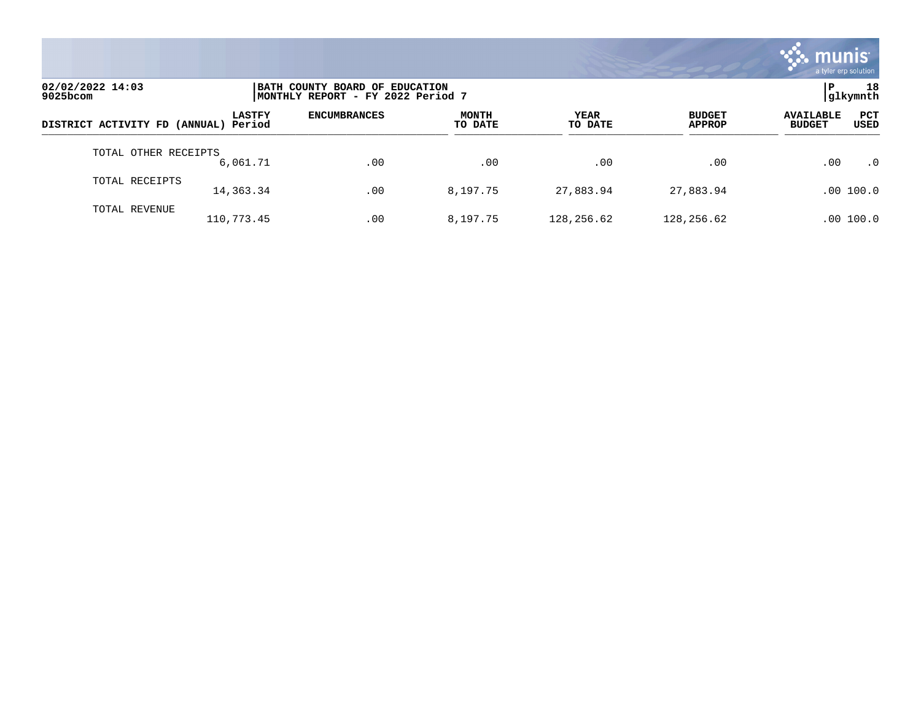| DISTRICT ACTIVITY FD (ANNUAL) | LASTFY Period | ENCUMBRANCES | MONTH TO DATE | YEAR TO DATE | BUDGET APPROP | AVAILABLE BUDGET | PCT USED |
|---|---|---|---|---|---|---|---|
| TOTAL OTHER RECEIPTS | 6,061.71 | .00 | .00 | .00 | .00 | .00 | .0 |
| TOTAL RECEIPTS | 14,363.34 | .00 | 8,197.75 | 27,883.94 | 27,883.94 | .00 | 100.0 |
| TOTAL REVENUE | 110,773.45 | .00 | 8,197.75 | 128,256.62 | 128,256.62 | .00 | 100.0 |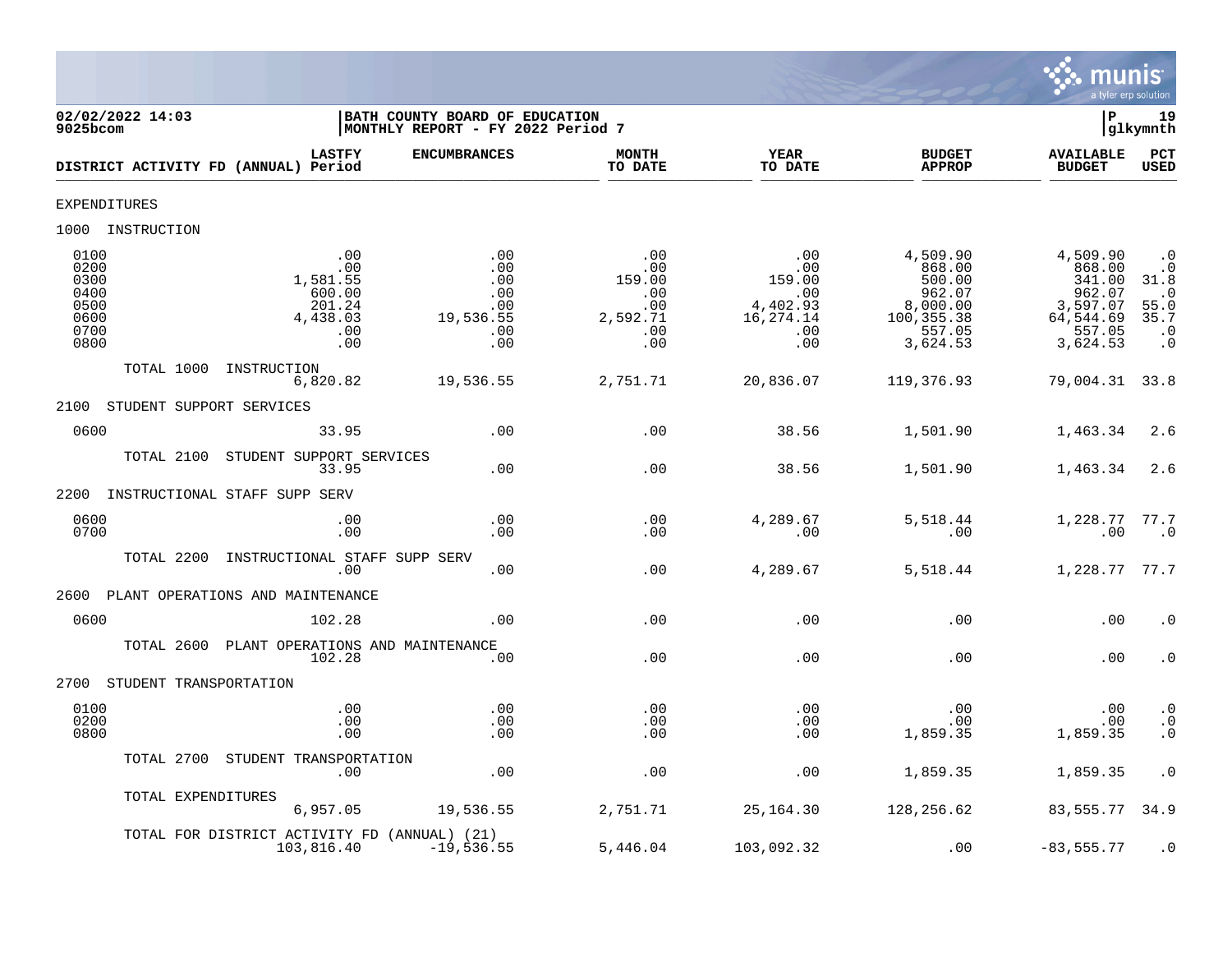02/02/2022 14:03 | BATH COUNTY BOARD OF EDUCATION | P 19
9025bcom | MONTHLY REPORT - FY 2022 Period 7 | glkymnth

| DISTRICT ACTIVITY FD (ANNUAL) | LASTFY Period | ENCUMBRANCES | MONTH TO DATE | YEAR TO DATE | BUDGET APPROP | AVAILABLE BUDGET | PCT USED |
|---|---|---|---|---|---|---|---|
| **EXPENDITURES** | | | | | | | |
| **1000 INSTRUCTION** | | | | | | | |
| 0100 | .00 | .00 | .00 | .00 | 4,509.90 | 4,509.90 | .0 |
| 0200 | .00 | .00 | .00 | .00 | 868.00 | 868.00 | .0 |
| 0300 | 1,581.55 | .00 | 159.00 | 159.00 | 500.00 | 341.00 | 31.8 |
| 0400 | 600.00 | .00 | .00 | .00 | 962.07 | 962.07 | .0 |
| 0500 | 201.24 | .00 | .00 | 4,402.93 | 8,000.00 | 3,597.07 | 55.0 |
| 0600 | 4,438.03 | 19,536.55 | 2,592.71 | 16,274.14 | 100,355.38 | 64,544.69 | 35.7 |
| 0700 | .00 | .00 | .00 | .00 | 557.05 | 557.05 | .0 |
| 0800 | .00 | .00 | .00 | .00 | 3,624.53 | 3,624.53 | .0 |
| TOTAL 1000 INSTRUCTION | 6,820.82 | 19,536.55 | 2,751.71 | 20,836.07 | 119,376.93 | 79,004.31 | 33.8 |
| **2100 STUDENT SUPPORT SERVICES** | | | | | | | |
| 0600 | 33.95 | .00 | .00 | 38.56 | 1,501.90 | 1,463.34 | 2.6 |
| TOTAL 2100 STUDENT SUPPORT SERVICES | 33.95 | .00 | .00 | 38.56 | 1,501.90 | 1,463.34 | 2.6 |
| **2200 INSTRUCTIONAL STAFF SUPP SERV** | | | | | | | |
| 0600 | .00 | .00 | .00 | 4,289.67 | 5,518.44 | 1,228.77 | 77.7 |
| 0700 | .00 | .00 | .00 | .00 | .00 | .00 | .0 |
| TOTAL 2200 INSTRUCTIONAL STAFF SUPP SERV | .00 | .00 | .00 | 4,289.67 | 5,518.44 | 1,228.77 | 77.7 |
| **2600 PLANT OPERATIONS AND MAINTENANCE** | | | | | | | |
| 0600 | 102.28 | .00 | .00 | .00 | .00 | .00 | .0 |
| TOTAL 2600 PLANT OPERATIONS AND MAINTENANCE | 102.28 | .00 | .00 | .00 | .00 | .00 | .0 |
| **2700 STUDENT TRANSPORTATION** | | | | | | | |
| 0100 | .00 | .00 | .00 | .00 | .00 | .00 | .0 |
| 0200 | .00 | .00 | .00 | .00 | .00 | .00 | .0 |
| 0800 | .00 | .00 | .00 | .00 | 1,859.35 | 1,859.35 | .0 |
| TOTAL 2700 STUDENT TRANSPORTATION | .00 | .00 | .00 | .00 | 1,859.35 | 1,859.35 | .0 |
| TOTAL EXPENDITURES | 6,957.05 | 19,536.55 | 2,751.71 | 25,164.30 | 128,256.62 | 83,555.77 | 34.9 |
| TOTAL FOR DISTRICT ACTIVITY FD (ANNUAL) (21) | 103,816.40 | -19,536.55 | 5,446.04 | 103,092.32 | .00 | -83,555.77 | .0 |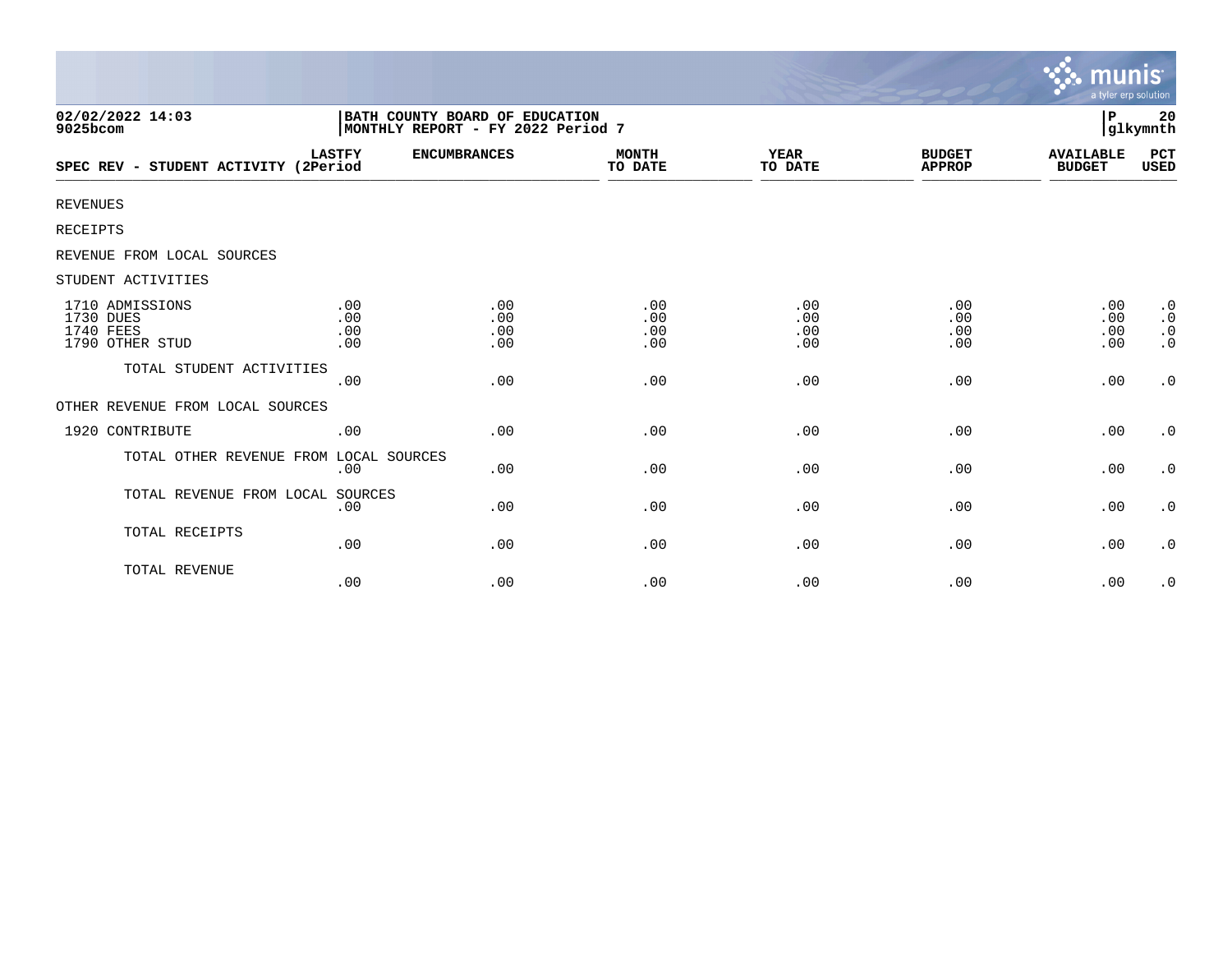02/02/2022 14:03
9025bcom

BATH COUNTY BOARD OF EDUCATION
MONTHLY REPORT - FY 2022 Period 7

P 20
glkymnth

| SPEC REV - STUDENT ACTIVITY | LASTFY (2Period | ENCUMBRANCES | MONTH TO DATE | YEAR TO DATE | BUDGET APPROP | AVAILABLE BUDGET | PCT USED |
|---|---|---|---|---|---|---|---|
| REVENUES | | | | | | | |
| RECEIPTS | | | | | | | |
| REVENUE FROM LOCAL SOURCES | | | | | | | |
| STUDENT ACTIVITIES | | | | | | | |
| 1710 ADMISSIONS | .00 | .00 | .00 | .00 | .00 | .00 | .0 |
| 1730 DUES | .00 | .00 | .00 | .00 | .00 | .00 | .0 |
| 1740 FEES | .00 | .00 | .00 | .00 | .00 | .00 | .0 |
| 1790 OTHER STUD | .00 | .00 | .00 | .00 | .00 | .00 | .0 |
| TOTAL STUDENT ACTIVITIES | .00 | .00 | .00 | .00 | .00 | .00 | .0 |
| OTHER REVENUE FROM LOCAL SOURCES | | | | | | | |
| 1920 CONTRIBUTE | .00 | .00 | .00 | .00 | .00 | .00 | .0 |
| TOTAL OTHER REVENUE FROM LOCAL SOURCES | .00 | .00 | .00 | .00 | .00 | .00 | .0 |
| TOTAL REVENUE FROM LOCAL SOURCES | .00 | .00 | .00 | .00 | .00 | .00 | .0 |
| TOTAL RECEIPTS | .00 | .00 | .00 | .00 | .00 | .00 | .0 |
| TOTAL REVENUE | .00 | .00 | .00 | .00 | .00 | .00 | .0 |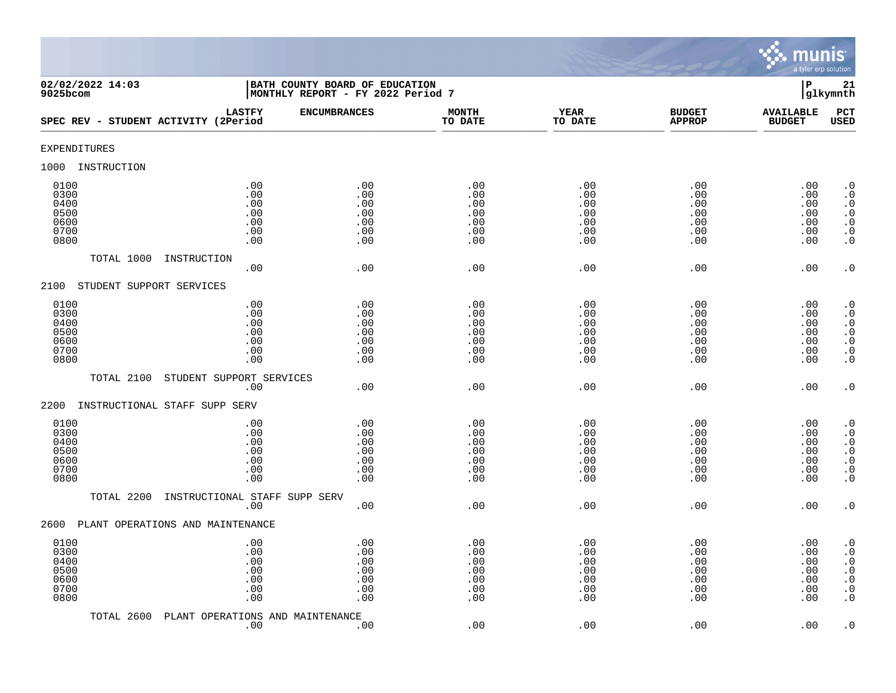02/02/2022 14:03
9025bcom

BATH COUNTY BOARD OF EDUCATION
MONTHLY REPORT - FY 2022 Period 7

P 21
glkymnth

| SPEC REV - STUDENT ACTIVITY (2 | LASTFY Period | ENCUMBRANCES | MONTH TO DATE | YEAR TO DATE | BUDGET APPROP | AVAILABLE BUDGET | PCT USED |
|---|---|---|---|---|---|---|---|
| **EXPENDITURES** | | | | | | | |
| **1000 INSTRUCTION** | | | | | | | |
| 0100 | .00 | .00 | .00 | .00 | .00 | .00 | .0 |
| 0300 | .00 | .00 | .00 | .00 | .00 | .00 | .0 |
| 0400 | .00 | .00 | .00 | .00 | .00 | .00 | .0 |
| 0500 | .00 | .00 | .00 | .00 | .00 | .00 | .0 |
| 0600 | .00 | .00 | .00 | .00 | .00 | .00 | .0 |
| 0700 | .00 | .00 | .00 | .00 | .00 | .00 | .0 |
| 0800 | .00 | .00 | .00 | .00 | .00 | .00 | .0 |
| TOTAL 1000 INSTRUCTION | .00 | .00 | .00 | .00 | .00 | .00 | .0 |
| **2100 STUDENT SUPPORT SERVICES** | | | | | | | |
| 0100 | .00 | .00 | .00 | .00 | .00 | .00 | .0 |
| 0300 | .00 | .00 | .00 | .00 | .00 | .00 | .0 |
| 0400 | .00 | .00 | .00 | .00 | .00 | .00 | .0 |
| 0500 | .00 | .00 | .00 | .00 | .00 | .00 | .0 |
| 0600 | .00 | .00 | .00 | .00 | .00 | .00 | .0 |
| 0700 | .00 | .00 | .00 | .00 | .00 | .00 | .0 |
| 0800 | .00 | .00 | .00 | .00 | .00 | .00 | .0 |
| TOTAL 2100 STUDENT SUPPORT SERVICES | .00 | .00 | .00 | .00 | .00 | .00 | .0 |
| **2200 INSTRUCTIONAL STAFF SUPP SERV** | | | | | | | |
| 0100 | .00 | .00 | .00 | .00 | .00 | .00 | .0 |
| 0300 | .00 | .00 | .00 | .00 | .00 | .00 | .0 |
| 0400 | .00 | .00 | .00 | .00 | .00 | .00 | .0 |
| 0500 | .00 | .00 | .00 | .00 | .00 | .00 | .0 |
| 0600 | .00 | .00 | .00 | .00 | .00 | .00 | .0 |
| 0700 | .00 | .00 | .00 | .00 | .00 | .00 | .0 |
| 0800 | .00 | .00 | .00 | .00 | .00 | .00 | .0 |
| TOTAL 2200 INSTRUCTIONAL STAFF SUPP SERV | .00 | .00 | .00 | .00 | .00 | .00 | .0 |
| **2600 PLANT OPERATIONS AND MAINTENANCE** | | | | | | | |
| 0100 | .00 | .00 | .00 | .00 | .00 | .00 | .0 |
| 0300 | .00 | .00 | .00 | .00 | .00 | .00 | .0 |
| 0400 | .00 | .00 | .00 | .00 | .00 | .00 | .0 |
| 0500 | .00 | .00 | .00 | .00 | .00 | .00 | .0 |
| 0600 | .00 | .00 | .00 | .00 | .00 | .00 | .0 |
| 0700 | .00 | .00 | .00 | .00 | .00 | .00 | .0 |
| 0800 | .00 | .00 | .00 | .00 | .00 | .00 | .0 |
| TOTAL 2600 PLANT OPERATIONS AND MAINTENANCE | .00 | .00 | .00 | .00 | .00 | .00 | .0 |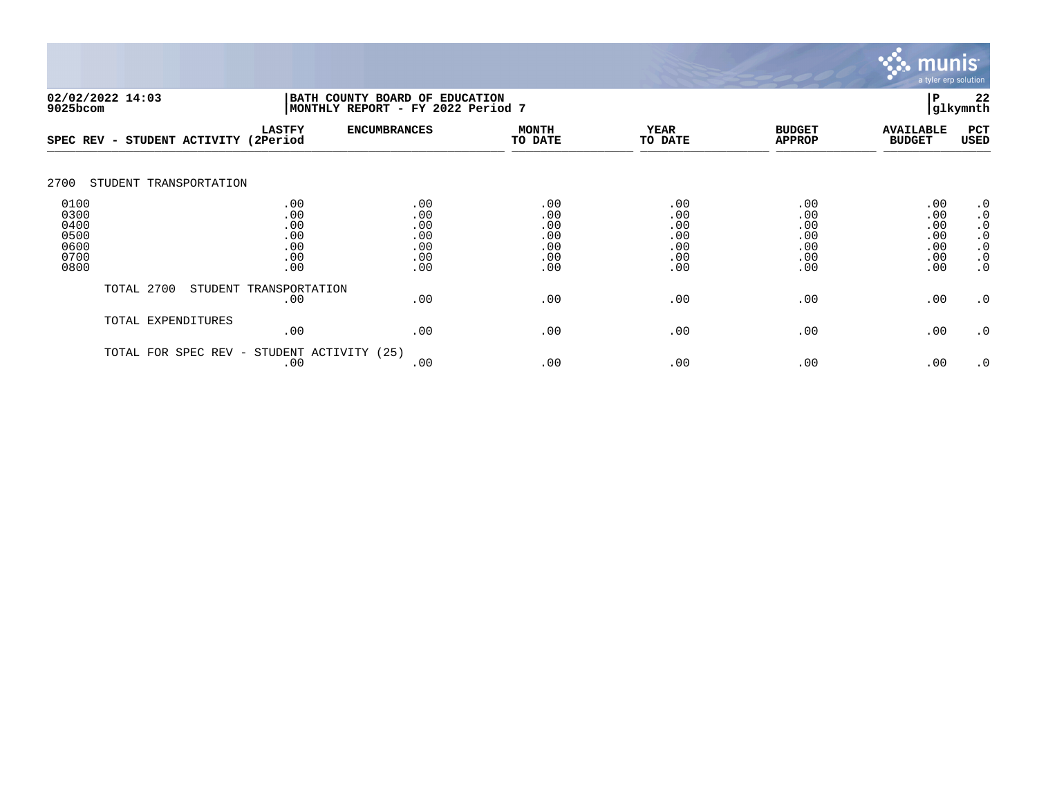02/02/2022 14:03 | BATH COUNTY BOARD OF EDUCATION | P 22
9025bcom | MONTHLY REPORT - FY 2022 Period 7 | glkymnth

| SPEC REV - STUDENT ACTIVITY | LASTFY (2Period | ENCUMBRANCES | MONTH TO DATE | YEAR TO DATE | BUDGET APPROP | AVAILABLE BUDGET | PCT USED |
|---|---|---|---|---|---|---|---|
| 2700 STUDENT TRANSPORTATION | | | | | | | |
| 0100 | .00 | .00 | .00 | .00 | .00 | .00 | .0 |
| 0300 | .00 | .00 | .00 | .00 | .00 | .00 | .0 |
| 0400 | .00 | .00 | .00 | .00 | .00 | .00 | .0 |
| 0500 | .00 | .00 | .00 | .00 | .00 | .00 | .0 |
| 0600 | .00 | .00 | .00 | .00 | .00 | .00 | .0 |
| 0700 | .00 | .00 | .00 | .00 | .00 | .00 | .0 |
| 0800 | .00 | .00 | .00 | .00 | .00 | .00 | .0 |
| TOTAL 2700 STUDENT TRANSPORTATION | .00 | .00 | .00 | .00 | .00 | .00 | .0 |
| TOTAL EXPENDITURES | .00 | .00 | .00 | .00 | .00 | .00 | .0 |
| TOTAL FOR SPEC REV - STUDENT ACTIVITY (25) | .00 | .00 | .00 | .00 | .00 | .00 | .0 |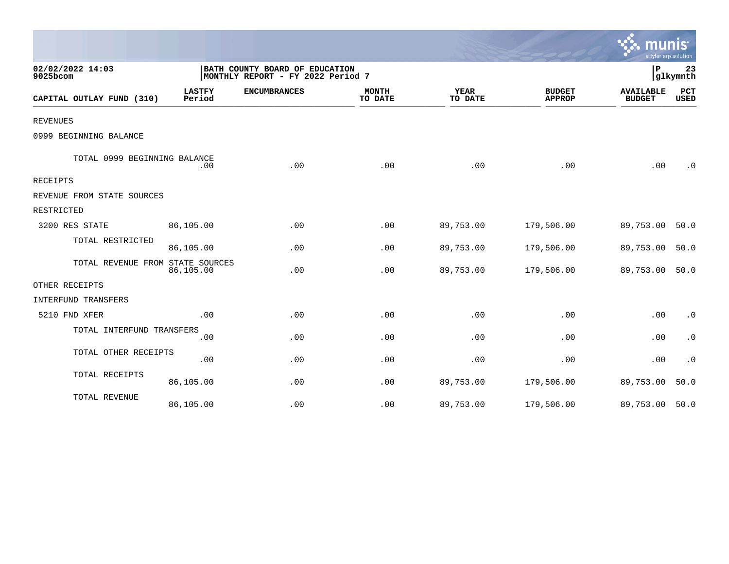BATH COUNTY BOARD OF EDUCATION
MONTHLY REPORT - FY 2022 Period 7

02/02/2022 14:03
9025bcom

| CAPITAL OUTLAY FUND (310) | LASTFY Period | ENCUMBRANCES | MONTH TO DATE | YEAR TO DATE | BUDGET APPROP | AVAILABLE BUDGET | PCT USED |
|---|---|---|---|---|---|---|---|
| REVENUES | | | | | | | |
| 0999 BEGINNING BALANCE | | | | | | | |
| TOTAL 0999 BEGINNING BALANCE | .00 | .00 | .00 | .00 | .00 | .00 | .0 |
| RECEIPTS | | | | | | | |
| REVENUE FROM STATE SOURCES | | | | | | | |
| RESTRICTED | | | | | | | |
| 3200 RES STATE | 86,105.00 | .00 | .00 | 89,753.00 | 179,506.00 | 89,753.00 | 50.0 |
| TOTAL RESTRICTED | 86,105.00 | .00 | .00 | 89,753.00 | 179,506.00 | 89,753.00 | 50.0 |
| TOTAL REVENUE FROM STATE SOURCES | 86,105.00 | .00 | .00 | 89,753.00 | 179,506.00 | 89,753.00 | 50.0 |
| OTHER RECEIPTS | | | | | | | |
| INTERFUND TRANSFERS | | | | | | | |
| 5210 FND XFER | .00 | .00 | .00 | .00 | .00 | .00 | .0 |
| TOTAL INTERFUND TRANSFERS | .00 | .00 | .00 | .00 | .00 | .00 | .0 |
| TOTAL OTHER RECEIPTS | .00 | .00 | .00 | .00 | .00 | .00 | .0 |
| TOTAL RECEIPTS | 86,105.00 | .00 | .00 | 89,753.00 | 179,506.00 | 89,753.00 | 50.0 |
| TOTAL REVENUE | 86,105.00 | .00 | .00 | 89,753.00 | 179,506.00 | 89,753.00 | 50.0 |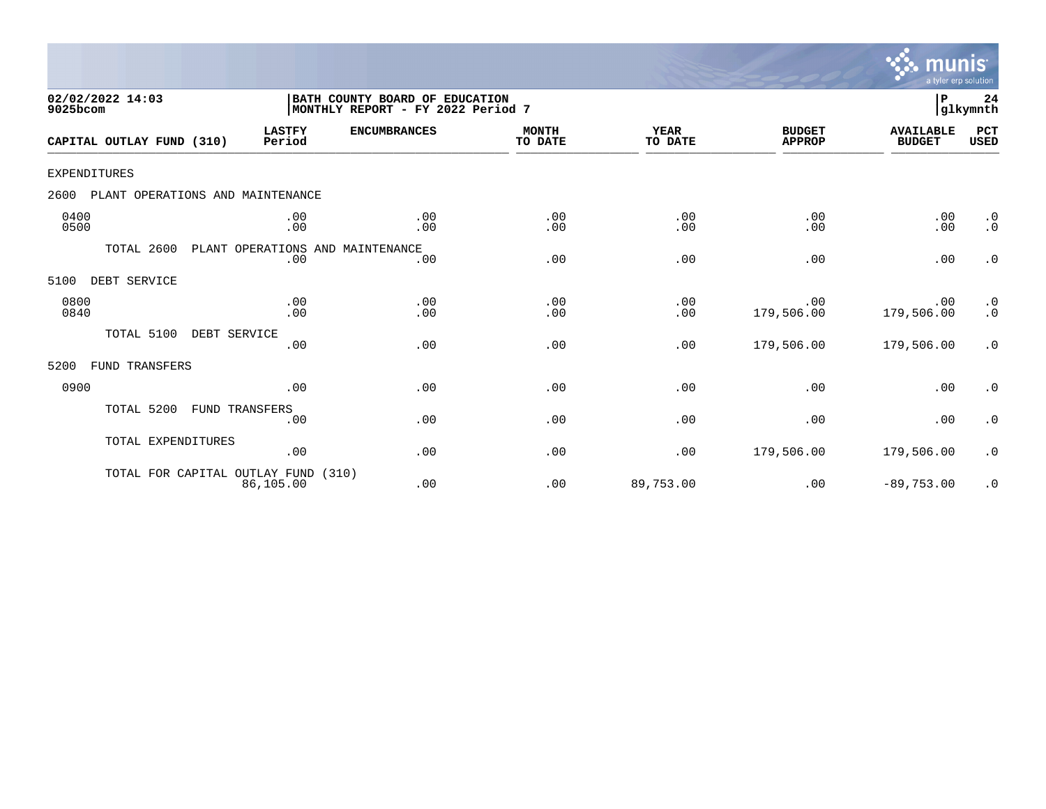02/02/2022 14:03 | BATH COUNTY BOARD OF EDUCATION | P 24
9025bcom | MONTHLY REPORT - FY 2022 Period 7 | glkymnth

| CAPITAL OUTLAY FUND (310) | LASTFY Period | ENCUMBRANCES | MONTH TO DATE | YEAR TO DATE | BUDGET APPROP | AVAILABLE BUDGET | PCT USED |
|---|---|---|---|---|---|---|---|
| EXPENDITURES | | | | | | | |
| 2600 PLANT OPERATIONS AND MAINTENANCE | | | | | | | |
| 0400 | .00 | .00 | .00 | .00 | .00 | .00 | .0 |
| 0500 | .00 | .00 | .00 | .00 | .00 | .00 | .0 |
| TOTAL 2600 PLANT OPERATIONS AND MAINTENANCE | .00 | .00 | .00 | .00 | .00 | .00 | .0 |
| 5100 DEBT SERVICE | | | | | | | |
| 0800 | .00 | .00 | .00 | .00 | .00 | .00 | .0 |
| 0840 | .00 | .00 | .00 | .00 | 179,506.00 | 179,506.00 | .0 |
| TOTAL 5100 DEBT SERVICE | .00 | .00 | .00 | .00 | 179,506.00 | 179,506.00 | .0 |
| 5200 FUND TRANSFERS | | | | | | | |
| 0900 | .00 | .00 | .00 | .00 | .00 | .00 | .0 |
| TOTAL 5200 FUND TRANSFERS | .00 | .00 | .00 | .00 | .00 | .00 | .0 |
| TOTAL EXPENDITURES | .00 | .00 | .00 | .00 | 179,506.00 | 179,506.00 | .0 |
| TOTAL FOR CAPITAL OUTLAY FUND (310) | 86,105.00 | .00 | .00 | 89,753.00 | .00 | -89,753.00 | .0 |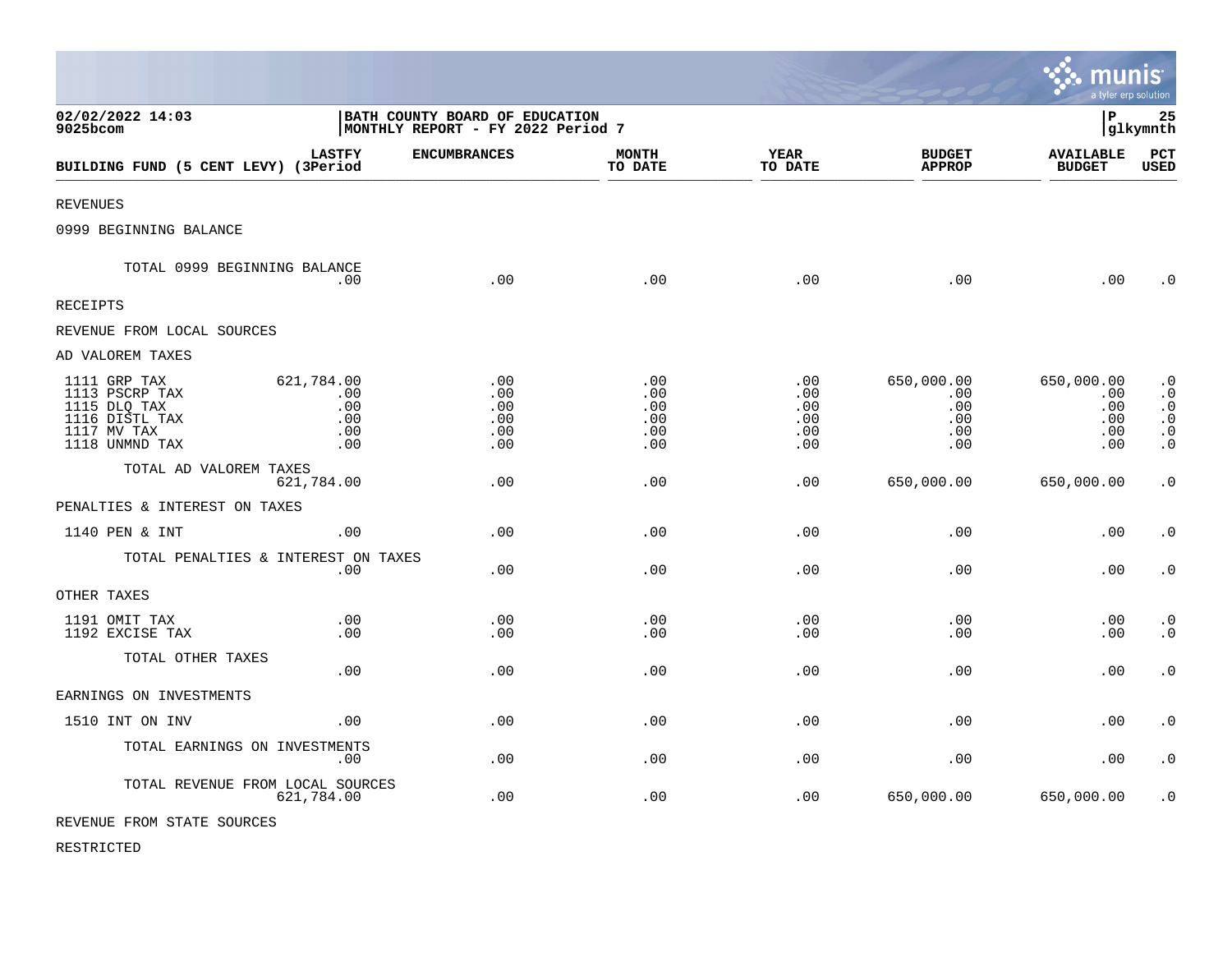02/02/2022 14:03 | BATH COUNTY BOARD OF EDUCATION | P 25
9025bcom | MONTHLY REPORT - FY 2022 Period 7 | glkymnth

| BUILDING FUND (5 CENT LEVY) | LASTFY (3Period | ENCUMBRANCES | MONTH TO DATE | YEAR TO DATE | BUDGET APPROP | AVAILABLE BUDGET | PCT USED |
|---|---|---|---|---|---|---|---|
| REVENUES | | | | | | | |
| 0999 BEGINNING BALANCE | | | | | | | |
| TOTAL 0999 BEGINNING BALANCE | .00 | .00 | .00 | .00 | .00 | .00 | .0 |
| RECEIPTS | | | | | | | |
| REVENUE FROM LOCAL SOURCES | | | | | | | |
| AD VALOREM TAXES | | | | | | | |
| 1111 GRP TAX | 621,784.00 | .00 | .00 | .00 | 650,000.00 | 650,000.00 | .0 |
| 1113 PSCRP TAX | .00 | .00 | .00 | .00 | .00 | .00 | .0 |
| 1115 DLQ TAX | .00 | .00 | .00 | .00 | .00 | .00 | .0 |
| 1116 DISTL TAX | .00 | .00 | .00 | .00 | .00 | .00 | .0 |
| 1117 MV TAX | .00 | .00 | .00 | .00 | .00 | .00 | .0 |
| 1118 UNMND TAX | .00 | .00 | .00 | .00 | .00 | .00 | .0 |
| TOTAL AD VALOREM TAXES | 621,784.00 | .00 | .00 | .00 | 650,000.00 | 650,000.00 | .0 |
| PENALTIES & INTEREST ON TAXES | | | | | | | |
| 1140 PEN & INT | .00 | .00 | .00 | .00 | .00 | .00 | .0 |
| TOTAL PENALTIES & INTEREST ON TAXES | .00 | .00 | .00 | .00 | .00 | .00 | .0 |
| OTHER TAXES | | | | | | | |
| 1191 OMIT TAX | .00 | .00 | .00 | .00 | .00 | .00 | .0 |
| 1192 EXCISE TAX | .00 | .00 | .00 | .00 | .00 | .00 | .0 |
| TOTAL OTHER TAXES | .00 | .00 | .00 | .00 | .00 | .00 | .0 |
| EARNINGS ON INVESTMENTS | | | | | | | |
| 1510 INT ON INV | .00 | .00 | .00 | .00 | .00 | .00 | .0 |
| TOTAL EARNINGS ON INVESTMENTS | .00 | .00 | .00 | .00 | .00 | .00 | .0 |
| TOTAL REVENUE FROM LOCAL SOURCES | 621,784.00 | .00 | .00 | .00 | 650,000.00 | 650,000.00 | .0 |
| REVENUE FROM STATE SOURCES | | | | | | | |
| RESTRICTED | | | | | | | |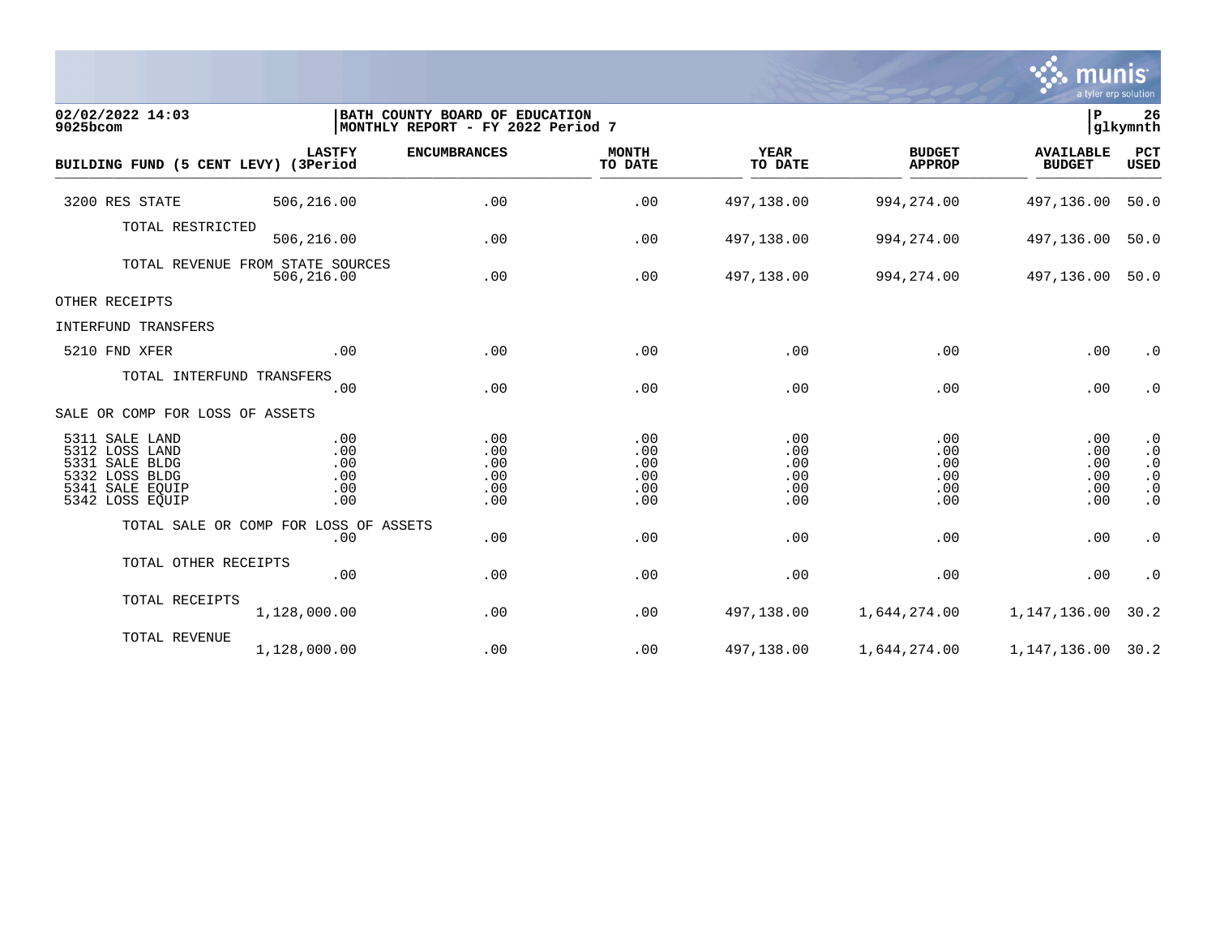02/02/2022 14:03
9025bcom

BATH COUNTY BOARD OF EDUCATION
MONTHLY REPORT - FY 2022 Period 7

P 26
glkymnth

| BUILDING FUND (5 CENT LEVY) | LASTFY (3Period | ENCUMBRANCES | MONTH TO DATE | YEAR TO DATE | BUDGET APPROP | AVAILABLE BUDGET | PCT USED |
|---|---|---|---|---|---|---|---|
| 3200 RES STATE | 506,216.00 | .00 | .00 | 497,138.00 | 994,274.00 | 497,136.00 | 50.0 |
| TOTAL RESTRICTED | 506,216.00 | .00 | .00 | 497,138.00 | 994,274.00 | 497,136.00 | 50.0 |
| TOTAL REVENUE FROM STATE SOURCES | 506,216.00 | .00 | .00 | 497,138.00 | 994,274.00 | 497,136.00 | 50.0 |
| OTHER RECEIPTS | | | | | | | |
| INTERFUND TRANSFERS | | | | | | | |
| 5210 FND XFER | .00 | .00 | .00 | .00 | .00 | .00 | .0 |
| TOTAL INTERFUND TRANSFERS | .00 | .00 | .00 | .00 | .00 | .00 | .0 |
| SALE OR COMP FOR LOSS OF ASSETS | | | | | | | |
| 5311 SALE LAND | .00 | .00 | .00 | .00 | .00 | .00 | .0 |
| 5312 LOSS LAND | .00 | .00 | .00 | .00 | .00 | .00 | .0 |
| 5331 SALE BLDG | .00 | .00 | .00 | .00 | .00 | .00 | .0 |
| 5332 LOSS BLDG | .00 | .00 | .00 | .00 | .00 | .00 | .0 |
| 5341 SALE EQUIP | .00 | .00 | .00 | .00 | .00 | .00 | .0 |
| 5342 LOSS EQUIP | .00 | .00 | .00 | .00 | .00 | .00 | .0 |
| TOTAL SALE OR COMP FOR LOSS OF ASSETS | .00 | .00 | .00 | .00 | .00 | .00 | .0 |
| TOTAL OTHER RECEIPTS | .00 | .00 | .00 | .00 | .00 | .00 | .0 |
| TOTAL RECEIPTS | 1,128,000.00 | .00 | .00 | 497,138.00 | 1,644,274.00 | 1,147,136.00 | 30.2 |
| TOTAL REVENUE | 1,128,000.00 | .00 | .00 | 497,138.00 | 1,644,274.00 | 1,147,136.00 | 30.2 |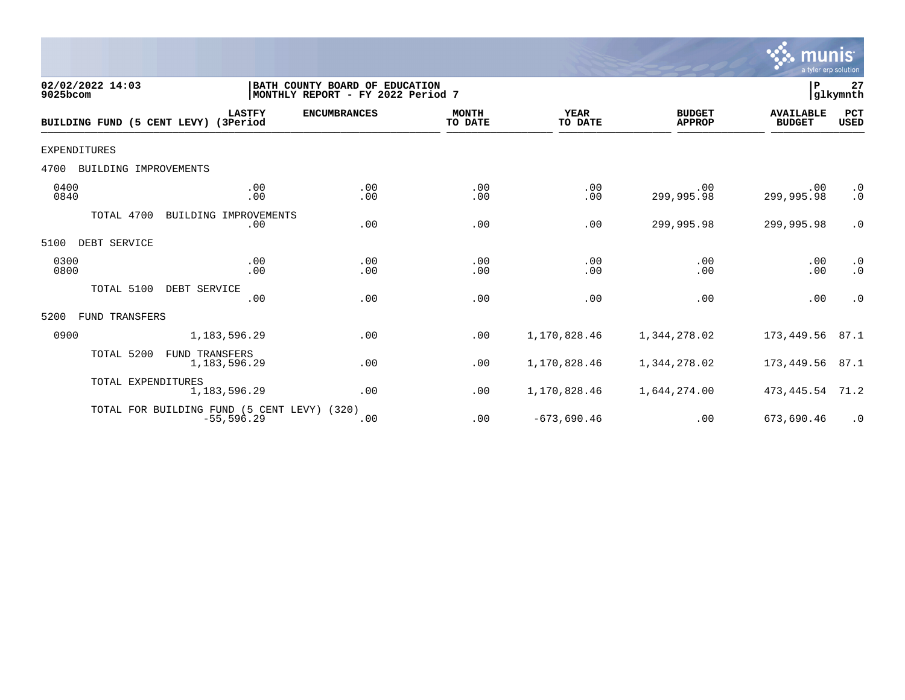02/02/2022 14:03 | BATH COUNTY BOARD OF EDUCATION | P 27
9025bcom | MONTHLY REPORT - FY 2022 Period 7 | glkymnth

| BUILDING FUND (5 CENT LEVY) | LASTFY (3Period | ENCUMBRANCES | MONTH TO DATE | YEAR TO DATE | BUDGET APPROP | AVAILABLE BUDGET | PCT USED |
|---|---|---|---|---|---|---|---|
| EXPENDITURES | | | | | | | |
| 4700 BUILDING IMPROVEMENTS | | | | | | | |
| 0400 | .00 | .00 | .00 | .00 | .00 | .00 | .0 |
| 0840 | .00 | .00 | .00 | .00 | 299,995.98 | 299,995.98 | .0 |
| TOTAL 4700 BUILDING IMPROVEMENTS | .00 | .00 | .00 | .00 | 299,995.98 | 299,995.98 | .0 |
| 5100 DEBT SERVICE | | | | | | | |
| 0300 | .00 | .00 | .00 | .00 | .00 | .00 | .0 |
| 0800 | .00 | .00 | .00 | .00 | .00 | .00 | .0 |
| TOTAL 5100 DEBT SERVICE | .00 | .00 | .00 | .00 | .00 | .00 | .0 |
| 5200 FUND TRANSFERS | | | | | | | |
| 0900 | 1,183,596.29 | .00 | .00 | 1,170,828.46 | 1,344,278.02 | 173,449.56 | 87.1 |
| TOTAL 5200 FUND TRANSFERS | 1,183,596.29 | .00 | .00 | 1,170,828.46 | 1,344,278.02 | 173,449.56 | 87.1 |
| TOTAL EXPENDITURES | 1,183,596.29 | .00 | .00 | 1,170,828.46 | 1,644,274.00 | 473,445.54 | 71.2 |
| TOTAL FOR BUILDING FUND (5 CENT LEVY) (320) | -55,596.29 | .00 | .00 | -673,690.46 | .00 | 673,690.46 | .0 |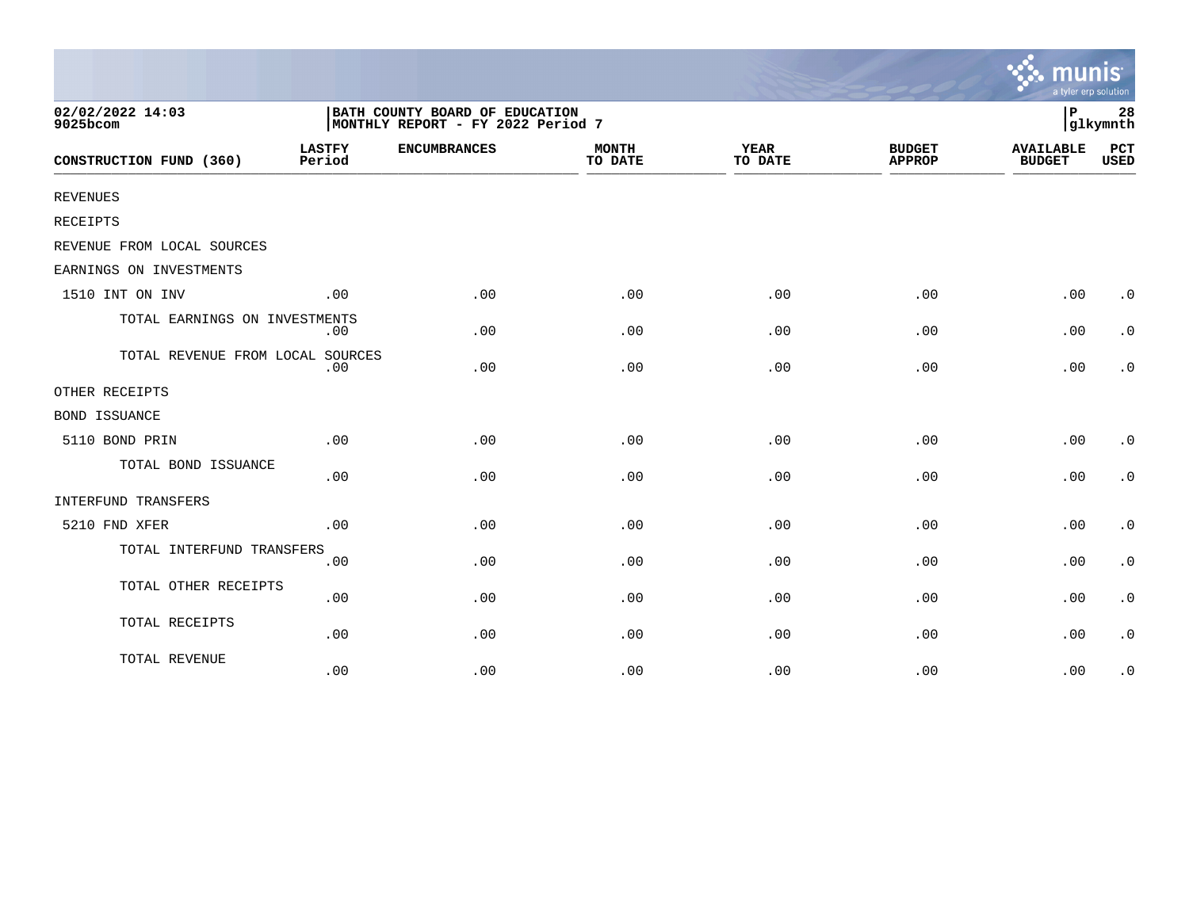02/02/2022 14:03
9025bcom

BATH COUNTY BOARD OF EDUCATION
MONTHLY REPORT - FY 2022 Period 7

P 28
glkymnth

| CONSTRUCTION FUND (360) | LASTFY Period | ENCUMBRANCES | MONTH TO DATE | YEAR TO DATE | BUDGET APPROP | AVAILABLE BUDGET | PCT USED |
|---|---|---|---|---|---|---|---|
| REVENUES | | | | | | | |
| RECEIPTS | | | | | | | |
| REVENUE FROM LOCAL SOURCES | | | | | | | |
| EARNINGS ON INVESTMENTS | | | | | | | |
| 1510 INT ON INV | .00 | .00 | .00 | .00 | .00 | .00 | .0 |
| TOTAL EARNINGS ON INVESTMENTS | .00 | .00 | .00 | .00 | .00 | .00 | .0 |
| TOTAL REVENUE FROM LOCAL SOURCES | .00 | .00 | .00 | .00 | .00 | .00 | .0 |
| OTHER RECEIPTS | | | | | | | |
| BOND ISSUANCE | | | | | | | |
| 5110 BOND PRIN | .00 | .00 | .00 | .00 | .00 | .00 | .0 |
| TOTAL BOND ISSUANCE | .00 | .00 | .00 | .00 | .00 | .00 | .0 |
| INTERFUND TRANSFERS | | | | | | | |
| 5210 FND XFER | .00 | .00 | .00 | .00 | .00 | .00 | .0 |
| TOTAL INTERFUND TRANSFERS | .00 | .00 | .00 | .00 | .00 | .00 | .0 |
| TOTAL OTHER RECEIPTS | .00 | .00 | .00 | .00 | .00 | .00 | .0 |
| TOTAL RECEIPTS | .00 | .00 | .00 | .00 | .00 | .00 | .0 |
| TOTAL REVENUE | .00 | .00 | .00 | .00 | .00 | .00 | .0 |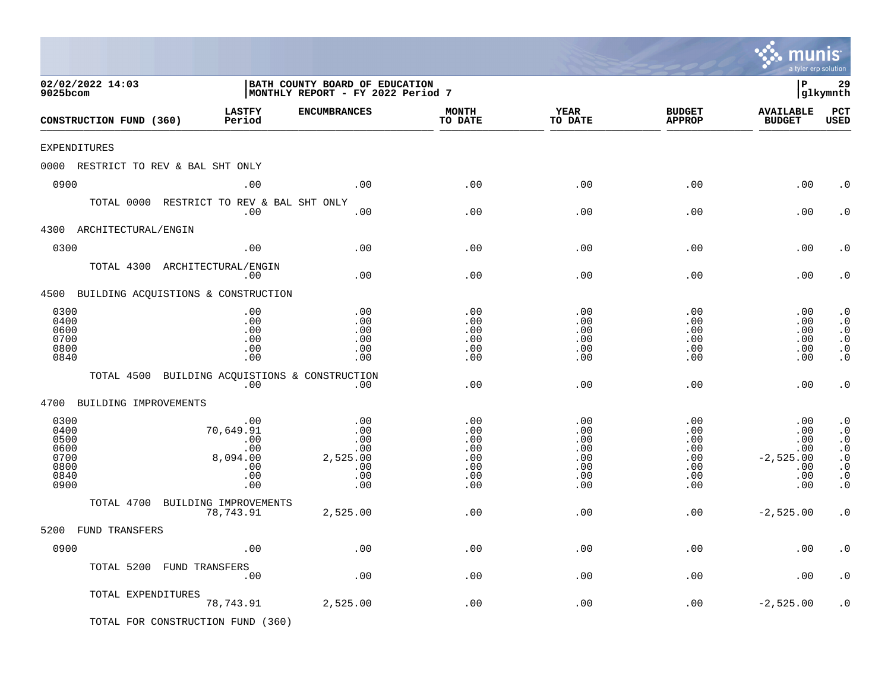**02/02/2022 14:03**
**9025bcom**

**BATH COUNTY BOARD OF EDUCATION**
**MONTHLY REPORT - FY 2022 Period 7**

**P 29**
**glkymnth**

| CONSTRUCTION FUND (360) | LASTFY Period | ENCUMBRANCES | MONTH TO DATE | YEAR TO DATE | BUDGET APPROP | AVAILABLE BUDGET | PCT USED |
|---|---|---|---|---|---|---|---|
| EXPENDITURES | | | | | | | |
| 0000 RESTRICT TO REV & BAL SHT ONLY | | | | | | | |
| 0900 | .00 | .00 | .00 | .00 | .00 | .00 | .0 |
| TOTAL 0000 RESTRICT TO REV & BAL SHT ONLY | .00 | .00 | .00 | .00 | .00 | .00 | .0 |
| 4300 ARCHITECTURAL/ENGIN | | | | | | | |
| 0300 | .00 | .00 | .00 | .00 | .00 | .00 | .0 |
| TOTAL 4300 ARCHITECTURAL/ENGIN | .00 | .00 | .00 | .00 | .00 | .00 | .0 |
| 4500 BUILDING ACQUISTIONS & CONSTRUCTION | | | | | | | |
| 0300 | .00 | .00 | .00 | .00 | .00 | .00 | .0 |
| 0400 | .00 | .00 | .00 | .00 | .00 | .00 | .0 |
| 0600 | .00 | .00 | .00 | .00 | .00 | .00 | .0 |
| 0700 | .00 | .00 | .00 | .00 | .00 | .00 | .0 |
| 0800 | .00 | .00 | .00 | .00 | .00 | .00 | .0 |
| 0840 | .00 | .00 | .00 | .00 | .00 | .00 | .0 |
| TOTAL 4500 BUILDING ACQUISTIONS & CONSTRUCTION | .00 | .00 | .00 | .00 | .00 | .00 | .0 |
| 4700 BUILDING IMPROVEMENTS | | | | | | | |
| 0300 | .00 | .00 | .00 | .00 | .00 | .00 | .0 |
| 0400 | 70,649.91 | .00 | .00 | .00 | .00 | .00 | .0 |
| 0500 | .00 | .00 | .00 | .00 | .00 | .00 | .0 |
| 0600 | .00 | .00 | .00 | .00 | .00 | .00 | .0 |
| 0700 | 8,094.00 | 2,525.00 | .00 | .00 | .00 | -2,525.00 | .0 |
| 0800 | .00 | .00 | .00 | .00 | .00 | .00 | .0 |
| 0840 | .00 | .00 | .00 | .00 | .00 | .00 | .0 |
| 0900 | .00 | .00 | .00 | .00 | .00 | .00 | .0 |
| TOTAL 4700 BUILDING IMPROVEMENTS | 78,743.91 | 2,525.00 | .00 | .00 | .00 | -2,525.00 | .0 |
| 5200 FUND TRANSFERS | | | | | | | |
| 0900 | .00 | .00 | .00 | .00 | .00 | .00 | .0 |
| TOTAL 5200 FUND TRANSFERS | .00 | .00 | .00 | .00 | .00 | .00 | .0 |
| TOTAL EXPENDITURES | 78,743.91 | 2,525.00 | .00 | .00 | .00 | -2,525.00 | .0 |

TOTAL FOR CONSTRUCTION FUND (360)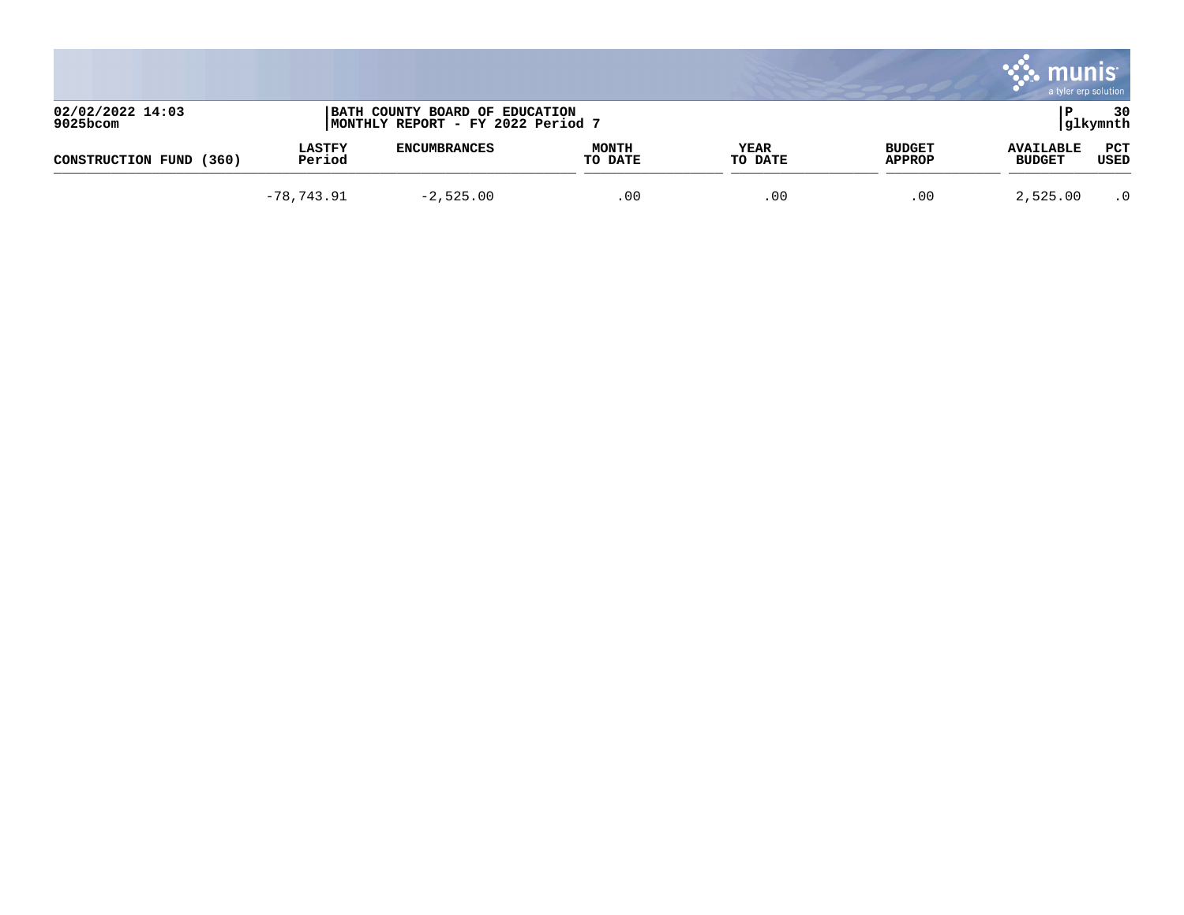02/02/2022 14:03
9025bcom

BATH COUNTY BOARD OF EDUCATION
MONTHLY REPORT - FY 2022 Period 7

P 30
glkymnth

| CONSTRUCTION FUND (360) | LASTFY Period | ENCUMBRANCES | MONTH TO DATE | YEAR TO DATE | BUDGET APPROP | AVAILABLE BUDGET | PCT USED |
|---|---|---|---|---|---|---|---|
| | -78,743.91 | -2,525.00 | .00 | .00 | .00 | 2,525.00 | .0 |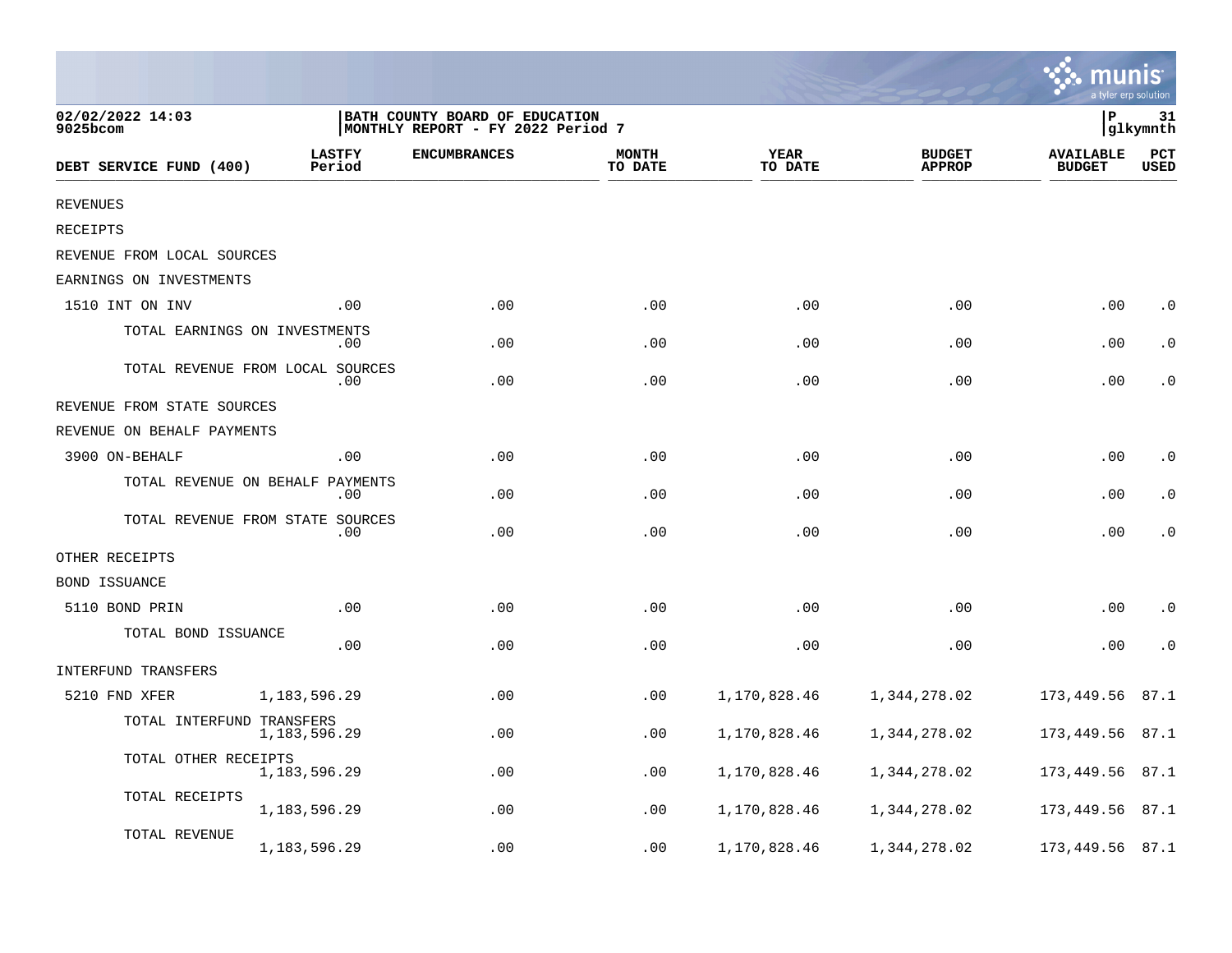02/02/2022 14:03
9025bcom

BATH COUNTY BOARD OF EDUCATION
MONTHLY REPORT - FY 2022 Period 7

| DEBT SERVICE FUND (400) | LASTFY Period | ENCUMBRANCES | MONTH TO DATE | YEAR TO DATE | BUDGET APPROP | AVAILABLE BUDGET | PCT USED |
|---|---|---|---|---|---|---|---|
| REVENUES | | | | | | | |
| RECEIPTS | | | | | | | |
| REVENUE FROM LOCAL SOURCES | | | | | | | |
| EARNINGS ON INVESTMENTS | | | | | | | |
| 1510 INT ON INV | .00 | .00 | .00 | .00 | .00 | .00 | .0 |
| TOTAL EARNINGS ON INVESTMENTS | .00 | .00 | .00 | .00 | .00 | .00 | .0 |
| TOTAL REVENUE FROM LOCAL SOURCES | .00 | .00 | .00 | .00 | .00 | .00 | .0 |
| REVENUE FROM STATE SOURCES | | | | | | | |
| REVENUE ON BEHALF PAYMENTS | | | | | | | |
| 3900 ON-BEHALF | .00 | .00 | .00 | .00 | .00 | .00 | .0 |
| TOTAL REVENUE ON BEHALF PAYMENTS | .00 | .00 | .00 | .00 | .00 | .00 | .0 |
| TOTAL REVENUE FROM STATE SOURCES | .00 | .00 | .00 | .00 | .00 | .00 | .0 |
| OTHER RECEIPTS | | | | | | | |
| BOND ISSUANCE | | | | | | | |
| 5110 BOND PRIN | .00 | .00 | .00 | .00 | .00 | .00 | .0 |
| TOTAL BOND ISSUANCE | .00 | .00 | .00 | .00 | .00 | .00 | .0 |
| INTERFUND TRANSFERS | | | | | | | |
| 5210 FND XFER | 1,183,596.29 | .00 | .00 | 1,170,828.46 | 1,344,278.02 | 173,449.56 | 87.1 |
| TOTAL INTERFUND TRANSFERS | 1,183,596.29 | .00 | .00 | 1,170,828.46 | 1,344,278.02 | 173,449.56 | 87.1 |
| TOTAL OTHER RECEIPTS | 1,183,596.29 | .00 | .00 | 1,170,828.46 | 1,344,278.02 | 173,449.56 | 87.1 |
| TOTAL RECEIPTS | 1,183,596.29 | .00 | .00 | 1,170,828.46 | 1,344,278.02 | 173,449.56 | 87.1 |
| TOTAL REVENUE | 1,183,596.29 | .00 | .00 | 1,170,828.46 | 1,344,278.02 | 173,449.56 | 87.1 |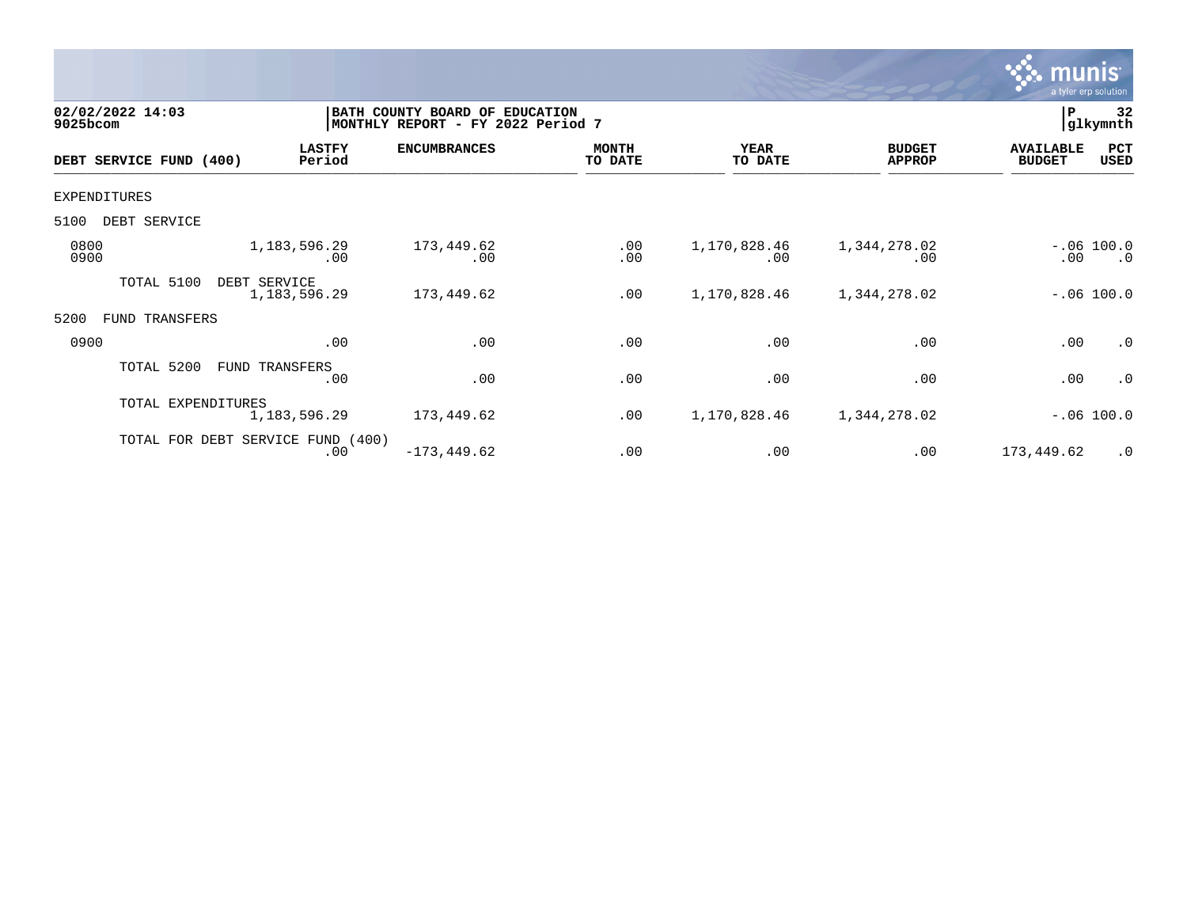02/02/2022 14:03 | BATH COUNTY BOARD OF EDUCATION | P 32
9025bcom | MONTHLY REPORT - FY 2022 Period 7 | glkymnth

| DEBT SERVICE FUND (400) | LASTFY Period | ENCUMBRANCES | MONTH TO DATE | YEAR TO DATE | BUDGET APPROP | AVAILABLE BUDGET | PCT USED |
|---|---|---|---|---|---|---|---|
| EXPENDITURES | | | | | | | |
| 5100 DEBT SERVICE | | | | | | | |
| 0800 | 1,183,596.29 | 173,449.62 | .00 | 1,170,828.46 | 1,344,278.02 | -.06 | 100.0 |
| 0900 | .00 | .00 | .00 | .00 | .00 | .00 | .0 |
| TOTAL 5100 DEBT SERVICE | 1,183,596.29 | 173,449.62 | .00 | 1,170,828.46 | 1,344,278.02 | -.06 | 100.0 |
| 5200 FUND TRANSFERS | | | | | | | |
| 0900 | .00 | .00 | .00 | .00 | .00 | .00 | .0 |
| TOTAL 5200 FUND TRANSFERS | .00 | .00 | .00 | .00 | .00 | .00 | .0 |
| TOTAL EXPENDITURES | 1,183,596.29 | 173,449.62 | .00 | 1,170,828.46 | 1,344,278.02 | -.06 | 100.0 |
| TOTAL FOR DEBT SERVICE FUND (400) | .00 | -173,449.62 | .00 | .00 | .00 | 173,449.62 | .0 |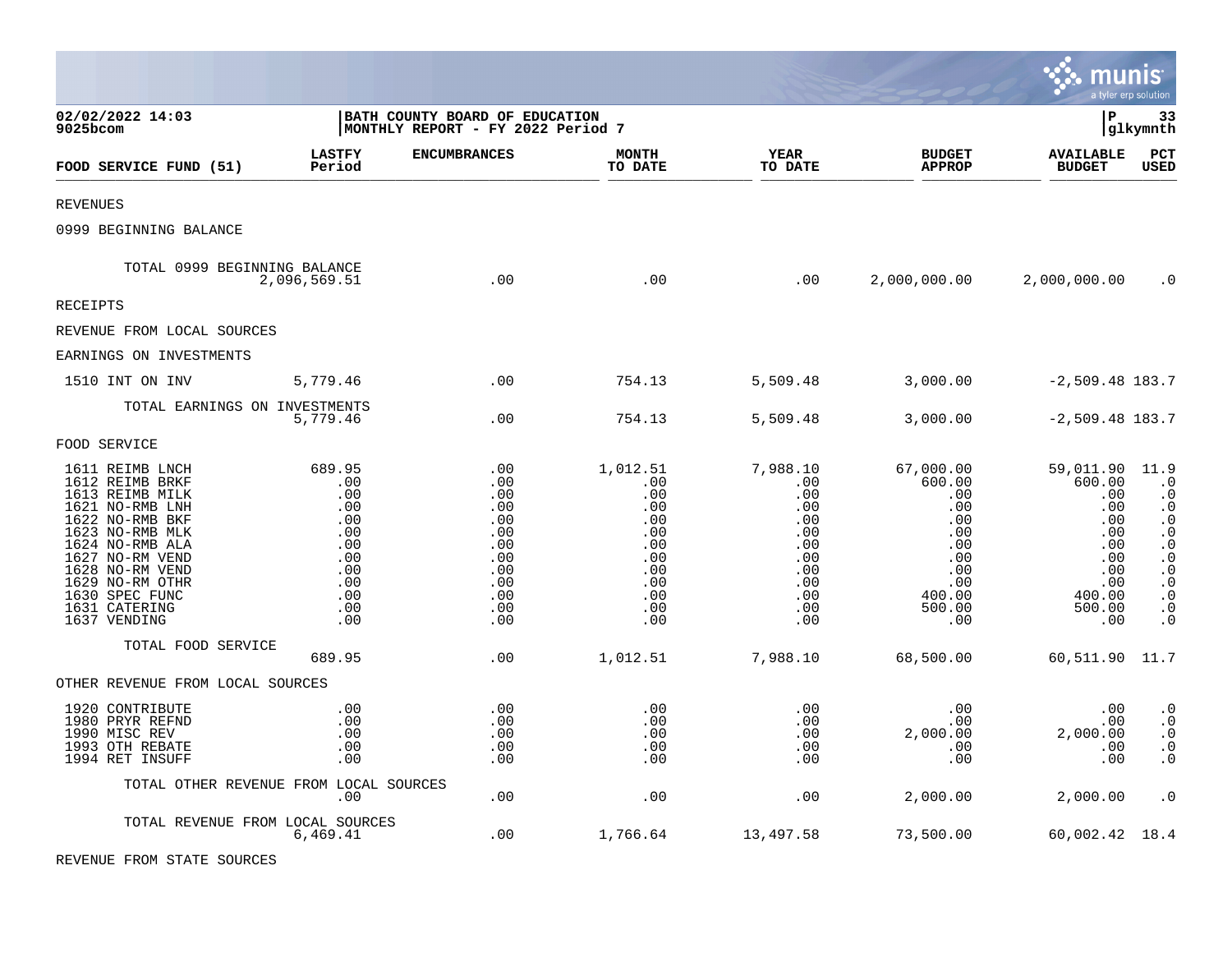02/02/2022 14:03 | BATH COUNTY BOARD OF EDUCATION | P 33
9025bcom | MONTHLY REPORT - FY 2022 Period 7 | glkymnth

| FOOD SERVICE FUND (51) | LASTFY Period | ENCUMBRANCES | MONTH TO DATE | YEAR TO DATE | BUDGET APPROP | AVAILABLE BUDGET | PCT USED |
|---|---|---|---|---|---|---|---|
| REVENUES | | | | | | | |
| 0999 BEGINNING BALANCE | | | | | | | |
| TOTAL 0999 BEGINNING BALANCE | 2,096,569.51 | .00 | .00 | .00 | 2,000,000.00 | 2,000,000.00 | .0 |
| RECEIPTS | | | | | | | |
| REVENUE FROM LOCAL SOURCES | | | | | | | |
| EARNINGS ON INVESTMENTS | | | | | | | |
| 1510 INT ON INV | 5,779.46 | .00 | 754.13 | 5,509.48 | 3,000.00 | -2,509.48 | 183.7 |
| TOTAL EARNINGS ON INVESTMENTS | 5,779.46 | .00 | 754.13 | 5,509.48 | 3,000.00 | -2,509.48 | 183.7 |
| FOOD SERVICE | | | | | | | |
| 1611 REIMB LNCH | 689.95 | .00 | 1,012.51 | 7,988.10 | 67,000.00 | 59,011.90 | 11.9 |
| 1612 REIMB BRKF | .00 | .00 | .00 | .00 | 600.00 | 600.00 | .0 |
| 1613 REIMB MILK | .00 | .00 | .00 | .00 | .00 | .00 | .0 |
| 1621 NO-RMB LNH | .00 | .00 | .00 | .00 | .00 | .00 | .0 |
| 1622 NO-RMB BKF | .00 | .00 | .00 | .00 | .00 | .00 | .0 |
| 1623 NO-RMB MLK | .00 | .00 | .00 | .00 | .00 | .00 | .0 |
| 1624 NO-RMB ALA | .00 | .00 | .00 | .00 | .00 | .00 | .0 |
| 1627 NO-RM VEND | .00 | .00 | .00 | .00 | .00 | .00 | .0 |
| 1628 NO-RM VEND | .00 | .00 | .00 | .00 | .00 | .00 | .0 |
| 1629 NO-RM OTHR | .00 | .00 | .00 | .00 | .00 | .00 | .0 |
| 1630 SPEC FUNC | .00 | .00 | .00 | .00 | 400.00 | 400.00 | .0 |
| 1631 CATERING | .00 | .00 | .00 | .00 | 500.00 | 500.00 | .0 |
| 1637 VENDING | .00 | .00 | .00 | .00 | .00 | .00 | .0 |
| TOTAL FOOD SERVICE | 689.95 | .00 | 1,012.51 | 7,988.10 | 68,500.00 | 60,511.90 | 11.7 |
| OTHER REVENUE FROM LOCAL SOURCES | | | | | | | |
| 1920 CONTRIBUTE | .00 | .00 | .00 | .00 | .00 | .00 | .0 |
| 1980 PRYR REFND | .00 | .00 | .00 | .00 | .00 | .00 | .0 |
| 1990 MISC REV | .00 | .00 | .00 | .00 | 2,000.00 | 2,000.00 | .0 |
| 1993 OTH REBATE | .00 | .00 | .00 | .00 | .00 | .00 | .0 |
| 1994 RET INSUFF | .00 | .00 | .00 | .00 | .00 | .00 | .0 |
| TOTAL OTHER REVENUE FROM LOCAL SOURCES | .00 | .00 | .00 | .00 | 2,000.00 | 2,000.00 | .0 |
| TOTAL REVENUE FROM LOCAL SOURCES | 6,469.41 | .00 | 1,766.64 | 13,497.58 | 73,500.00 | 60,002.42 | 18.4 |
| REVENUE FROM STATE SOURCES | | | | | | | |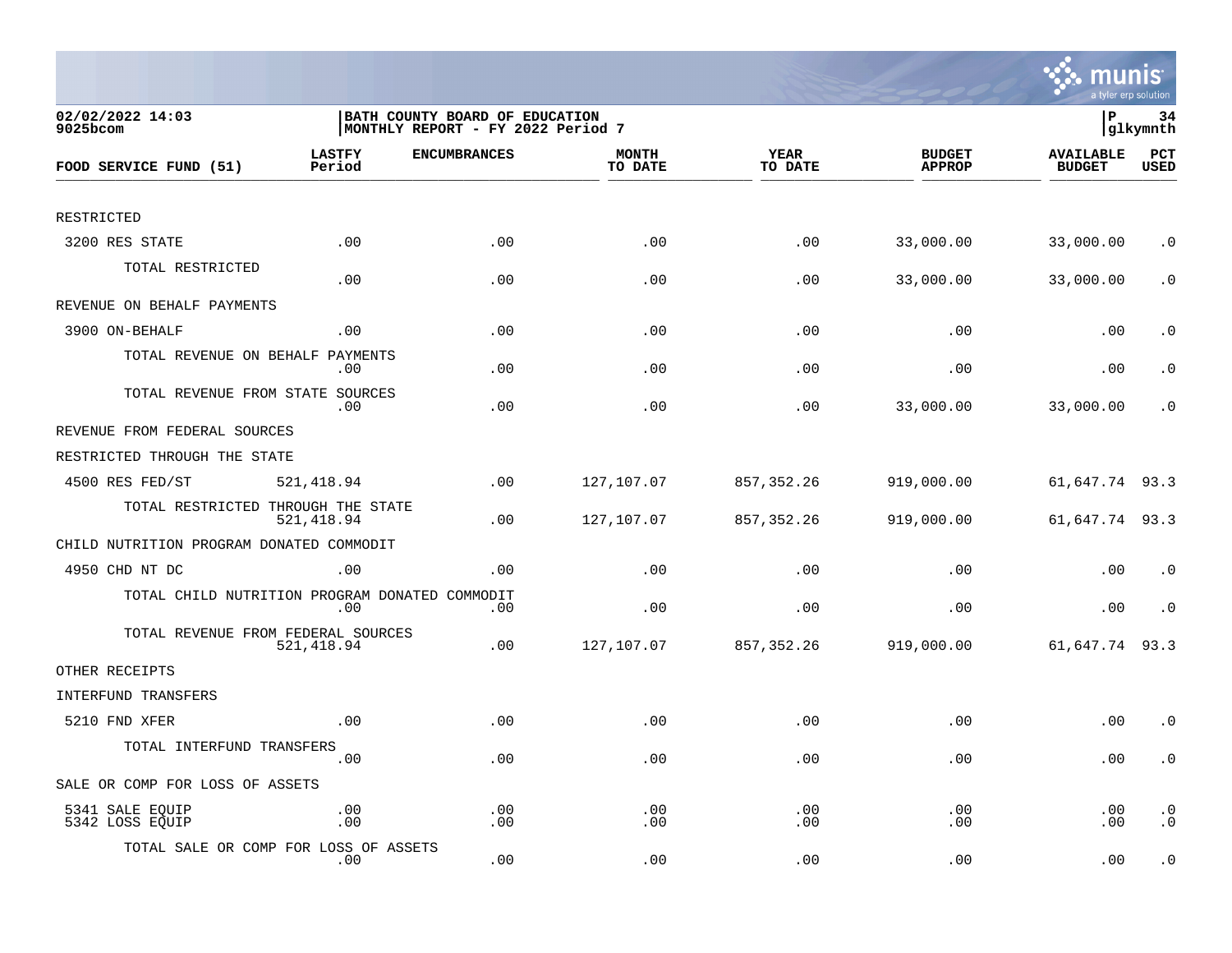02/02/2022 14:03
9025bcom

BATH COUNTY BOARD OF EDUCATION
MONTHLY REPORT - FY 2022 Period 7

P 34
glkymnth

| FOOD SERVICE FUND (51) | LASTFY Period | ENCUMBRANCES | MONTH TO DATE | YEAR TO DATE | BUDGET APPROP | AVAILABLE BUDGET | PCT USED |
|---|---|---|---|---|---|---|---|
| RESTRICTED | | | | | | | |
| 3200 RES STATE | .00 | .00 | .00 | .00 | 33,000.00 | 33,000.00 | .0 |
| TOTAL RESTRICTED | .00 | .00 | .00 | .00 | 33,000.00 | 33,000.00 | .0 |
| REVENUE ON BEHALF PAYMENTS | | | | | | | |
| 3900 ON-BEHALF | .00 | .00 | .00 | .00 | .00 | .00 | .0 |
| TOTAL REVENUE ON BEHALF PAYMENTS | .00 | .00 | .00 | .00 | .00 | .00 | .0 |
| TOTAL REVENUE FROM STATE SOURCES | .00 | .00 | .00 | .00 | 33,000.00 | 33,000.00 | .0 |
| REVENUE FROM FEDERAL SOURCES | | | | | | | |
| RESTRICTED THROUGH THE STATE | | | | | | | |
| 4500 RES FED/ST | 521,418.94 | .00 | 127,107.07 | 857,352.26 | 919,000.00 | 61,647.74 | 93.3 |
| TOTAL RESTRICTED THROUGH THE STATE | 521,418.94 | .00 | 127,107.07 | 857,352.26 | 919,000.00 | 61,647.74 | 93.3 |
| CHILD NUTRITION PROGRAM DONATED COMMODIT | | | | | | | |
| 4950 CHD NT DC | .00 | .00 | .00 | .00 | .00 | .00 | .0 |
| TOTAL CHILD NUTRITION PROGRAM DONATED COMMODIT | .00 | .00 | .00 | .00 | .00 | .00 | .0 |
| TOTAL REVENUE FROM FEDERAL SOURCES | 521,418.94 | .00 | 127,107.07 | 857,352.26 | 919,000.00 | 61,647.74 | 93.3 |
| OTHER RECEIPTS | | | | | | | |
| INTERFUND TRANSFERS | | | | | | | |
| 5210 FND XFER | .00 | .00 | .00 | .00 | .00 | .00 | .0 |
| TOTAL INTERFUND TRANSFERS | .00 | .00 | .00 | .00 | .00 | .00 | .0 |
| SALE OR COMP FOR LOSS OF ASSETS | | | | | | | |
| 5341 SALE EQUIP | .00 | .00 | .00 | .00 | .00 | .00 | .0 |
| 5342 LOSS EQUIP | .00 | .00 | .00 | .00 | .00 | .00 | .0 |
| TOTAL SALE OR COMP FOR LOSS OF ASSETS | .00 | .00 | .00 | .00 | .00 | .00 | .0 |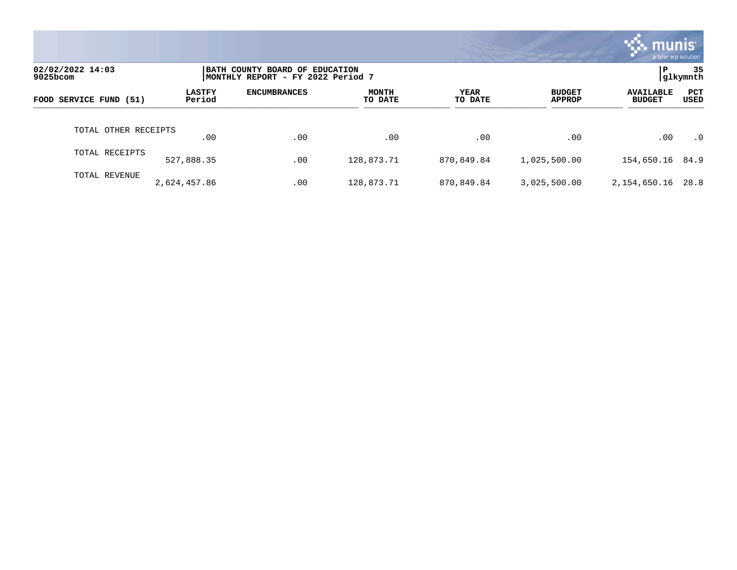02/02/2022 14:03
9025bcom

BATH COUNTY BOARD OF EDUCATION
MONTHLY REPORT - FY 2022 Period 7

P
glkymnth

| FOOD SERVICE FUND (51) | LASTFY Period | ENCUMBRANCES | MONTH TO DATE | YEAR TO DATE | BUDGET APPROP | AVAILABLE BUDGET | PCT USED |
|---|---|---|---|---|---|---|---|
| TOTAL OTHER RECEIPTS | .00 | .00 | .00 | .00 | .00 | .00 | .0 |
| TOTAL RECEIPTS | 527,888.35 | .00 | 128,873.71 | 870,849.84 | 1,025,500.00 | 154,650.16 | 84.9 |
| TOTAL REVENUE | 2,624,457.86 | .00 | 128,873.71 | 870,849.84 | 3,025,500.00 | 2,154,650.16 | 28.8 |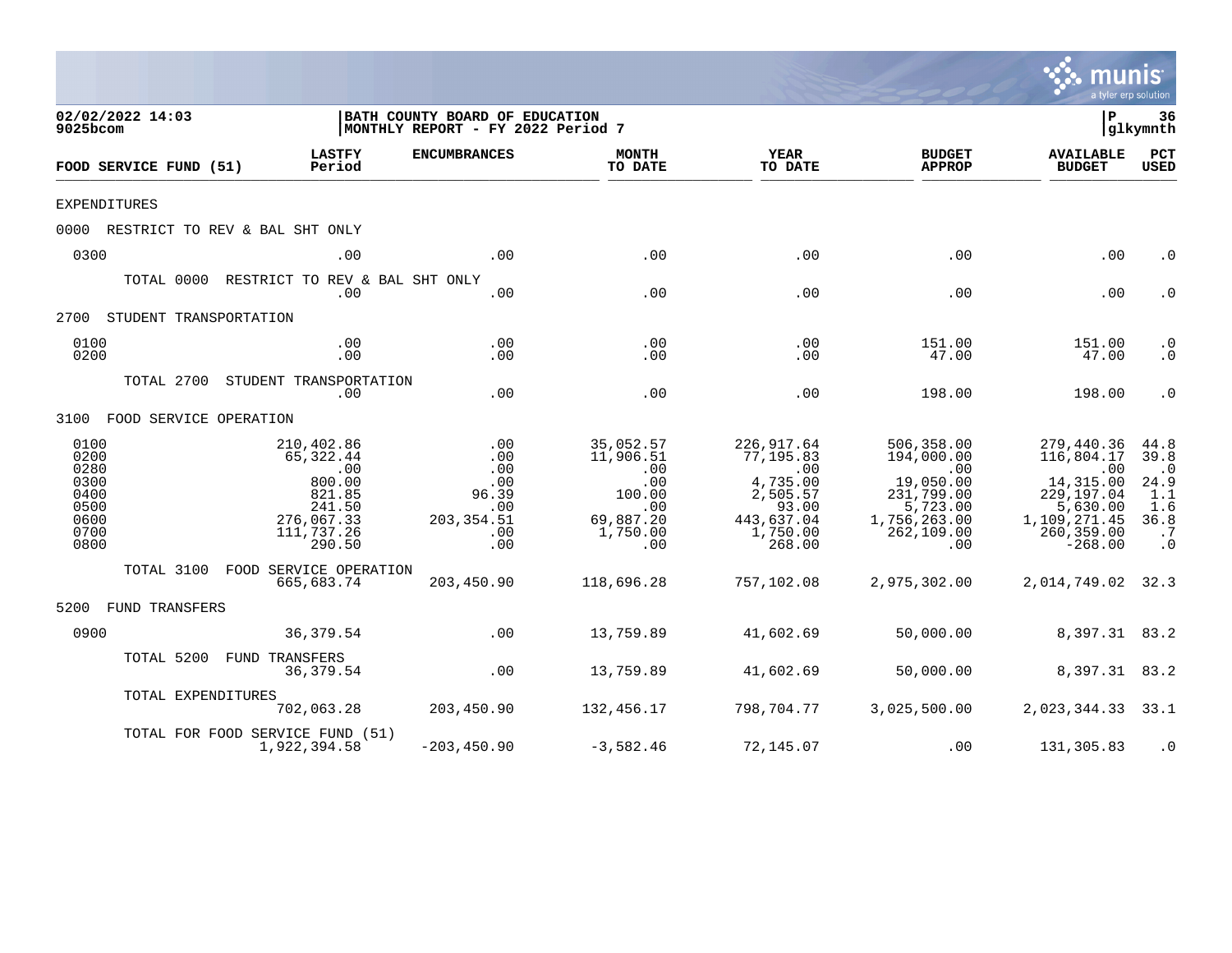02/02/2022 14:03 | BATH COUNTY BOARD OF EDUCATION | P 36
9025bcom | MONTHLY REPORT - FY 2022 Period 7 | glkymnth

| FOOD SERVICE FUND (51) | LASTFY Period | ENCUMBRANCES | MONTH TO DATE | YEAR TO DATE | BUDGET APPROP | AVAILABLE BUDGET | PCT USED |
|---|---|---|---|---|---|---|---|
| EXPENDITURES | | | | | | | |
| 0000 RESTRICT TO REV & BAL SHT ONLY | | | | | | | |
| 0300 | .00 | .00 | .00 | .00 | .00 | .00 | .0 |
| TOTAL 0000 RESTRICT TO REV & BAL SHT ONLY | .00 | .00 | .00 | .00 | .00 | .00 | .0 |
| 2700 STUDENT TRANSPORTATION | | | | | | | |
| 0100 | .00 | .00 | .00 | .00 | 151.00 | 151.00 | .0 |
| 0200 | .00 | .00 | .00 | .00 | 47.00 | 47.00 | .0 |
| TOTAL 2700 STUDENT TRANSPORTATION | .00 | .00 | .00 | .00 | 198.00 | 198.00 | .0 |
| 3100 FOOD SERVICE OPERATION | | | | | | | |
| 0100 | 210,402.86 | .00 | 35,052.57 | 226,917.64 | 506,358.00 | 279,440.36 | 44.8 |
| 0200 | 65,322.44 | .00 | 11,906.51 | 77,195.83 | 194,000.00 | 116,804.17 | 39.8 |
| 0280 | .00 | .00 | .00 | .00 | .00 | .00 | .0 |
| 0300 | 800.00 | .00 | .00 | 4,735.00 | 19,050.00 | 14,315.00 | 24.9 |
| 0400 | 821.85 | 96.39 | 100.00 | 2,505.57 | 231,799.00 | 229,197.04 | 1.1 |
| 0500 | 241.50 | .00 | .00 | 93.00 | 5,723.00 | 5,630.00 | 1.6 |
| 0600 | 276,067.33 | 203,354.51 | 69,887.20 | 443,637.04 | 1,756,263.00 | 1,109,271.45 | 36.8 |
| 0700 | 111,737.26 | .00 | 1,750.00 | 1,750.00 | 262,109.00 | 260,359.00 | .7 |
| 0800 | 290.50 | .00 | .00 | 268.00 | .00 | -268.00 | .0 |
| TOTAL 3100 FOOD SERVICE OPERATION | 665,683.74 | 203,450.90 | 118,696.28 | 757,102.08 | 2,975,302.00 | 2,014,749.02 | 32.3 |
| 5200 FUND TRANSFERS | | | | | | | |
| 0900 | 36,379.54 | .00 | 13,759.89 | 41,602.69 | 50,000.00 | 8,397.31 | 83.2 |
| TOTAL 5200 FUND TRANSFERS | 36,379.54 | .00 | 13,759.89 | 41,602.69 | 50,000.00 | 8,397.31 | 83.2 |
| TOTAL EXPENDITURES | 702,063.28 | 203,450.90 | 132,456.17 | 798,704.77 | 3,025,500.00 | 2,023,344.33 | 33.1 |
| TOTAL FOR FOOD SERVICE FUND (51) | 1,922,394.58 | -203,450.90 | -3,582.46 | 72,145.07 | .00 | 131,305.83 | .0 |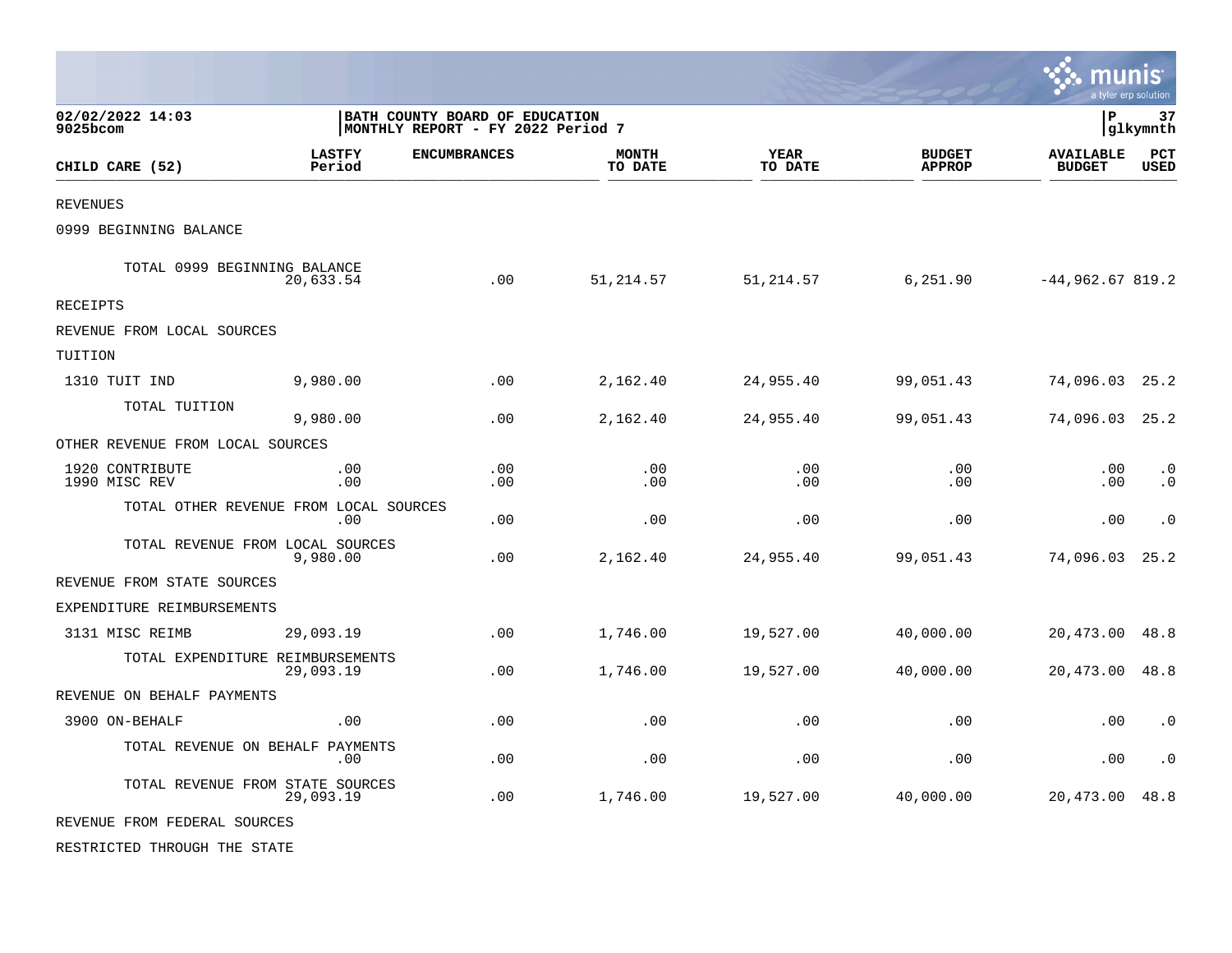02/02/2022 14:03 | BATH COUNTY BOARD OF EDUCATION | P 37
9025bcom | MONTHLY REPORT - FY 2022 Period 7 | glkymnth

| CHILD CARE (52) | LASTFY Period | ENCUMBRANCES | MONTH TO DATE | YEAR TO DATE | BUDGET APPROP | AVAILABLE BUDGET | PCT USED |
|---|---|---|---|---|---|---|---|
| REVENUES | | | | | | | |
| 0999 BEGINNING BALANCE | | | | | | | |
| TOTAL 0999 BEGINNING BALANCE | 20,633.54 | .00 | 51,214.57 | 51,214.57 | 6,251.90 | -44,962.67 | 819.2 |
| RECEIPTS | | | | | | | |
| REVENUE FROM LOCAL SOURCES | | | | | | | |
| TUITION | | | | | | | |
| 1310 TUIT IND | 9,980.00 | .00 | 2,162.40 | 24,955.40 | 99,051.43 | 74,096.03 | 25.2 |
| TOTAL TUITION | 9,980.00 | .00 | 2,162.40 | 24,955.40 | 99,051.43 | 74,096.03 | 25.2 |
| OTHER REVENUE FROM LOCAL SOURCES | | | | | | | |
| 1920 CONTRIBUTE | .00 | .00 | .00 | .00 | .00 | .00 | .0 |
| 1990 MISC REV | .00 | .00 | .00 | .00 | .00 | .00 | .0 |
| TOTAL OTHER REVENUE FROM LOCAL SOURCES | .00 | .00 | .00 | .00 | .00 | .00 | .0 |
| TOTAL REVENUE FROM LOCAL SOURCES | 9,980.00 | .00 | 2,162.40 | 24,955.40 | 99,051.43 | 74,096.03 | 25.2 |
| REVENUE FROM STATE SOURCES | | | | | | | |
| EXPENDITURE REIMBURSEMENTS | | | | | | | |
| 3131 MISC REIMB | 29,093.19 | .00 | 1,746.00 | 19,527.00 | 40,000.00 | 20,473.00 | 48.8 |
| TOTAL EXPENDITURE REIMBURSEMENTS | 29,093.19 | .00 | 1,746.00 | 19,527.00 | 40,000.00 | 20,473.00 | 48.8 |
| REVENUE ON BEHALF PAYMENTS | | | | | | | |
| 3900 ON-BEHALF | .00 | .00 | .00 | .00 | .00 | .00 | .0 |
| TOTAL REVENUE ON BEHALF PAYMENTS | .00 | .00 | .00 | .00 | .00 | .00 | .0 |
| TOTAL REVENUE FROM STATE SOURCES | 29,093.19 | .00 | 1,746.00 | 19,527.00 | 40,000.00 | 20,473.00 | 48.8 |
| REVENUE FROM FEDERAL SOURCES | | | | | | | |
| RESTRICTED THROUGH THE STATE | | | | | | | |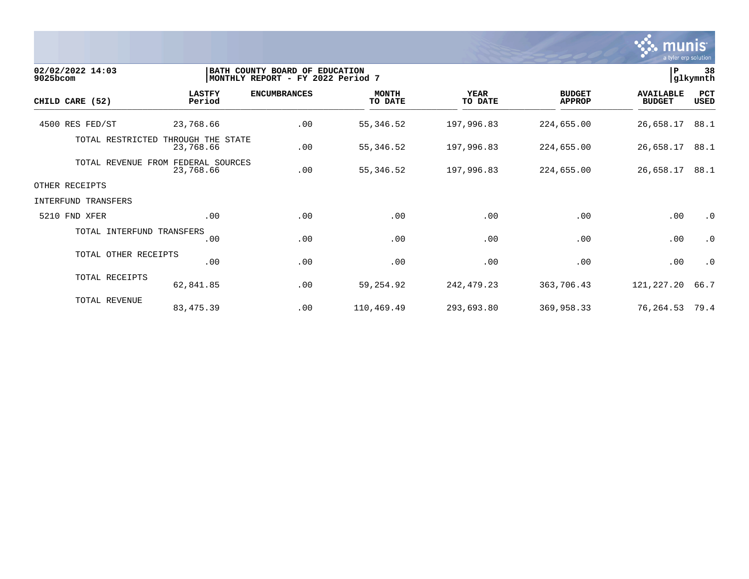02/02/2022 14:03
9025bcom

BATH COUNTY BOARD OF EDUCATION
MONTHLY REPORT - FY 2022 Period 7

| CHILD CARE (52) | LASTFY Period | ENCUMBRANCES | MONTH TO DATE | YEAR TO DATE | BUDGET APPROP | AVAILABLE BUDGET | PCT USED |
|---|---|---|---|---|---|---|---|
| 4500 RES FED/ST | 23,768.66 | .00 | 55,346.52 | 197,996.83 | 224,655.00 | 26,658.17 | 88.1 |
| TOTAL RESTRICTED THROUGH THE STATE | 23,768.66 | .00 | 55,346.52 | 197,996.83 | 224,655.00 | 26,658.17 | 88.1 |
| TOTAL REVENUE FROM FEDERAL SOURCES | 23,768.66 | .00 | 55,346.52 | 197,996.83 | 224,655.00 | 26,658.17 | 88.1 |
| OTHER RECEIPTS | | | | | | | |
| INTERFUND TRANSFERS | | | | | | | |
| 5210 FND XFER | .00 | .00 | .00 | .00 | .00 | .00 | .0 |
| TOTAL INTERFUND TRANSFERS | .00 | .00 | .00 | .00 | .00 | .00 | .0 |
| TOTAL OTHER RECEIPTS | .00 | .00 | .00 | .00 | .00 | .00 | .0 |
| TOTAL RECEIPTS | 62,841.85 | .00 | 59,254.92 | 242,479.23 | 363,706.43 | 121,227.20 | 66.7 |
| TOTAL REVENUE | 83,475.39 | .00 | 110,469.49 | 293,693.80 | 369,958.33 | 76,264.53 | 79.4 |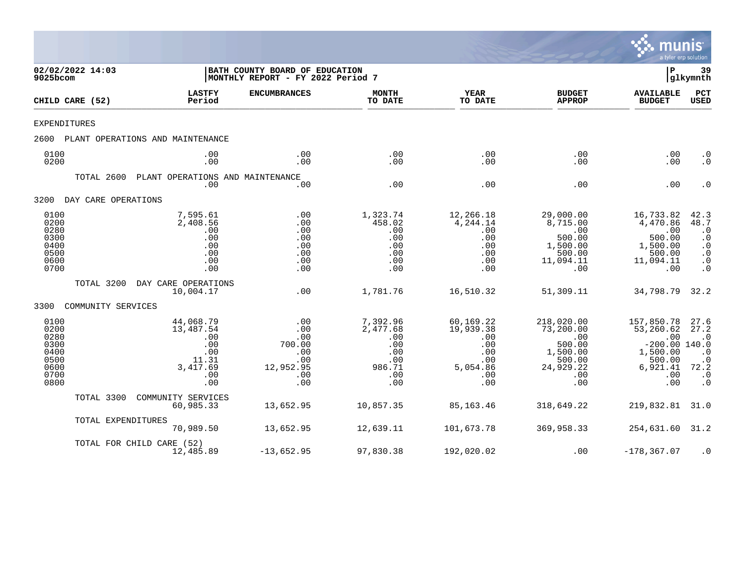02/02/2022 14:03 | BATH COUNTY BOARD OF EDUCATION | P 39
9025bcom | MONTHLY REPORT - FY 2022 Period 7 | glkymnth

| CHILD CARE (52) | LASTFY Period | ENCUMBRANCES | MONTH TO DATE | YEAR TO DATE | BUDGET APPROP | AVAILABLE BUDGET | PCT USED |
|---|---|---|---|---|---|---|---|
| EXPENDITURES | | | | | | | |
| 2600 PLANT OPERATIONS AND MAINTENANCE | | | | | | | |
| 0100 | .00 | .00 | .00 | .00 | .00 | .00 | .0 |
| 0200 | .00 | .00 | .00 | .00 | .00 | .00 | .0 |
| TOTAL 2600 PLANT OPERATIONS AND MAINTENANCE | .00 | .00 | .00 | .00 | .00 | .00 | .0 |
| 3200 DAY CARE OPERATIONS | | | | | | | |
| 0100 | 7,595.61 | .00 | 1,323.74 | 12,266.18 | 29,000.00 | 16,733.82 | 42.3 |
| 0200 | 2,408.56 | .00 | 458.02 | 4,244.14 | 8,715.00 | 4,470.86 | 48.7 |
| 0280 | .00 | .00 | .00 | .00 | .00 | .00 | .0 |
| 0300 | .00 | .00 | .00 | .00 | 500.00 | 500.00 | .0 |
| 0400 | .00 | .00 | .00 | .00 | 1,500.00 | 1,500.00 | .0 |
| 0500 | .00 | .00 | .00 | .00 | 500.00 | 500.00 | .0 |
| 0600 | .00 | .00 | .00 | .00 | 11,094.11 | 11,094.11 | .0 |
| 0700 | .00 | .00 | .00 | .00 | .00 | .00 | .0 |
| TOTAL 3200 DAY CARE OPERATIONS | 10,004.17 | .00 | 1,781.76 | 16,510.32 | 51,309.11 | 34,798.79 | 32.2 |
| 3300 COMMUNITY SERVICES | | | | | | | |
| 0100 | 44,068.79 | .00 | 7,392.96 | 60,169.22 | 218,020.00 | 157,850.78 | 27.6 |
| 0200 | 13,487.54 | .00 | 2,477.68 | 19,939.38 | 73,200.00 | 53,260.62 | 27.2 |
| 0280 | .00 | .00 | .00 | .00 | .00 | .00 | .0 |
| 0300 | .00 | 700.00 | .00 | .00 | 500.00 | -200.00 | 140.0 |
| 0400 | .00 | .00 | .00 | .00 | 1,500.00 | 1,500.00 | .0 |
| 0500 | 11.31 | .00 | .00 | .00 | 500.00 | 500.00 | .0 |
| 0600 | 3,417.69 | 12,952.95 | 986.71 | 5,054.86 | 24,929.22 | 6,921.41 | 72.2 |
| 0700 | .00 | .00 | .00 | .00 | .00 | .00 | .0 |
| 0800 | .00 | .00 | .00 | .00 | .00 | .00 | .0 |
| TOTAL 3300 COMMUNITY SERVICES | 60,985.33 | 13,652.95 | 10,857.35 | 85,163.46 | 318,649.22 | 219,832.81 | 31.0 |
| TOTAL EXPENDITURES | 70,989.50 | 13,652.95 | 12,639.11 | 101,673.78 | 369,958.33 | 254,631.60 | 31.2 |
| TOTAL FOR CHILD CARE (52) | 12,485.89 | -13,652.95 | 97,830.38 | 192,020.02 | .00 | -178,367.07 | .0 |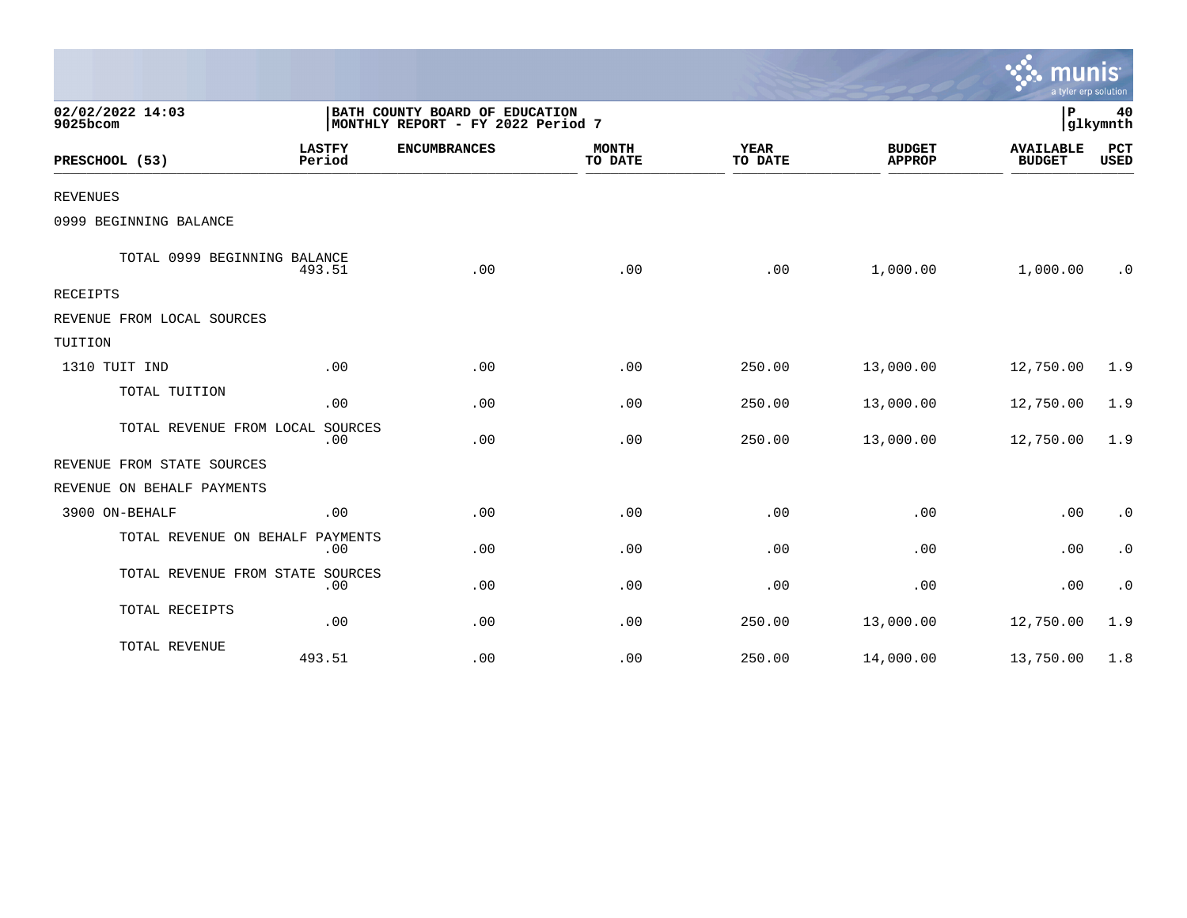BATH COUNTY BOARD OF EDUCATION
MONTHLY REPORT - FY 2022 Period 7

02/02/2022 14:03
9025bcom

| PRESCHOOL (53) | LASTFY Period | ENCUMBRANCES | MONTH TO DATE | YEAR TO DATE | BUDGET APPROP | AVAILABLE BUDGET | PCT USED |
|---|---|---|---|---|---|---|---|
| REVENUES | | | | | | | |
| 0999 BEGINNING BALANCE | | | | | | | |
| TOTAL 0999 BEGINNING BALANCE | 493.51 | .00 | .00 | .00 | 1,000.00 | 1,000.00 | .0 |
| RECEIPTS | | | | | | | |
| REVENUE FROM LOCAL SOURCES | | | | | | | |
| TUITION | | | | | | | |
| 1310 TUIT IND | .00 | .00 | .00 | 250.00 | 13,000.00 | 12,750.00 | 1.9 |
| TOTAL TUITION | .00 | .00 | .00 | 250.00 | 13,000.00 | 12,750.00 | 1.9 |
| TOTAL REVENUE FROM LOCAL SOURCES | .00 | .00 | .00 | 250.00 | 13,000.00 | 12,750.00 | 1.9 |
| REVENUE FROM STATE SOURCES | | | | | | | |
| REVENUE ON BEHALF PAYMENTS | | | | | | | |
| 3900 ON-BEHALF | .00 | .00 | .00 | .00 | .00 | .00 | .0 |
| TOTAL REVENUE ON BEHALF PAYMENTS | .00 | .00 | .00 | .00 | .00 | .00 | .0 |
| TOTAL REVENUE FROM STATE SOURCES | .00 | .00 | .00 | .00 | .00 | .00 | .0 |
| TOTAL RECEIPTS | .00 | .00 | .00 | 250.00 | 13,000.00 | 12,750.00 | 1.9 |
| TOTAL REVENUE | 493.51 | .00 | .00 | 250.00 | 14,000.00 | 13,750.00 | 1.8 |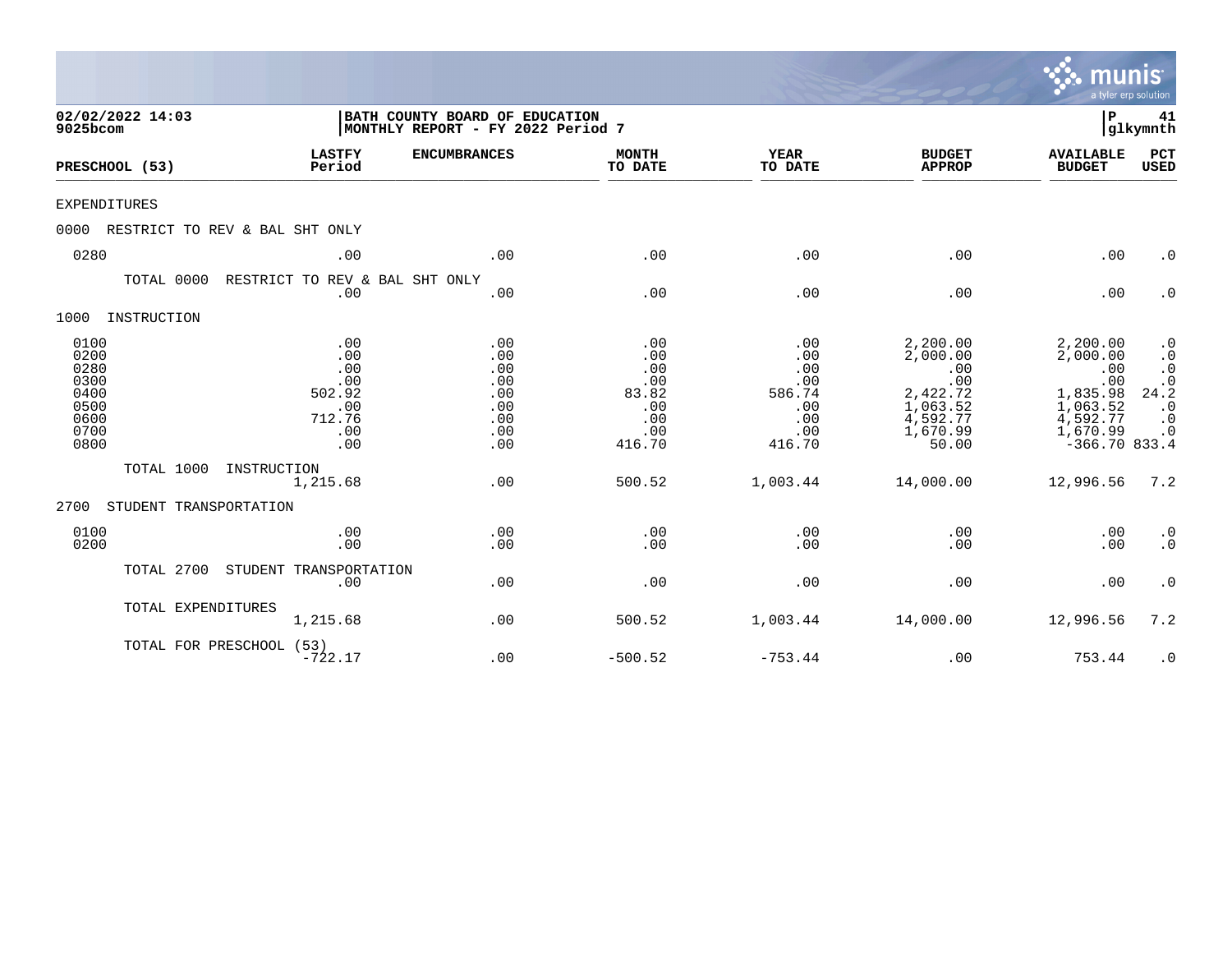**02/02/2022 14:03**
**9025bcom**

**BATH COUNTY BOARD OF EDUCATION**
**MONTHLY REPORT - FY 2022 Period 7**

**P 41**
**glkymnth**

| PRESCHOOL (53) | LASTFY Period | ENCUMBRANCES | MONTH TO DATE | YEAR TO DATE | BUDGET APPROP | AVAILABLE BUDGET | PCT USED |
|---|---|---|---|---|---|---|---|
| EXPENDITURES | | | | | | | |
| 0000 RESTRICT TO REV & BAL SHT ONLY | | | | | | | |
| 0280 | .00 | .00 | .00 | .00 | .00 | .00 | .0 |
| TOTAL 0000 RESTRICT TO REV & BAL SHT ONLY | .00 | .00 | .00 | .00 | .00 | .00 | .0 |
| 1000 INSTRUCTION | | | | | | | |
| 0100 | .00 | .00 | .00 | .00 | 2,200.00 | 2,200.00 | .0 |
| 0200 | .00 | .00 | .00 | .00 | 2,000.00 | 2,000.00 | .0 |
| 0280 | .00 | .00 | .00 | .00 | .00 | .00 | .0 |
| 0300 | .00 | .00 | .00 | .00 | .00 | .00 | .0 |
| 0400 | 502.92 | .00 | 83.82 | 586.74 | 2,422.72 | 1,835.98 | 24.2 |
| 0500 | .00 | .00 | .00 | .00 | 1,063.52 | 1,063.52 | .0 |
| 0600 | 712.76 | .00 | .00 | .00 | 4,592.77 | 4,592.77 | .0 |
| 0700 | .00 | .00 | .00 | .00 | 1,670.99 | 1,670.99 | .0 |
| 0800 | .00 | .00 | 416.70 | 416.70 | 50.00 | -366.70 | 833.4 |
| TOTAL 1000 INSTRUCTION | 1,215.68 | .00 | 500.52 | 1,003.44 | 14,000.00 | 12,996.56 | 7.2 |
| 2700 STUDENT TRANSPORTATION | | | | | | | |
| 0100 | .00 | .00 | .00 | .00 | .00 | .00 | .0 |
| 0200 | .00 | .00 | .00 | .00 | .00 | .00 | .0 |
| TOTAL 2700 STUDENT TRANSPORTATION | .00 | .00 | .00 | .00 | .00 | .00 | .0 |
| TOTAL EXPENDITURES | 1,215.68 | .00 | 500.52 | 1,003.44 | 14,000.00 | 12,996.56 | 7.2 |
| TOTAL FOR PRESCHOOL (53) | -722.17 | .00 | -500.52 | -753.44 | .00 | 753.44 | .0 |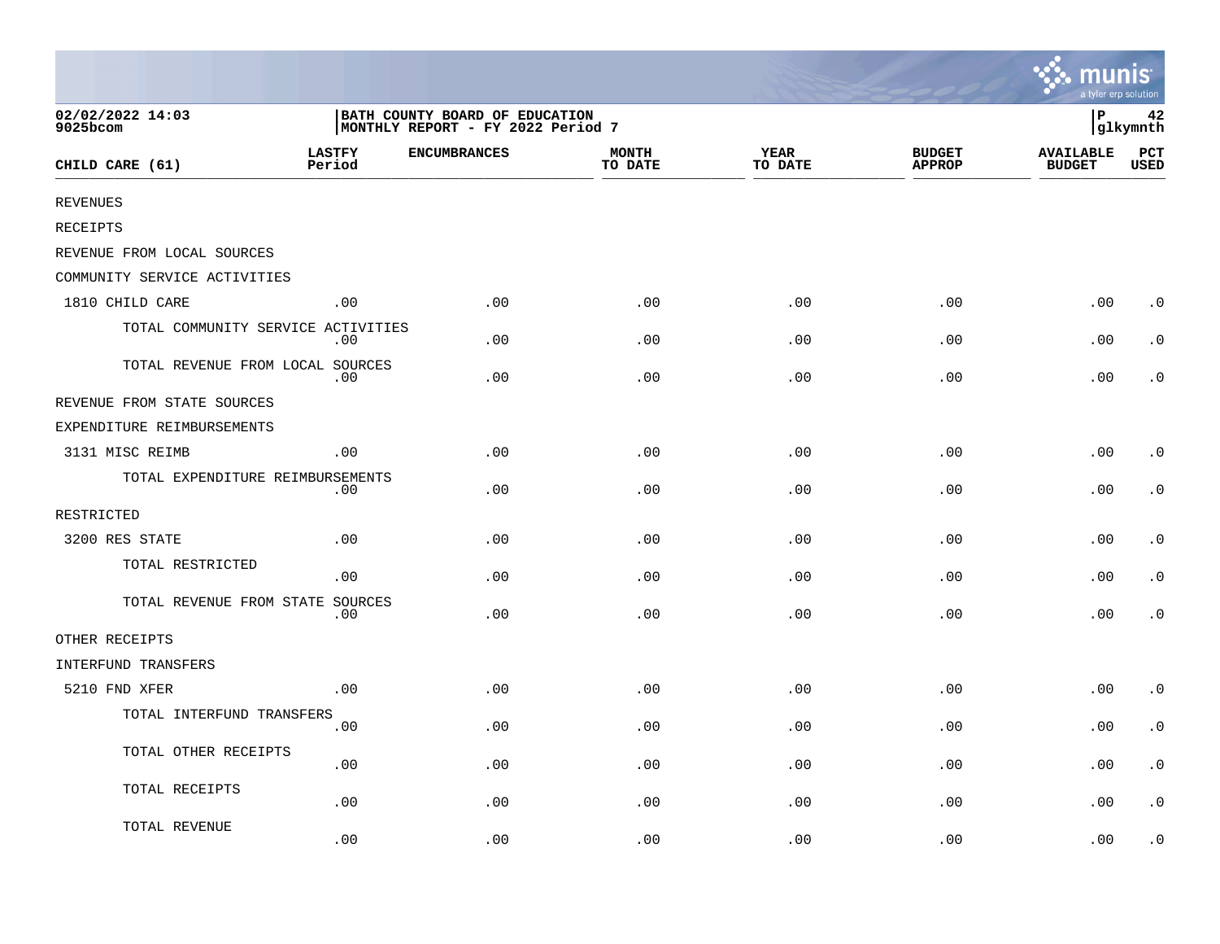02/02/2022 14:03
9025bcom

BATH COUNTY BOARD OF EDUCATION
MONTHLY REPORT - FY 2022 Period 7

P 42
glkymnth

| CHILD CARE (61) | LASTFY Period | ENCUMBRANCES | MONTH TO DATE | YEAR TO DATE | BUDGET APPROP | AVAILABLE BUDGET | PCT USED |
|---|---|---|---|---|---|---|---|
| REVENUES | | | | | | | |
| RECEIPTS | | | | | | | |
| REVENUE FROM LOCAL SOURCES | | | | | | | |
| COMMUNITY SERVICE ACTIVITIES | | | | | | | |
| 1810 CHILD CARE | .00 | .00 | .00 | .00 | .00 | .00 | .0 |
| TOTAL COMMUNITY SERVICE ACTIVITIES | .00 | .00 | .00 | .00 | .00 | .00 | .0 |
| TOTAL REVENUE FROM LOCAL SOURCES | .00 | .00 | .00 | .00 | .00 | .00 | .0 |
| REVENUE FROM STATE SOURCES | | | | | | | |
| EXPENDITURE REIMBURSEMENTS | | | | | | | |
| 3131 MISC REIMB | .00 | .00 | .00 | .00 | .00 | .00 | .0 |
| TOTAL EXPENDITURE REIMBURSEMENTS | .00 | .00 | .00 | .00 | .00 | .00 | .0 |
| RESTRICTED | | | | | | | |
| 3200 RES STATE | .00 | .00 | .00 | .00 | .00 | .00 | .0 |
| TOTAL RESTRICTED | .00 | .00 | .00 | .00 | .00 | .00 | .0 |
| TOTAL REVENUE FROM STATE SOURCES | .00 | .00 | .00 | .00 | .00 | .00 | .0 |
| OTHER RECEIPTS | | | | | | | |
| INTERFUND TRANSFERS | | | | | | | |
| 5210 FND XFER | .00 | .00 | .00 | .00 | .00 | .00 | .0 |
| TOTAL INTERFUND TRANSFERS | .00 | .00 | .00 | .00 | .00 | .00 | .0 |
| TOTAL OTHER RECEIPTS | .00 | .00 | .00 | .00 | .00 | .00 | .0 |
| TOTAL RECEIPTS | .00 | .00 | .00 | .00 | .00 | .00 | .0 |
| TOTAL REVENUE | .00 | .00 | .00 | .00 | .00 | .00 | .0 |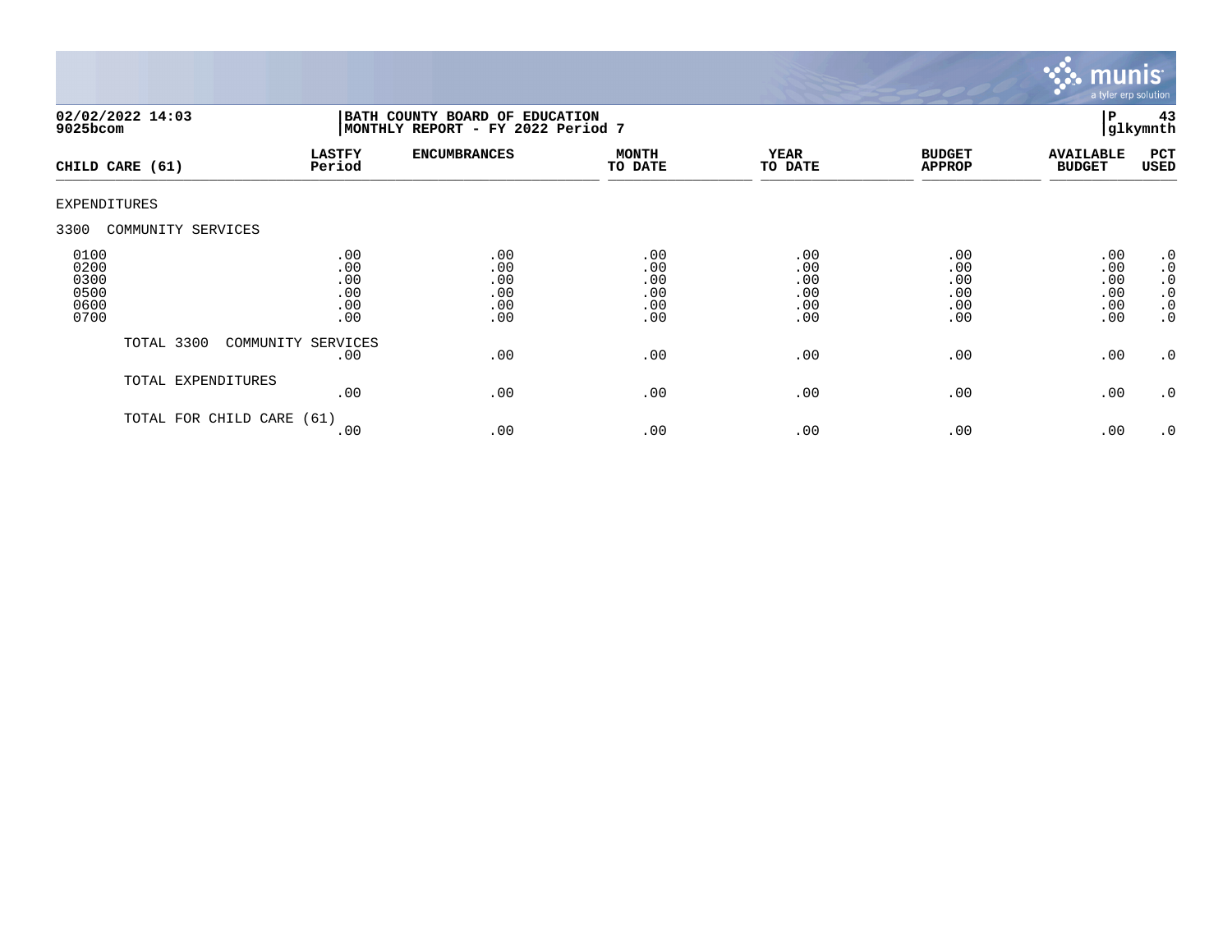02/02/2022 14:03 | BATH COUNTY BOARD OF EDUCATION | P 43
9025bcom | MONTHLY REPORT - FY 2022 Period 7 | glkymnth

| CHILD CARE (61) | LASTFY Period | ENCUMBRANCES | MONTH TO DATE | YEAR TO DATE | BUDGET APPROP | AVAILABLE BUDGET | PCT USED |
|---|---|---|---|---|---|---|---|
| EXPENDITURES | | | | | | | |
| 3300 COMMUNITY SERVICES | | | | | | | |
| 0100 | .00 | .00 | .00 | .00 | .00 | .00 | .0 |
| 0200 | .00 | .00 | .00 | .00 | .00 | .00 | .0 |
| 0300 | .00 | .00 | .00 | .00 | .00 | .00 | .0 |
| 0500 | .00 | .00 | .00 | .00 | .00 | .00 | .0 |
| 0600 | .00 | .00 | .00 | .00 | .00 | .00 | .0 |
| 0700 | .00 | .00 | .00 | .00 | .00 | .00 | .0 |
| TOTAL 3300 COMMUNITY SERVICES | .00 | .00 | .00 | .00 | .00 | .00 | .0 |
| TOTAL EXPENDITURES | .00 | .00 | .00 | .00 | .00 | .00 | .0 |
| TOTAL FOR CHILD CARE (61) | .00 | .00 | .00 | .00 | .00 | .00 | .0 |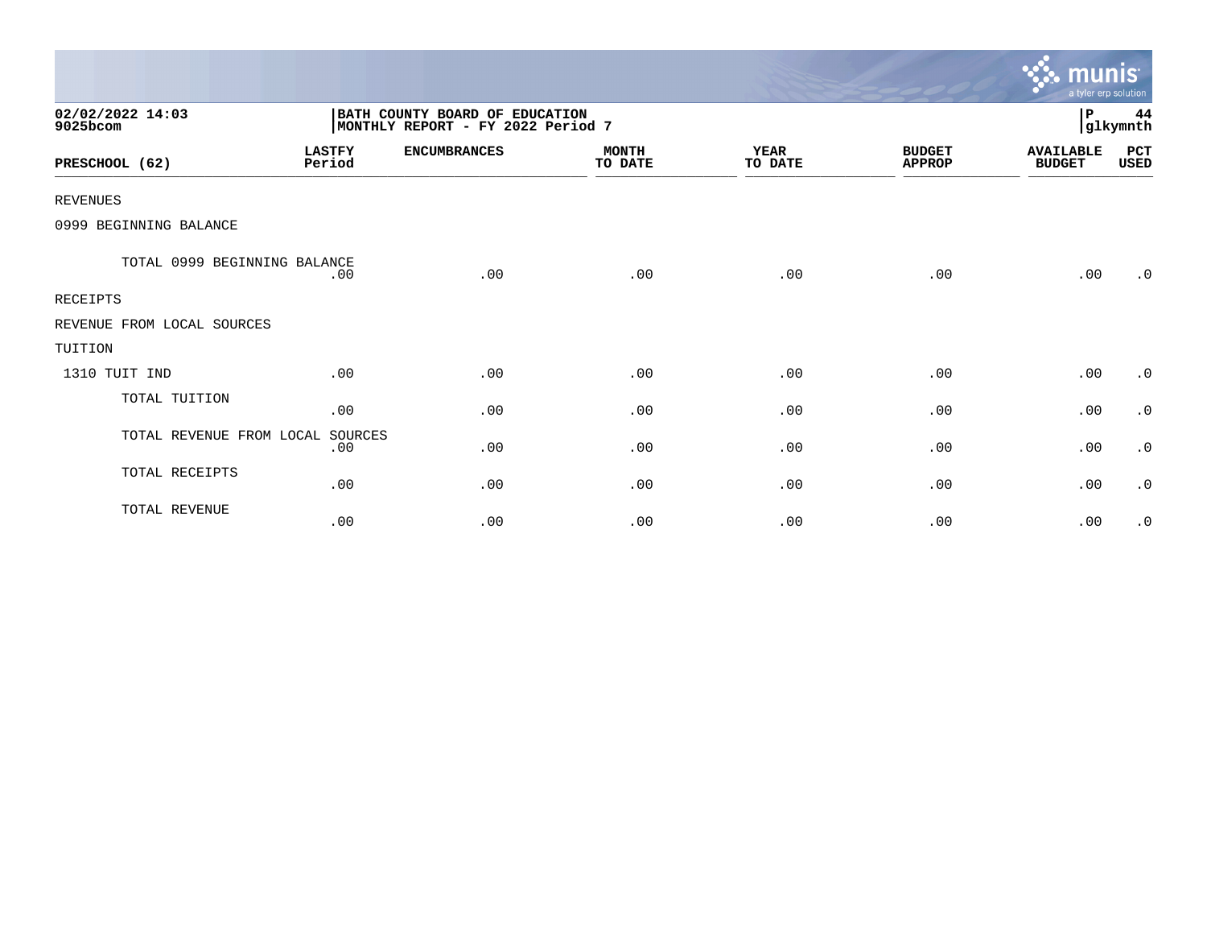02/02/2022 14:03
9025bcom

BATH COUNTY BOARD OF EDUCATION
MONTHLY REPORT - FY 2022 Period 7

P 44
glkymnth

| PRESCHOOL (62) | LASTFY Period | ENCUMBRANCES | MONTH TO DATE | YEAR TO DATE | BUDGET APPROP | AVAILABLE BUDGET | PCT USED |
|---|---|---|---|---|---|---|---|
| REVENUES | | | | | | | |
| 0999 BEGINNING BALANCE | | | | | | | |
| TOTAL 0999 BEGINNING BALANCE | .00 | .00 | .00 | .00 | .00 | .00 | .0 |
| RECEIPTS | | | | | | | |
| REVENUE FROM LOCAL SOURCES | | | | | | | |
| TUITION | | | | | | | |
| 1310 TUIT IND | .00 | .00 | .00 | .00 | .00 | .00 | .0 |
| TOTAL TUITION | .00 | .00 | .00 | .00 | .00 | .00 | .0 |
| TOTAL REVENUE FROM LOCAL SOURCES | .00 | .00 | .00 | .00 | .00 | .00 | .0 |
| TOTAL RECEIPTS | .00 | .00 | .00 | .00 | .00 | .00 | .0 |
| TOTAL REVENUE | .00 | .00 | .00 | .00 | .00 | .00 | .0 |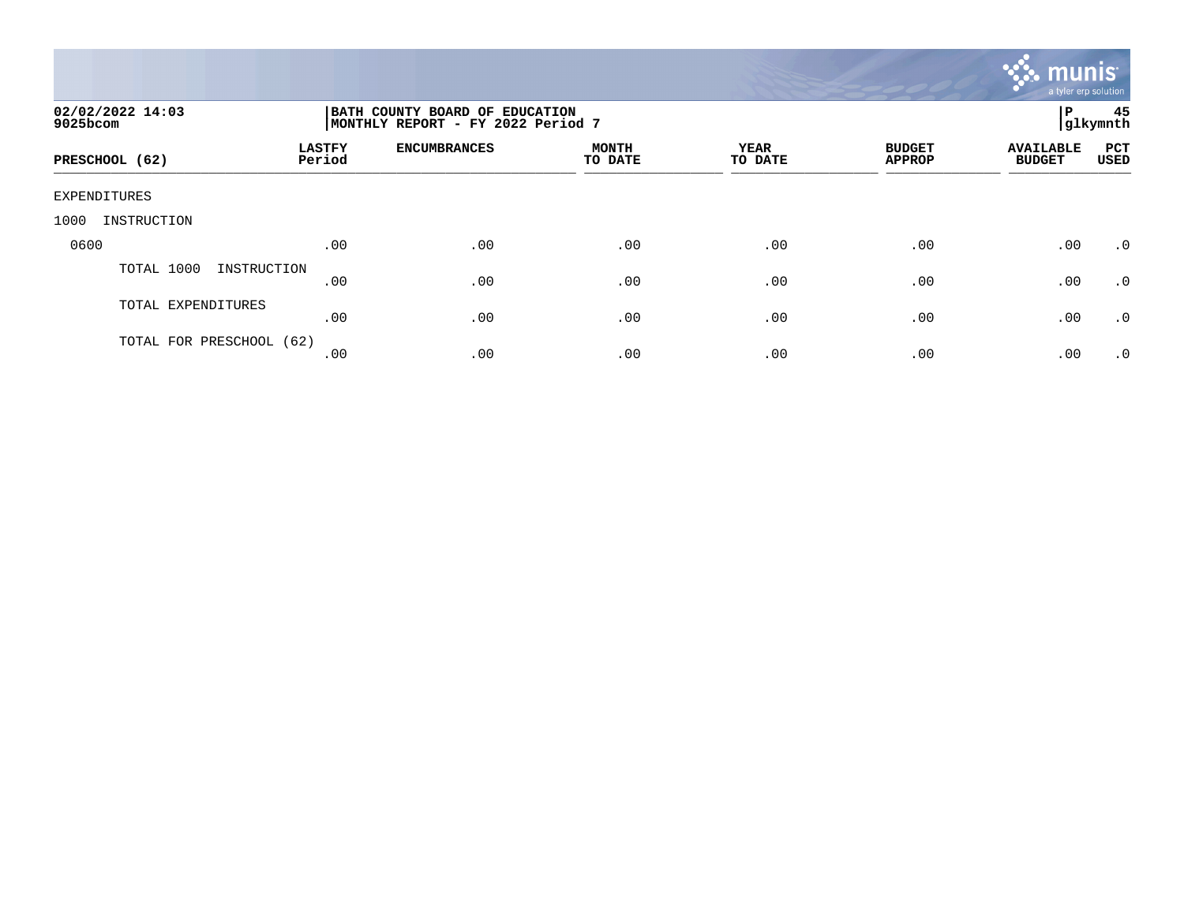**02/02/2022 14:03**
**9025bcom**

**BATH COUNTY BOARD OF EDUCATION**
**MONTHLY REPORT - FY 2022 Period 7**

**P 45**
**glkymnth**

| PRESCHOOL (62) | LASTFY Period | ENCUMBRANCES | MONTH TO DATE | YEAR TO DATE | BUDGET APPROP | AVAILABLE BUDGET | PCT USED |
|---|---|---|---|---|---|---|---|
| EXPENDITURES | | | | | | | |
| 1000 INSTRUCTION | | | | | | | |
| 0600 | .00 | .00 | .00 | .00 | .00 | .00 | .0 |
| TOTAL 1000 INSTRUCTION | .00 | .00 | .00 | .00 | .00 | .00 | .0 |
| TOTAL EXPENDITURES | .00 | .00 | .00 | .00 | .00 | .00 | .0 |
| TOTAL FOR PRESCHOOL (62) | .00 | .00 | .00 | .00 | .00 | .00 | .0 |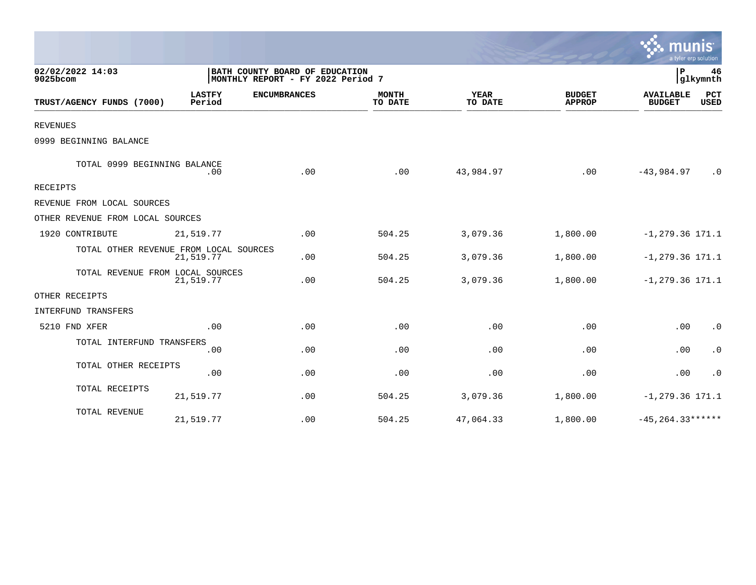02/02/2022 14:03
9025bcom

BATH COUNTY BOARD OF EDUCATION
MONTHLY REPORT - FY 2022 Period 7

P 46
glkymnth

| TRUST/AGENCY FUNDS (7000) | LASTFY Period | ENCUMBRANCES | MONTH TO DATE | YEAR TO DATE | BUDGET APPROP | AVAILABLE BUDGET | PCT USED |
|---|---|---|---|---|---|---|---|
| REVENUES | | | | | | | |
| 0999 BEGINNING BALANCE | | | | | | | |
| TOTAL 0999 BEGINNING BALANCE | .00 | .00 | .00 | 43,984.97 | .00 | -43,984.97 | .0 |
| RECEIPTS | | | | | | | |
| REVENUE FROM LOCAL SOURCES | | | | | | | |
| OTHER REVENUE FROM LOCAL SOURCES | | | | | | | |
| 1920 CONTRIBUTE | 21,519.77 | .00 | 504.25 | 3,079.36 | 1,800.00 | -1,279.36 | 171.1 |
| TOTAL OTHER REVENUE FROM LOCAL SOURCES | 21,519.77 | .00 | 504.25 | 3,079.36 | 1,800.00 | -1,279.36 | 171.1 |
| TOTAL REVENUE FROM LOCAL SOURCES | 21,519.77 | .00 | 504.25 | 3,079.36 | 1,800.00 | -1,279.36 | 171.1 |
| OTHER RECEIPTS | | | | | | | |
| INTERFUND TRANSFERS | | | | | | | |
| 5210 FND XFER | .00 | .00 | .00 | .00 | .00 | .00 | .0 |
| TOTAL INTERFUND TRANSFERS | .00 | .00 | .00 | .00 | .00 | .00 | .0 |
| TOTAL OTHER RECEIPTS | .00 | .00 | .00 | .00 | .00 | .00 | .0 |
| TOTAL RECEIPTS | 21,519.77 | .00 | 504.25 | 3,079.36 | 1,800.00 | -1,279.36 | 171.1 |
| TOTAL REVENUE | 21,519.77 | .00 | 504.25 | 47,064.33 | 1,800.00 | -45,264.33 | ****** |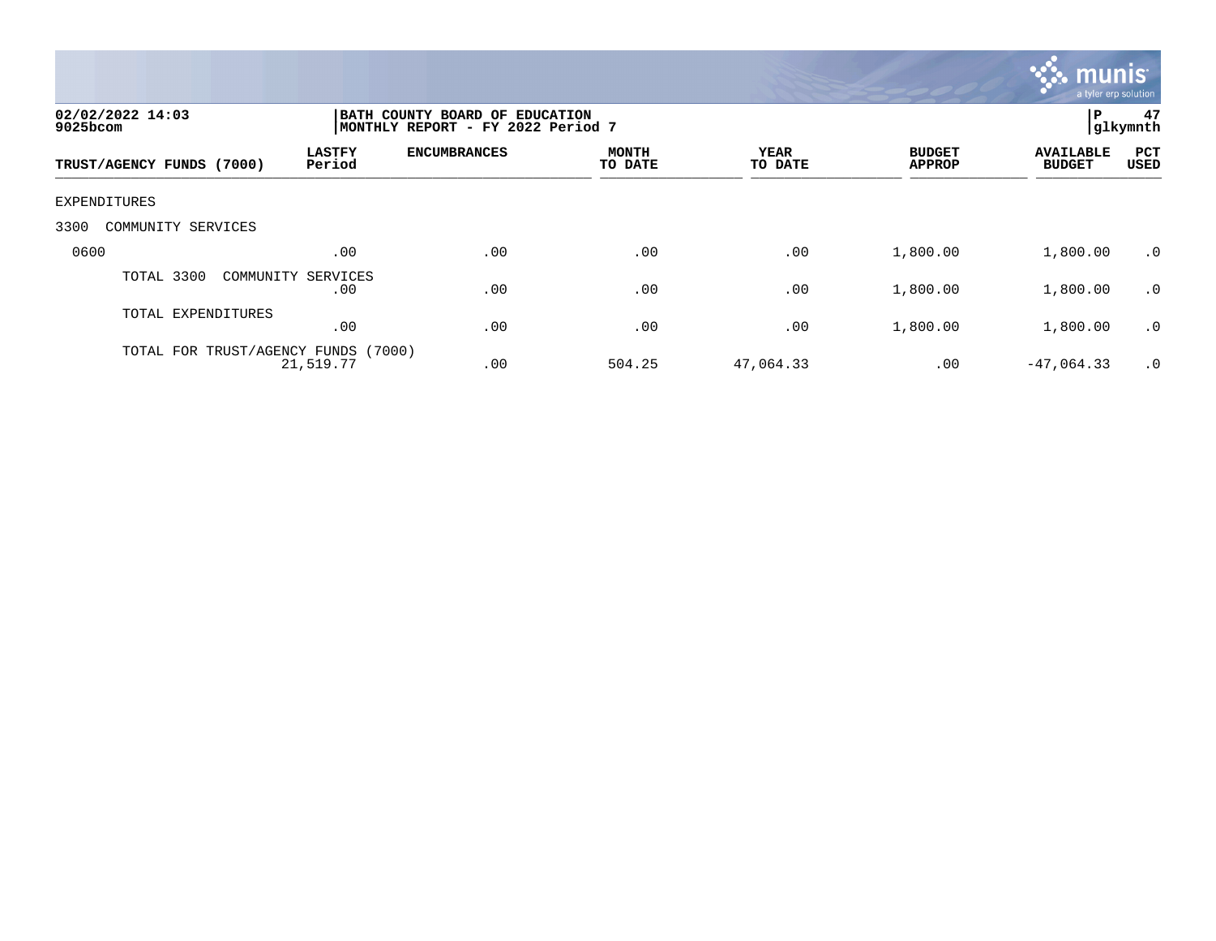02/02/2022 14:03
9025bcom

BATH COUNTY BOARD OF EDUCATION
MONTHLY REPORT - FY 2022 Period 7

P 47
glkymnth

| TRUST/AGENCY FUNDS (7000) | LASTFY Period | ENCUMBRANCES | MONTH TO DATE | YEAR TO DATE | BUDGET APPROP | AVAILABLE BUDGET | PCT USED |
|---|---|---|---|---|---|---|---|
| EXPENDITURES | | | | | | | |
| 3300 COMMUNITY SERVICES | | | | | | | |
| 0600 | .00 | .00 | .00 | .00 | 1,800.00 | 1,800.00 | .0 |
| TOTAL 3300 COMMUNITY SERVICES | .00 | .00 | .00 | .00 | 1,800.00 | 1,800.00 | .0 |
| TOTAL EXPENDITURES | .00 | .00 | .00 | .00 | 1,800.00 | 1,800.00 | .0 |
| TOTAL FOR TRUST/AGENCY FUNDS (7000) | 21,519.77 | .00 | 504.25 | 47,064.33 | .00 | -47,064.33 | .0 |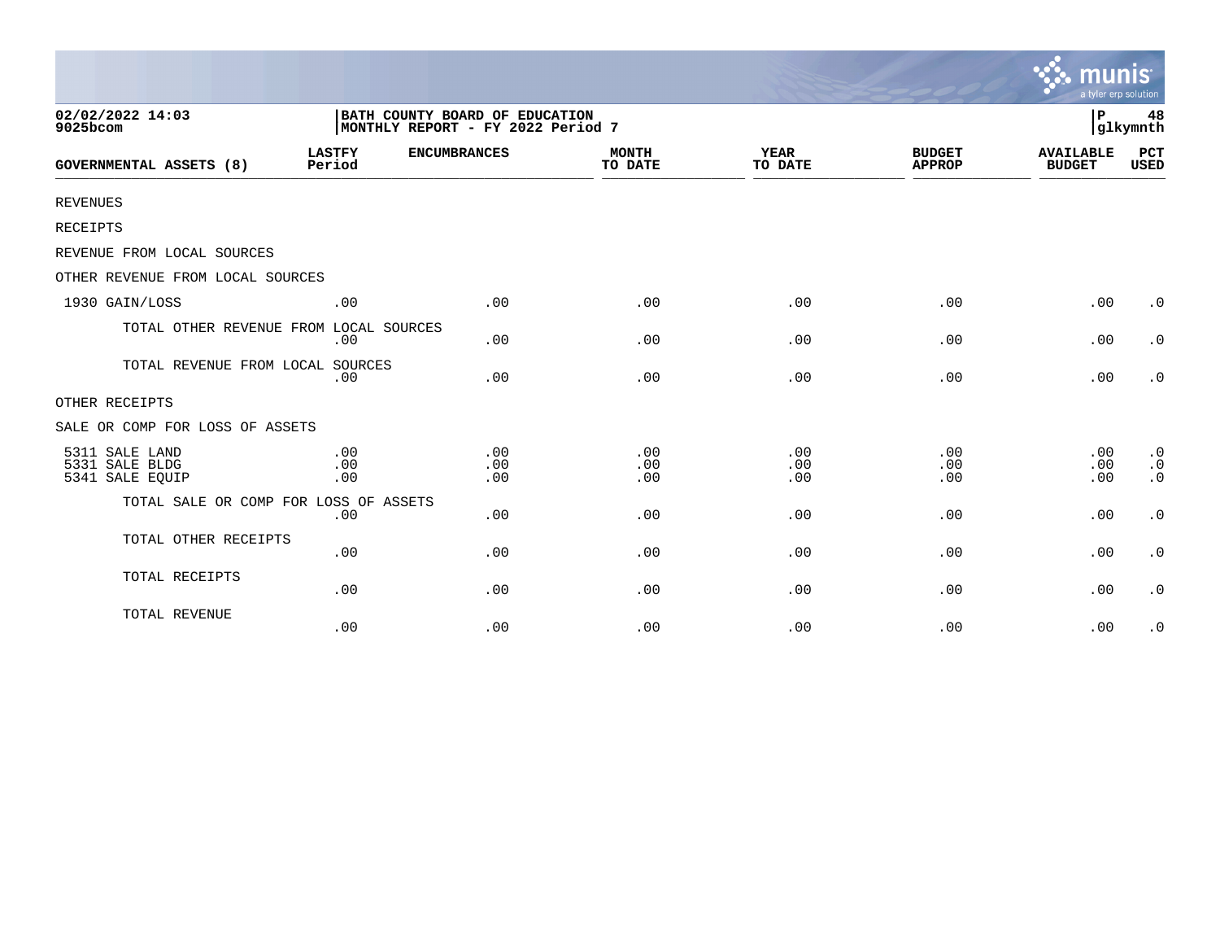02/02/2022 14:03
9025bcom

**BATH COUNTY BOARD OF EDUCATION**
**MONTHLY REPORT - FY 2022 Period 7**

P 48
glkymnth

| GOVERNMENTAL ASSETS (8) | LASTFY Period | ENCUMBRANCES | MONTH TO DATE | YEAR TO DATE | BUDGET APPROP | AVAILABLE BUDGET | PCT USED |
|---|---|---|---|---|---|---|---|
| REVENUES | | | | | | | |
| RECEIPTS | | | | | | | |
| REVENUE FROM LOCAL SOURCES | | | | | | | |
| OTHER REVENUE FROM LOCAL SOURCES | | | | | | | |
| 1930 GAIN/LOSS | .00 | .00 | .00 | .00 | .00 | .00 | .0 |
| TOTAL OTHER REVENUE FROM LOCAL SOURCES | .00 | .00 | .00 | .00 | .00 | .00 | .0 |
| TOTAL REVENUE FROM LOCAL SOURCES | .00 | .00 | .00 | .00 | .00 | .00 | .0 |
| OTHER RECEIPTS | | | | | | | |
| SALE OR COMP FOR LOSS OF ASSETS | | | | | | | |
| 5311 SALE LAND | .00 | .00 | .00 | .00 | .00 | .00 | .0 |
| 5331 SALE BLDG | .00 | .00 | .00 | .00 | .00 | .00 | .0 |
| 5341 SALE EQUIP | .00 | .00 | .00 | .00 | .00 | .00 | .0 |
| TOTAL SALE OR COMP FOR LOSS OF ASSETS | .00 | .00 | .00 | .00 | .00 | .00 | .0 |
| TOTAL OTHER RECEIPTS | .00 | .00 | .00 | .00 | .00 | .00 | .0 |
| TOTAL RECEIPTS | .00 | .00 | .00 | .00 | .00 | .00 | .0 |
| TOTAL REVENUE | .00 | .00 | .00 | .00 | .00 | .00 | .0 |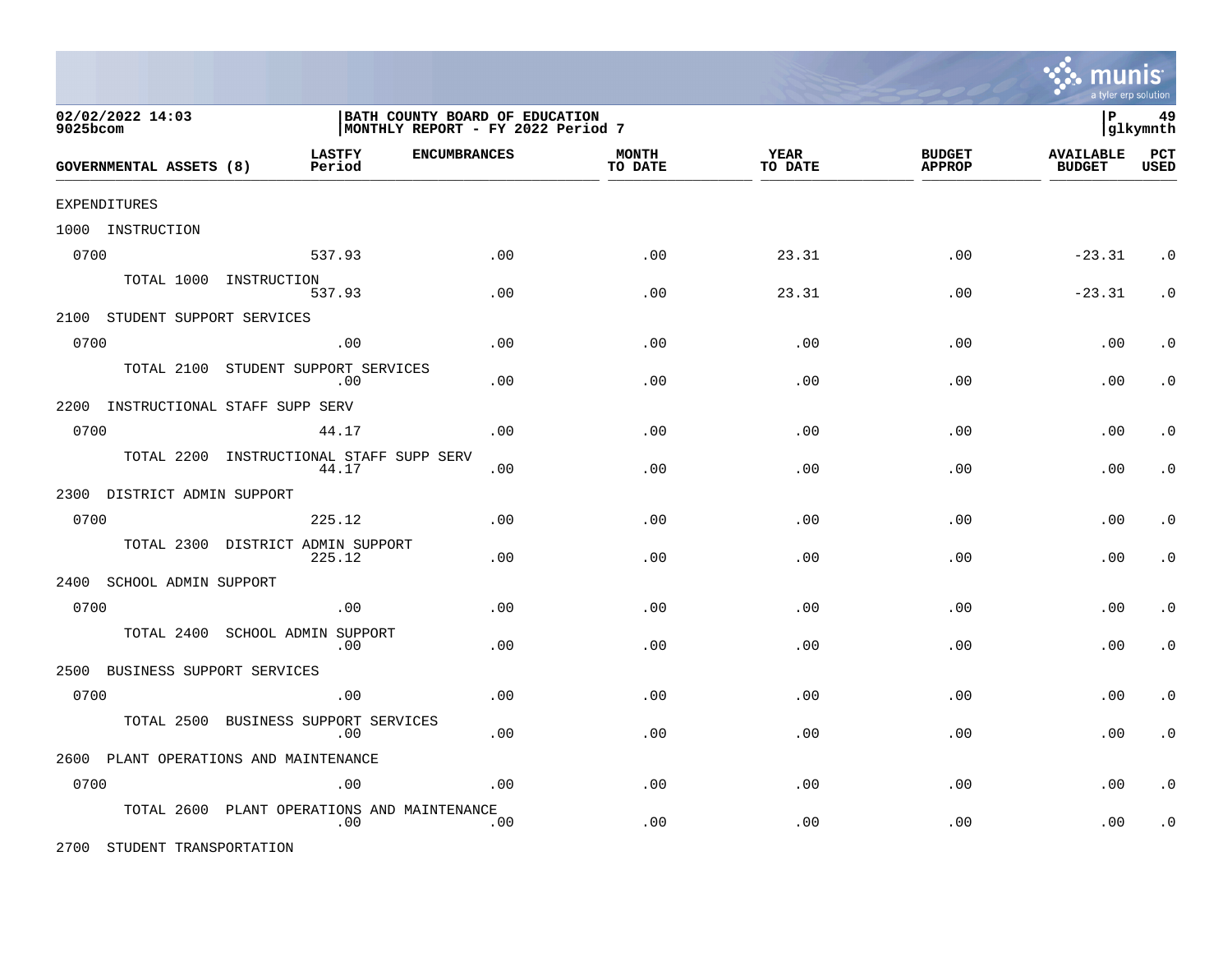02/02/2022 14:03
9025bcom

BATH COUNTY BOARD OF EDUCATION
MONTHLY REPORT - FY 2022 Period 7

| GOVERNMENTAL ASSETS (8) | LASTFY Period | ENCUMBRANCES | MONTH TO DATE | YEAR TO DATE | BUDGET APPROP | AVAILABLE BUDGET | PCT USED |
|---|---|---|---|---|---|---|---|
| EXPENDITURES | | | | | | | |
| 1000 INSTRUCTION | | | | | | | |
| 0700 | 537.93 | .00 | .00 | 23.31 | .00 | -23.31 | .0 |
| TOTAL 1000 INSTRUCTION | 537.93 | .00 | .00 | 23.31 | .00 | -23.31 | .0 |
| 2100 STUDENT SUPPORT SERVICES | | | | | | | |
| 0700 | .00 | .00 | .00 | .00 | .00 | .00 | .0 |
| TOTAL 2100 STUDENT SUPPORT SERVICES | .00 | .00 | .00 | .00 | .00 | .00 | .0 |
| 2200 INSTRUCTIONAL STAFF SUPP SERV | | | | | | | |
| 0700 | 44.17 | .00 | .00 | .00 | .00 | .00 | .0 |
| TOTAL 2200 INSTRUCTIONAL STAFF SUPP SERV | 44.17 | .00 | .00 | .00 | .00 | .00 | .0 |
| 2300 DISTRICT ADMIN SUPPORT | | | | | | | |
| 0700 | 225.12 | .00 | .00 | .00 | .00 | .00 | .0 |
| TOTAL 2300 DISTRICT ADMIN SUPPORT | 225.12 | .00 | .00 | .00 | .00 | .00 | .0 |
| 2400 SCHOOL ADMIN SUPPORT | | | | | | | |
| 0700 | .00 | .00 | .00 | .00 | .00 | .00 | .0 |
| TOTAL 2400 SCHOOL ADMIN SUPPORT | .00 | .00 | .00 | .00 | .00 | .00 | .0 |
| 2500 BUSINESS SUPPORT SERVICES | | | | | | | |
| 0700 | .00 | .00 | .00 | .00 | .00 | .00 | .0 |
| TOTAL 2500 BUSINESS SUPPORT SERVICES | .00 | .00 | .00 | .00 | .00 | .00 | .0 |
| 2600 PLANT OPERATIONS AND MAINTENANCE | | | | | | | |
| 0700 | .00 | .00 | .00 | .00 | .00 | .00 | .0 |
| TOTAL 2600 PLANT OPERATIONS AND MAINTENANCE | .00 | .00 | .00 | .00 | .00 | .00 | .0 |
| 2700 STUDENT TRANSPORTATION | | | | | | | |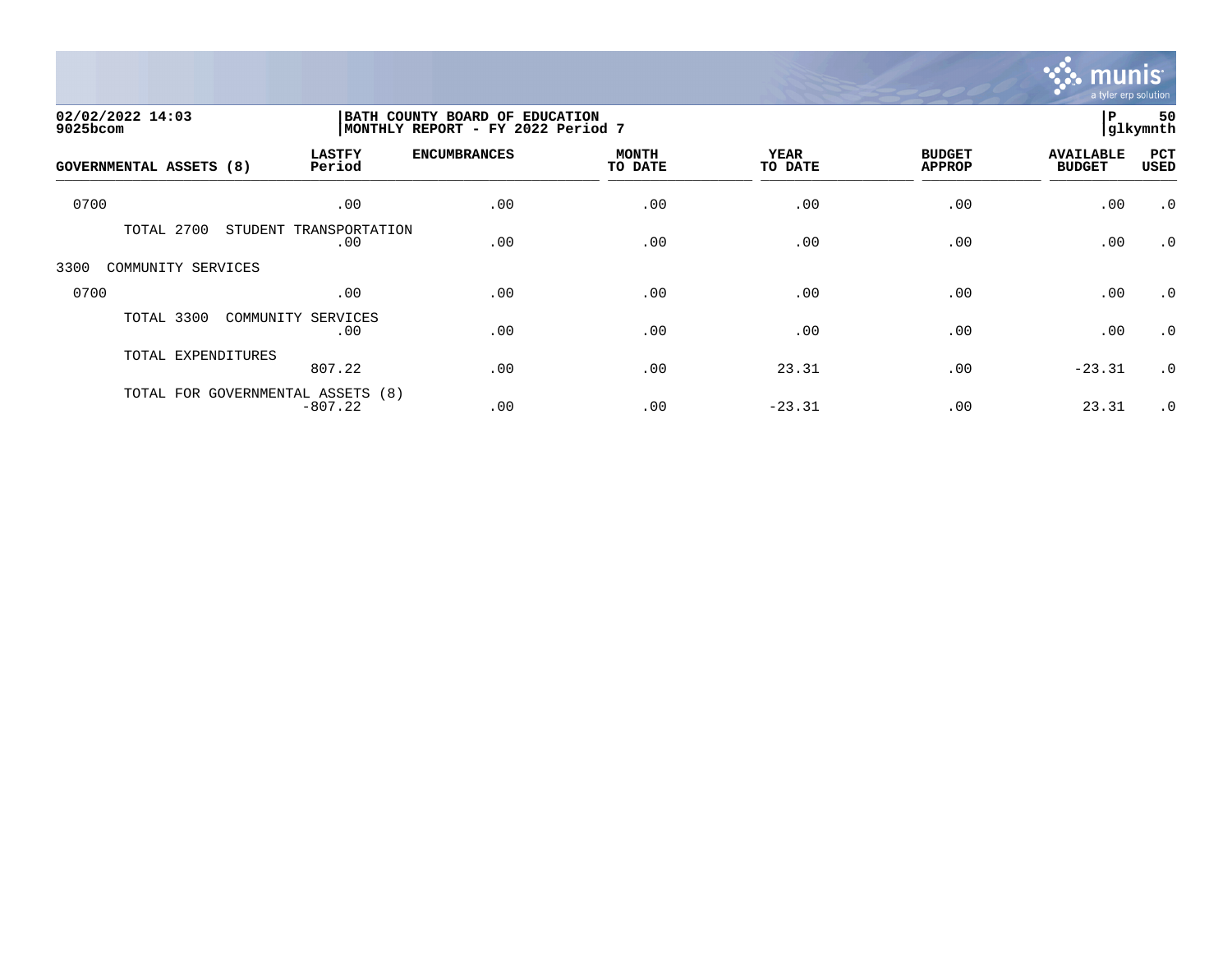02/02/2022 14:03
9025bcom

BATH COUNTY BOARD OF EDUCATION
MONTHLY REPORT - FY 2022 Period 7

P 50
glkymnth

| GOVERNMENTAL ASSETS (8) | LASTFY Period | ENCUMBRANCES | MONTH TO DATE | YEAR TO DATE | BUDGET APPROP | AVAILABLE BUDGET | PCT USED |
|---|---|---|---|---|---|---|---|
| 0700 | .00 | .00 | .00 | .00 | .00 | .00 | .0 |
| TOTAL 2700 STUDENT TRANSPORTATION | .00 | .00 | .00 | .00 | .00 | .00 | .0 |
| 3300 COMMUNITY SERVICES | | | | | | | |
| 0700 | .00 | .00 | .00 | .00 | .00 | .00 | .0 |
| TOTAL 3300 COMMUNITY SERVICES | .00 | .00 | .00 | .00 | .00 | .00 | .0 |
| TOTAL EXPENDITURES | 807.22 | .00 | .00 | 23.31 | .00 | -23.31 | .0 |
| TOTAL FOR GOVERNMENTAL ASSETS (8) | -807.22 | .00 | .00 | -23.31 | .00 | 23.31 | .0 |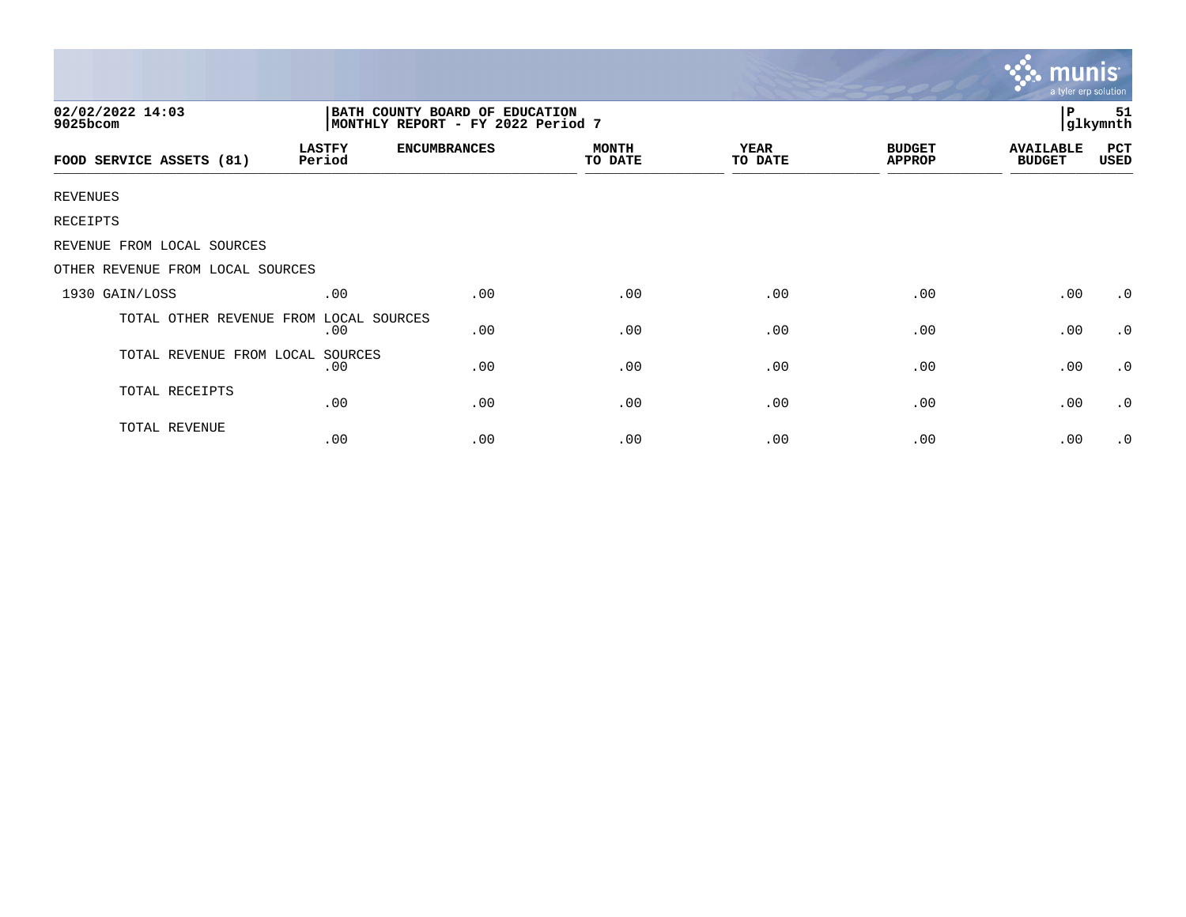02/02/2022 14:03
9025bcom

BATH COUNTY BOARD OF EDUCATION
MONTHLY REPORT - FY 2022 Period 7

P 51
glkymnth

| FOOD SERVICE ASSETS (81) | LASTFY Period | ENCUMBRANCES | MONTH TO DATE | YEAR TO DATE | BUDGET APPROP | AVAILABLE BUDGET | PCT USED |
|---|---|---|---|---|---|---|---|
| REVENUES | | | | | | | |
| RECEIPTS | | | | | | | |
| REVENUE FROM LOCAL SOURCES | | | | | | | |
| OTHER REVENUE FROM LOCAL SOURCES | | | | | | | |
| 1930 GAIN/LOSS | .00 | .00 | .00 | .00 | .00 | .00 | .0 |
| TOTAL OTHER REVENUE FROM LOCAL SOURCES | .00 | .00 | .00 | .00 | .00 | .00 | .0 |
| TOTAL REVENUE FROM LOCAL SOURCES | .00 | .00 | .00 | .00 | .00 | .00 | .0 |
| TOTAL RECEIPTS | .00 | .00 | .00 | .00 | .00 | .00 | .0 |
| TOTAL REVENUE | .00 | .00 | .00 | .00 | .00 | .00 | .0 |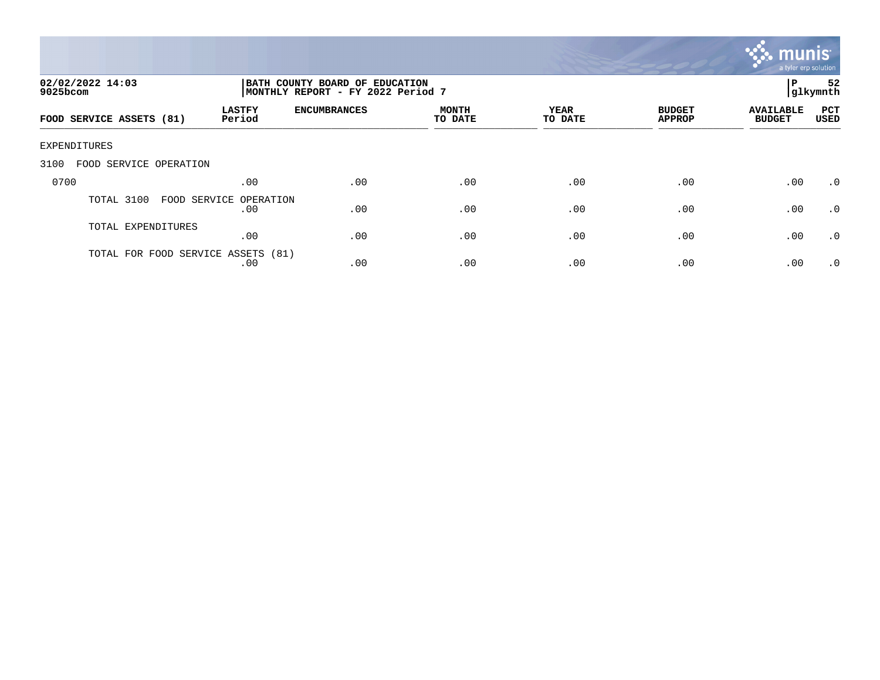02/02/2022 14:03
9025bcom

**BATH COUNTY BOARD OF EDUCATION**
**MONTHLY REPORT - FY 2022 Period 7**

P 52
glkymnth

| FOOD SERVICE ASSETS (81) | LASTFY Period | ENCUMBRANCES | MONTH TO DATE | YEAR TO DATE | BUDGET APPROP | AVAILABLE BUDGET | PCT USED |
|---|---|---|---|---|---|---|---|
| EXPENDITURES | | | | | | | |
| 3100 FOOD SERVICE OPERATION | | | | | | | |
| 0700 | .00 | .00 | .00 | .00 | .00 | .00 | .0 |
| TOTAL 3100 FOOD SERVICE OPERATION | .00 | .00 | .00 | .00 | .00 | .00 | .0 |
| TOTAL EXPENDITURES | .00 | .00 | .00 | .00 | .00 | .00 | .0 |
| TOTAL FOR FOOD SERVICE ASSETS (81) | .00 | .00 | .00 | .00 | .00 | .00 | .0 |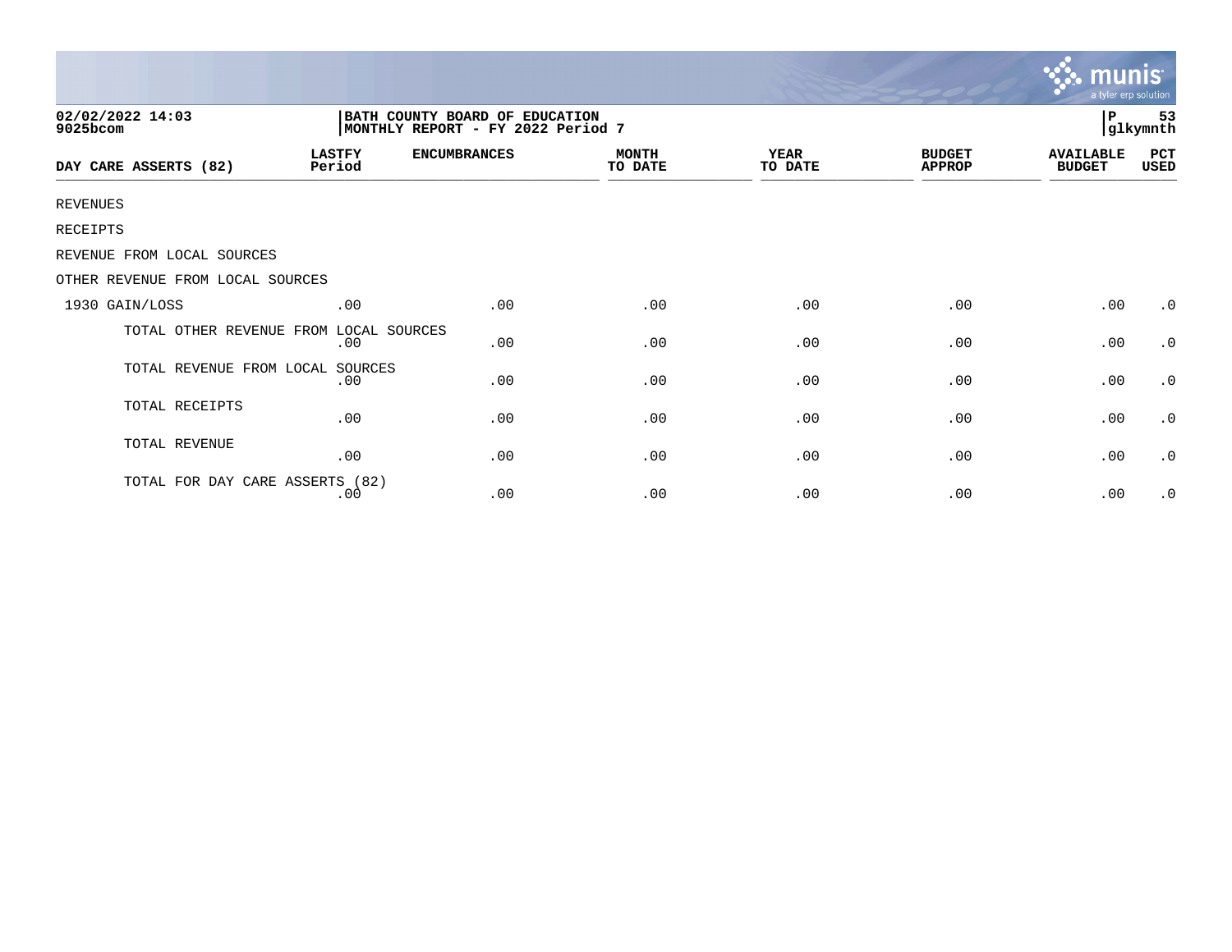02/02/2022 14:03
9025bcom

BATH COUNTY BOARD OF EDUCATION
MONTHLY REPORT - FY 2022 Period 7

P 53
glkymnth

| DAY CARE ASSERTS (82) | LASTFY Period | ENCUMBRANCES | MONTH TO DATE | YEAR TO DATE | BUDGET APPROP | AVAILABLE BUDGET | PCT USED |
|---|---|---|---|---|---|---|---|
| REVENUES | | | | | | | |
| RECEIPTS | | | | | | | |
| REVENUE FROM LOCAL SOURCES | | | | | | | |
| OTHER REVENUE FROM LOCAL SOURCES | | | | | | | |
| 1930 GAIN/LOSS | .00 | .00 | .00 | .00 | .00 | .00 | .0 |
| TOTAL OTHER REVENUE FROM LOCAL SOURCES | .00 | .00 | .00 | .00 | .00 | .00 | .0 |
| TOTAL REVENUE FROM LOCAL SOURCES | .00 | .00 | .00 | .00 | .00 | .00 | .0 |
| TOTAL RECEIPTS | .00 | .00 | .00 | .00 | .00 | .00 | .0 |
| TOTAL REVENUE | .00 | .00 | .00 | .00 | .00 | .00 | .0 |
| TOTAL FOR DAY CARE ASSERTS (82) | .00 | .00 | .00 | .00 | .00 | .00 | .0 |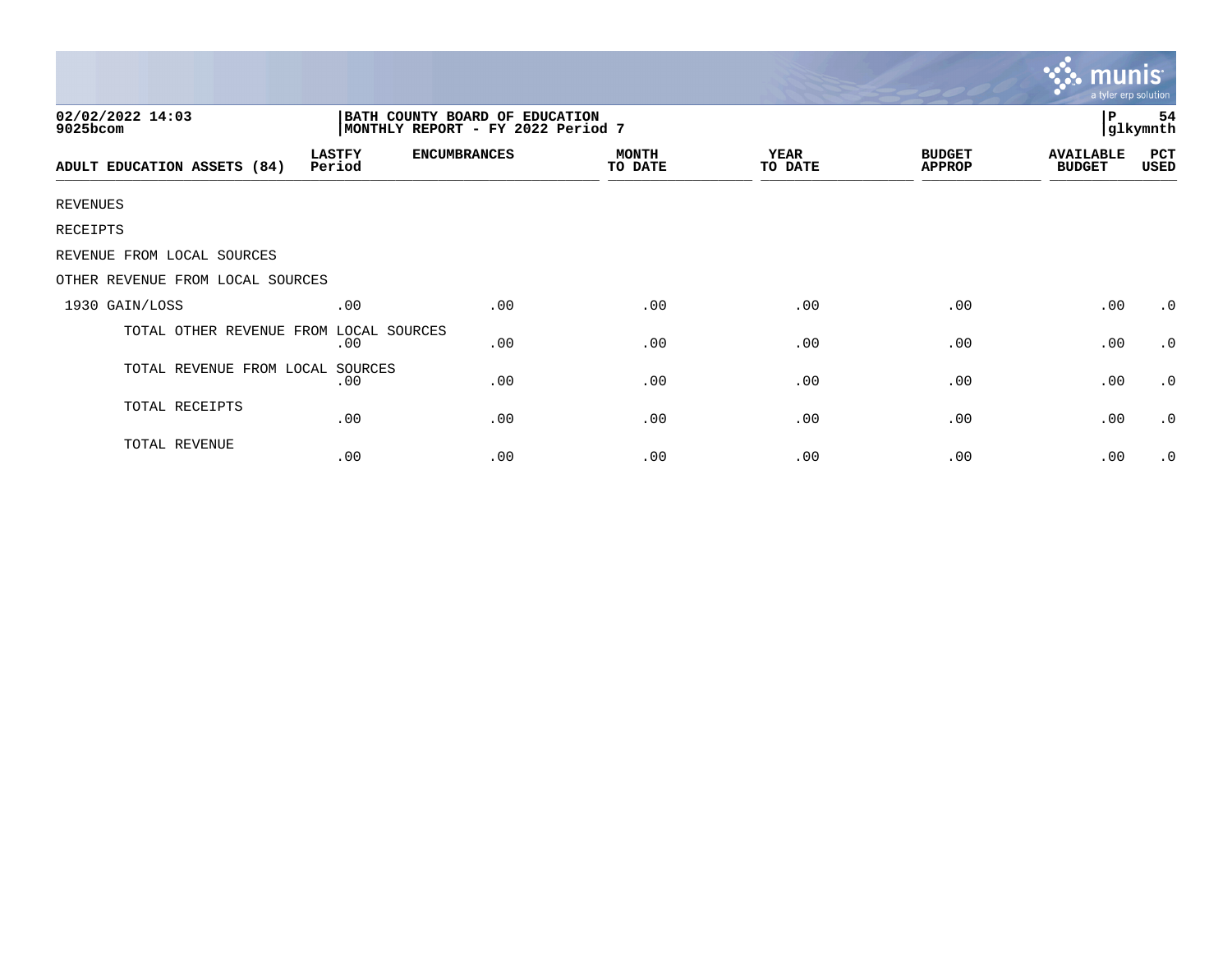02/02/2022 14:03
9025bcom

BATH COUNTY BOARD OF EDUCATION
MONTHLY REPORT - FY 2022 Period 7

P 54
glkymnth

| ADULT EDUCATION ASSETS (84) | LASTFY Period | ENCUMBRANCES | MONTH TO DATE | YEAR TO DATE | BUDGET APPROP | AVAILABLE BUDGET | PCT USED |
|---|---|---|---|---|---|---|---|
| REVENUES | | | | | | | |
| RECEIPTS | | | | | | | |
| REVENUE FROM LOCAL SOURCES | | | | | | | |
| OTHER REVENUE FROM LOCAL SOURCES | | | | | | | |
| 1930 GAIN/LOSS | .00 | .00 | .00 | .00 | .00 | .00 | .0 |
| TOTAL OTHER REVENUE FROM LOCAL SOURCES | .00 | .00 | .00 | .00 | .00 | .00 | .0 |
| TOTAL REVENUE FROM LOCAL SOURCES | .00 | .00 | .00 | .00 | .00 | .00 | .0 |
| TOTAL RECEIPTS | .00 | .00 | .00 | .00 | .00 | .00 | .0 |
| TOTAL REVENUE | .00 | .00 | .00 | .00 | .00 | .00 | .0 |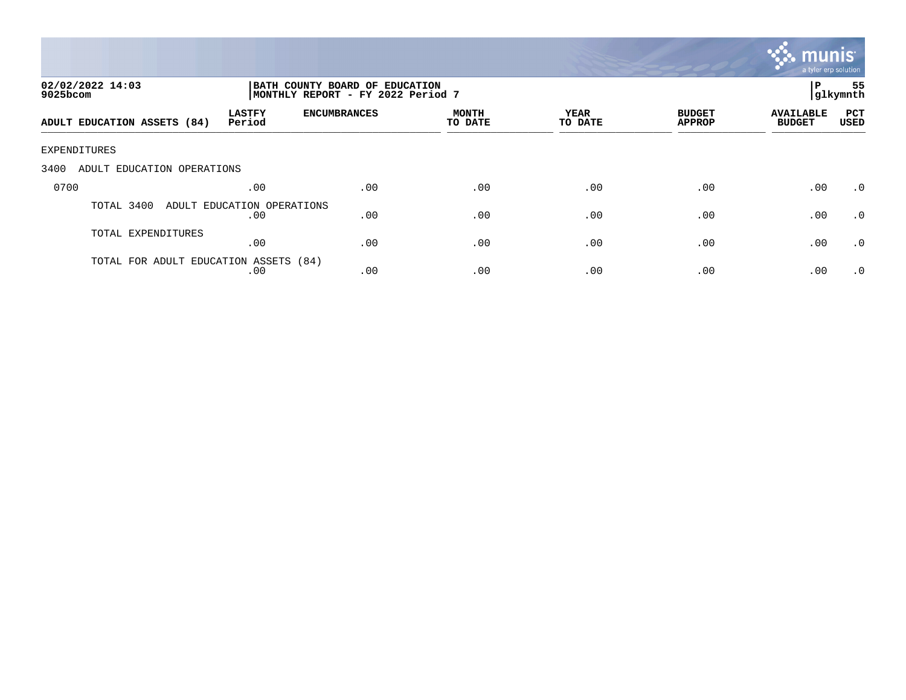02/02/2022 14:03
9025bcom

**BATH COUNTY BOARD OF EDUCATION**
**MONTHLY REPORT - FY 2022 Period 7**

P 55
glkymnth

| ADULT EDUCATION ASSETS (84) | LASTFY Period | ENCUMBRANCES | MONTH TO DATE | YEAR TO DATE | BUDGET APPROP | AVAILABLE BUDGET | PCT USED |
|---|---|---|---|---|---|---|---|
| EXPENDITURES | | | | | | | |
| 3400 ADULT EDUCATION OPERATIONS | | | | | | | |
| 0700 | .00 | .00 | .00 | .00 | .00 | .00 | .0 |
| TOTAL 3400 ADULT EDUCATION OPERATIONS | .00 | .00 | .00 | .00 | .00 | .00 | .0 |
| TOTAL EXPENDITURES | .00 | .00 | .00 | .00 | .00 | .00 | .0 |
| TOTAL FOR ADULT EDUCATION ASSETS (84) | .00 | .00 | .00 | .00 | .00 | .00 | .0 |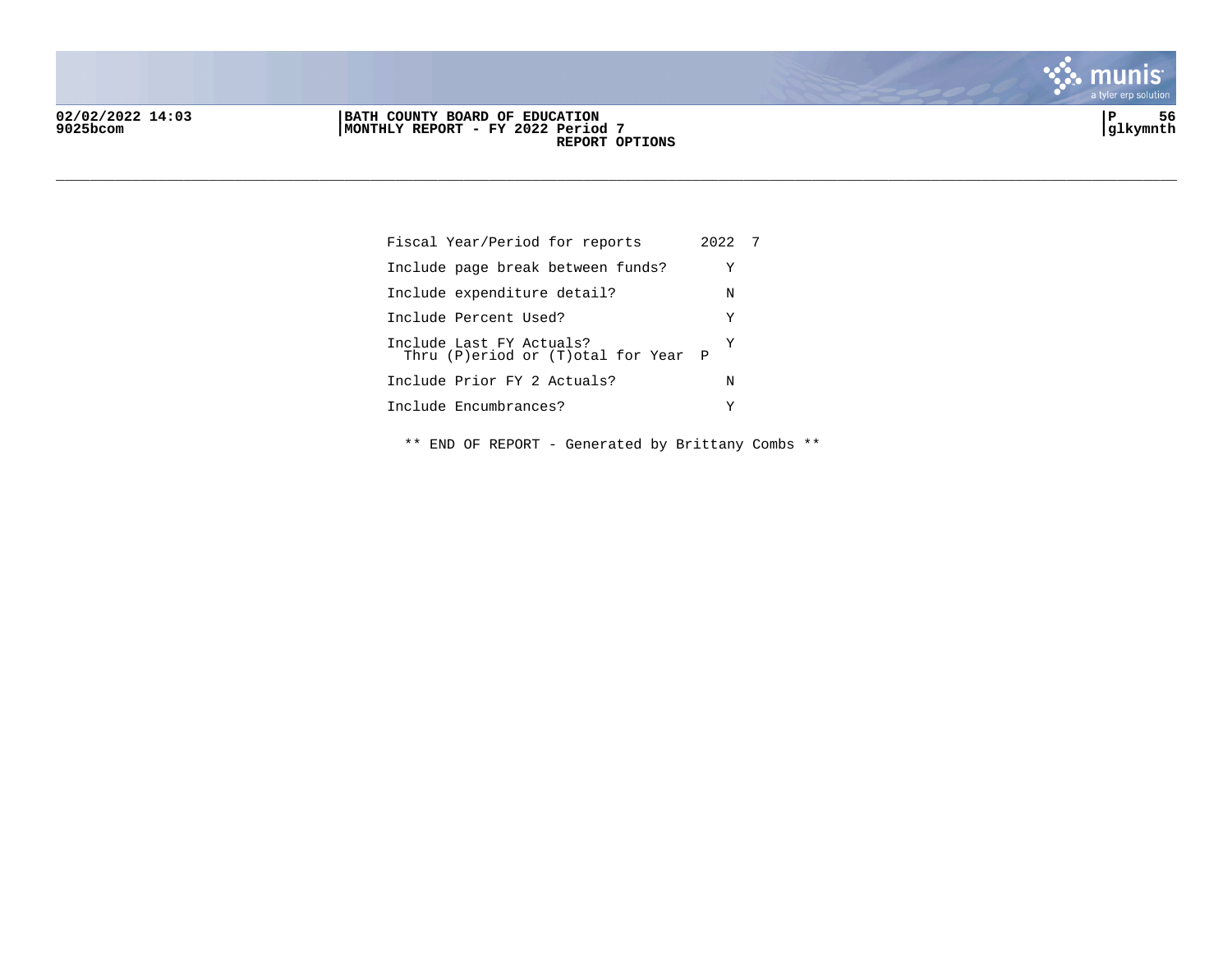# REPORT OPTIONS

| | |
|---|---|
| Fiscal Year/Period for reports | 2022 7 |
| Include page break between funds? | Y |
| Include expenditure detail? | N |
| Include Percent Used? | Y |
| Include Last FY Actuals? | Y |
| Thru (P)eriod or (T)otal for Year | P |
| Include Prior FY 2 Actuals? | N |
| Include Encumbrances? | Y |

** END OF REPORT - Generated by Brittany Combs **